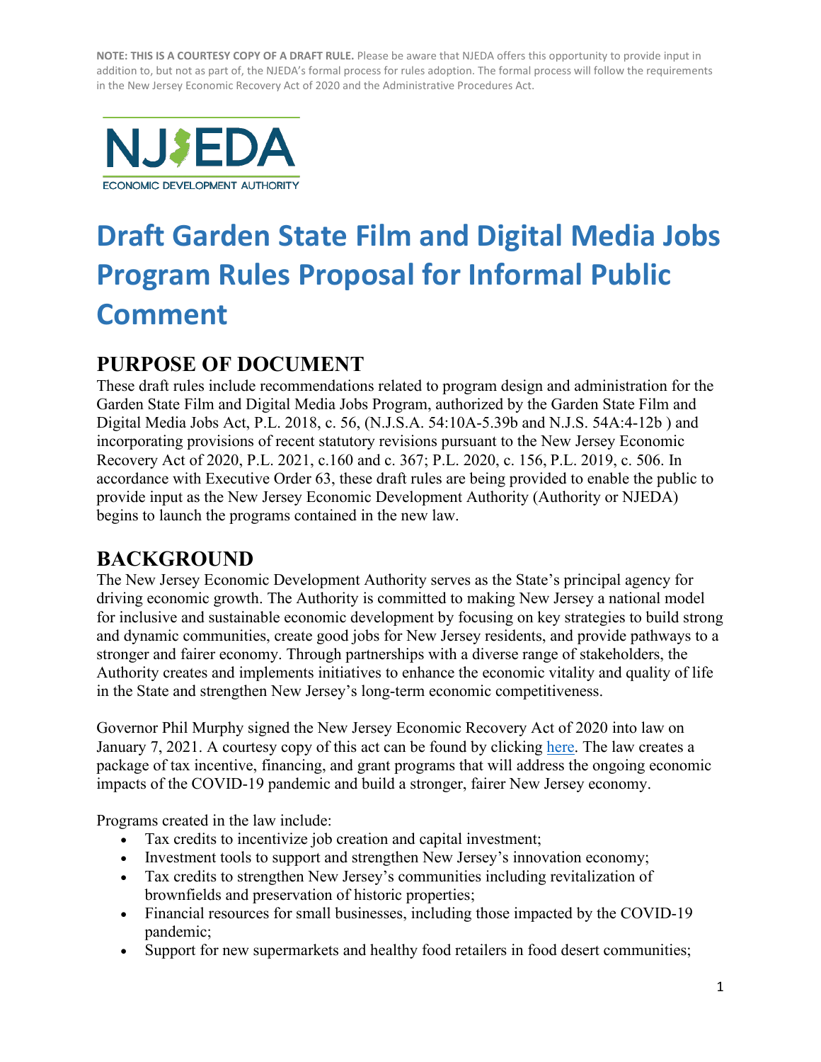**NOTE: THIS IS A COURTESY COPY OF A DRAFT RULE.** Please be aware that NJEDA offers this opportunity to provide input in addition to, but not as part of, the NJEDA's formal process for rules adoption. The formal process will follow the requirements in the New Jersey Economic Recovery Act of 2020 and the Administrative Procedures Act.

NJEDA
ECONOMIC DEVELOPMENT AUTHORITY

# Draft Garden State Film and Digital Media Jobs Program Rules Proposal for Informal Public Comment

## PURPOSE OF DOCUMENT

These draft rules include recommendations related to program design and administration for the Garden State Film and Digital Media Jobs Program, authorized by the Garden State Film and Digital Media Jobs Act, P.L. 2018, c. 56, (N.J.S.A. 54:10A-5.39b and N.J.S. 54A:4-12b ) and incorporating provisions of recent statutory revisions pursuant to the New Jersey Economic Recovery Act of 2020, P.L. 2021, c.160 and c. 367; P.L. 2020, c. 156, P.L. 2019, c. 506. In accordance with Executive Order 63, these draft rules are being provided to enable the public to provide input as the New Jersey Economic Development Authority (Authority or NJEDA) begins to launch the programs contained in the new law.

## BACKGROUND

The New Jersey Economic Development Authority serves as the State's principal agency for driving economic growth. The Authority is committed to making New Jersey a national model for inclusive and sustainable economic development by focusing on key strategies to build strong and dynamic communities, create good jobs for New Jersey residents, and provide pathways to a stronger and fairer economy. Through partnerships with a diverse range of stakeholders, the Authority creates and implements initiatives to enhance the economic vitality and quality of life in the State and strengthen New Jersey's long-term economic competitiveness.

Governor Phil Murphy signed the New Jersey Economic Recovery Act of 2020 into law on January 7, 2021. A courtesy copy of this act can be found by clicking here. The law creates a package of tax incentive, financing, and grant programs that will address the ongoing economic impacts of the COVID-19 pandemic and build a stronger, fairer New Jersey economy.

Programs created in the law include:

- Tax credits to incentivize job creation and capital investment;
- Investment tools to support and strengthen New Jersey's innovation economy;
- Tax credits to strengthen New Jersey's communities including revitalization of brownfields and preservation of historic properties;
- Financial resources for small businesses, including those impacted by the COVID-19 pandemic;
- Support for new supermarkets and healthy food retailers in food desert communities;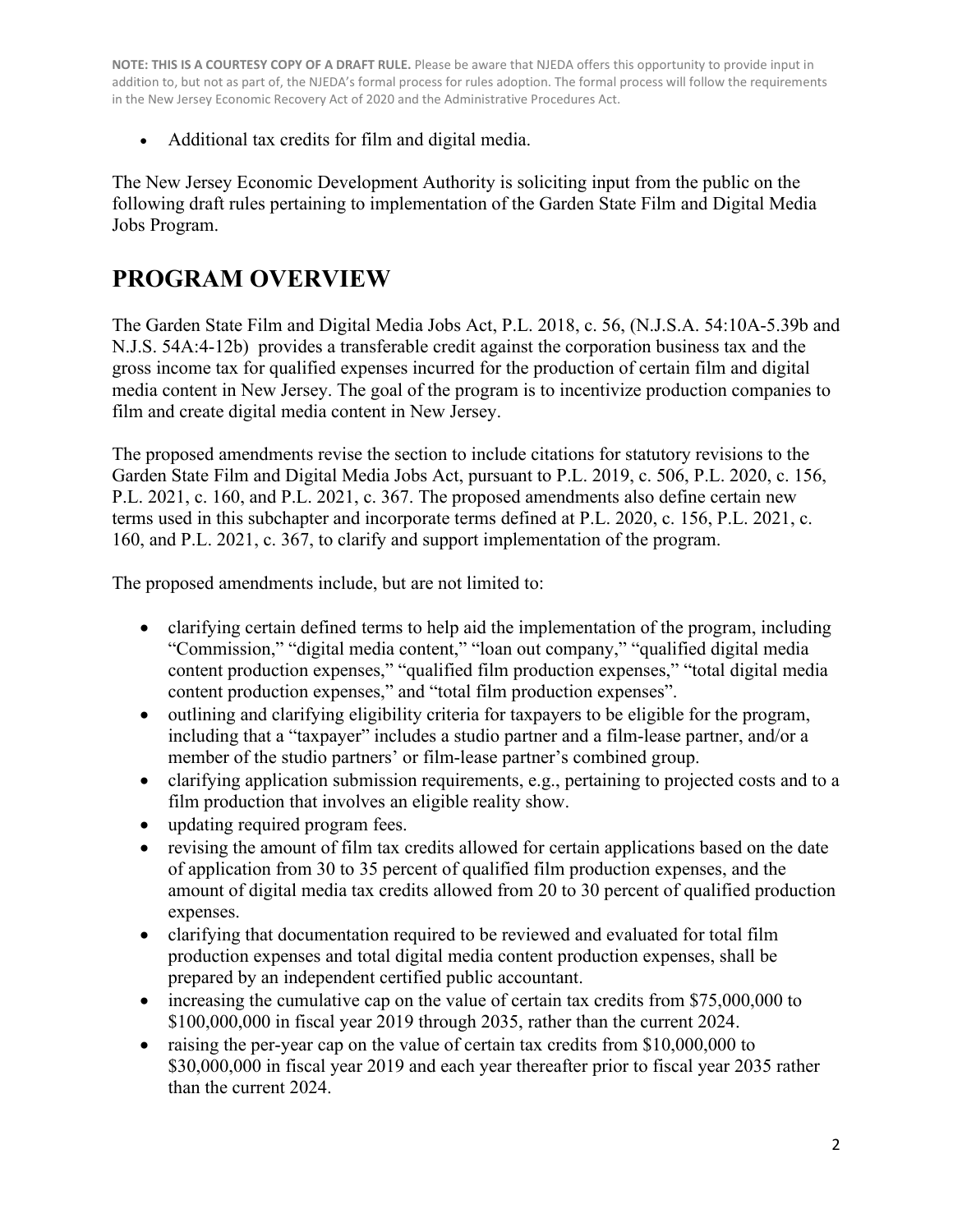**NOTE: THIS IS A COURTESY COPY OF A DRAFT RULE.** Please be aware that NJEDA offers this opportunity to provide input in addition to, but not as part of, the NJEDA's formal process for rules adoption. The formal process will follow the requirements in the New Jersey Economic Recovery Act of 2020 and the Administrative Procedures Act.

- Additional tax credits for film and digital media.

The New Jersey Economic Development Authority is soliciting input from the public on the following draft rules pertaining to implementation of the Garden State Film and Digital Media Jobs Program.

# PROGRAM OVERVIEW

The Garden State Film and Digital Media Jobs Act, P.L. 2018, c. 56, (N.J.S.A. 54:10A-5.39b and N.J.S. 54A:4-12b) provides a transferable credit against the corporation business tax and the gross income tax for qualified expenses incurred for the production of certain film and digital media content in New Jersey. The goal of the program is to incentivize production companies to film and create digital media content in New Jersey.

The proposed amendments revise the section to include citations for statutory revisions to the Garden State Film and Digital Media Jobs Act, pursuant to P.L. 2019, c. 506, P.L. 2020, c. 156, P.L. 2021, c. 160, and P.L. 2021, c. 367. The proposed amendments also define certain new terms used in this subchapter and incorporate terms defined at P.L. 2020, c. 156, P.L. 2021, c. 160, and P.L. 2021, c. 367, to clarify and support implementation of the program.

The proposed amendments include, but are not limited to:

- clarifying certain defined terms to help aid the implementation of the program, including "Commission," "digital media content," "loan out company," "qualified digital media content production expenses," "qualified film production expenses," "total digital media content production expenses," and "total film production expenses".
- outlining and clarifying eligibility criteria for taxpayers to be eligible for the program, including that a "taxpayer" includes a studio partner and a film-lease partner, and/or a member of the studio partners' or film-lease partner's combined group.
- clarifying application submission requirements, e.g., pertaining to projected costs and to a film production that involves an eligible reality show.
- updating required program fees.
- revising the amount of film tax credits allowed for certain applications based on the date of application from 30 to 35 percent of qualified film production expenses, and the amount of digital media tax credits allowed from 20 to 30 percent of qualified production expenses.
- clarifying that documentation required to be reviewed and evaluated for total film production expenses and total digital media content production expenses, shall be prepared by an independent certified public accountant.
- increasing the cumulative cap on the value of certain tax credits from $75,000,000 to $100,000,000 in fiscal year 2019 through 2035, rather than the current 2024.
- raising the per-year cap on the value of certain tax credits from $10,000,000 to $30,000,000 in fiscal year 2019 and each year thereafter prior to fiscal year 2035 rather than the current 2024.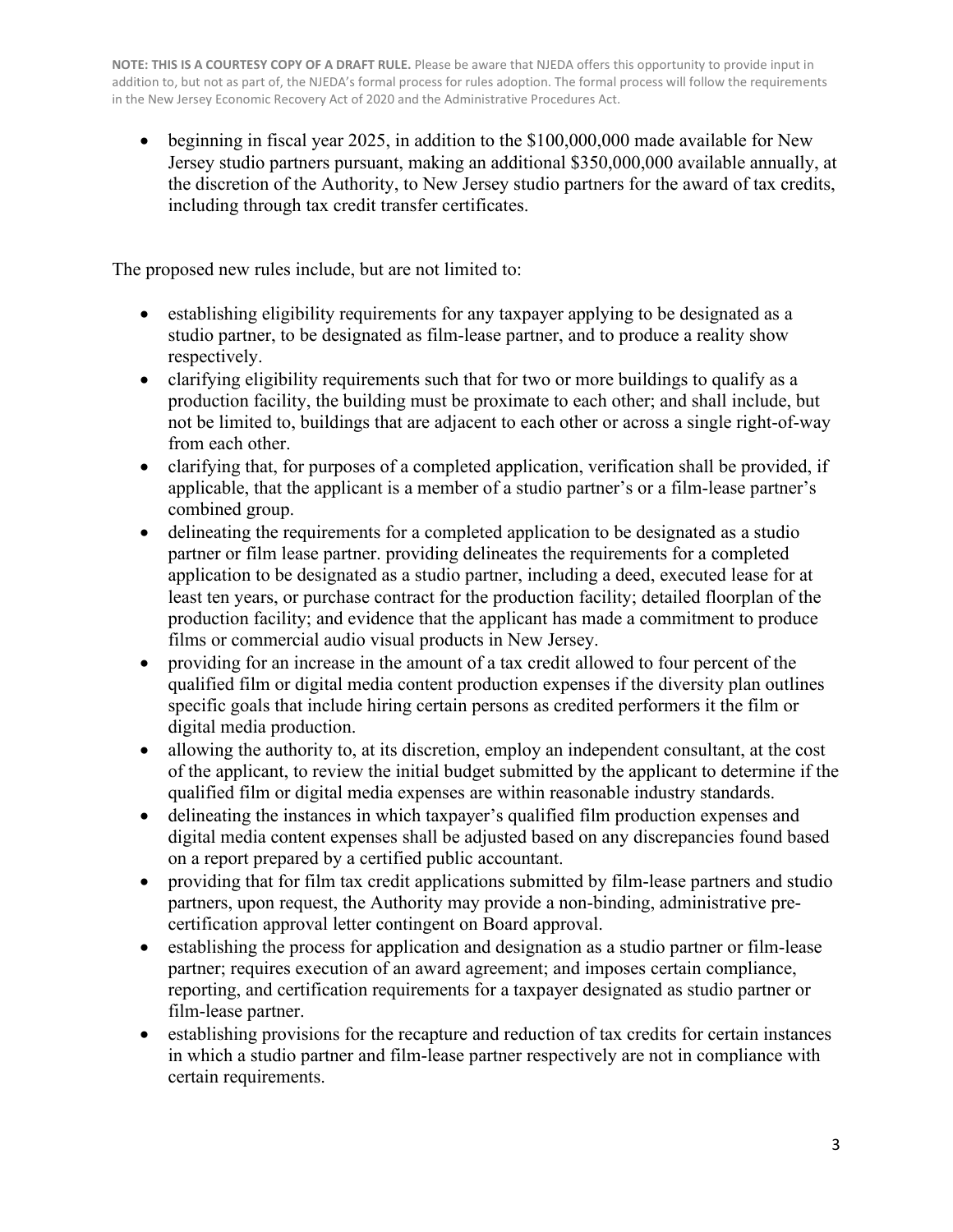- beginning in fiscal year 2025, in addition to the $100,000,000 made available for New Jersey studio partners pursuant, making an additional $350,000,000 available annually, at the discretion of the Authority, to New Jersey studio partners for the award of tax credits, including through tax credit transfer certificates.

The proposed new rules include, but are not limited to:

- establishing eligibility requirements for any taxpayer applying to be designated as a studio partner, to be designated as film-lease partner, and to produce a reality show respectively.
- clarifying eligibility requirements such that for two or more buildings to qualify as a production facility, the building must be proximate to each other; and shall include, but not be limited to, buildings that are adjacent to each other or across a single right-of-way from each other.
- clarifying that, for purposes of a completed application, verification shall be provided, if applicable, that the applicant is a member of a studio partner's or a film-lease partner's combined group.
- delineating the requirements for a completed application to be designated as a studio partner or film lease partner. providing delineates the requirements for a completed application to be designated as a studio partner, including a deed, executed lease for at least ten years, or purchase contract for the production facility; detailed floorplan of the production facility; and evidence that the applicant has made a commitment to produce films or commercial audio visual products in New Jersey.
- providing for an increase in the amount of a tax credit allowed to four percent of the qualified film or digital media content production expenses if the diversity plan outlines specific goals that include hiring certain persons as credited performers it the film or digital media production.
- allowing the authority to, at its discretion, employ an independent consultant, at the cost of the applicant, to review the initial budget submitted by the applicant to determine if the qualified film or digital media expenses are within reasonable industry standards.
- delineating the instances in which taxpayer's qualified film production expenses and digital media content expenses shall be adjusted based on any discrepancies found based on a report prepared by a certified public accountant.
- providing that for film tax credit applications submitted by film-lease partners and studio partners, upon request, the Authority may provide a non-binding, administrative pre-certification approval letter contingent on Board approval.
- establishing the process for application and designation as a studio partner or film-lease partner; requires execution of an award agreement; and imposes certain compliance, reporting, and certification requirements for a taxpayer designated as studio partner or film-lease partner.
- establishing provisions for the recapture and reduction of tax credits for certain instances in which a studio partner and film-lease partner respectively are not in compliance with certain requirements.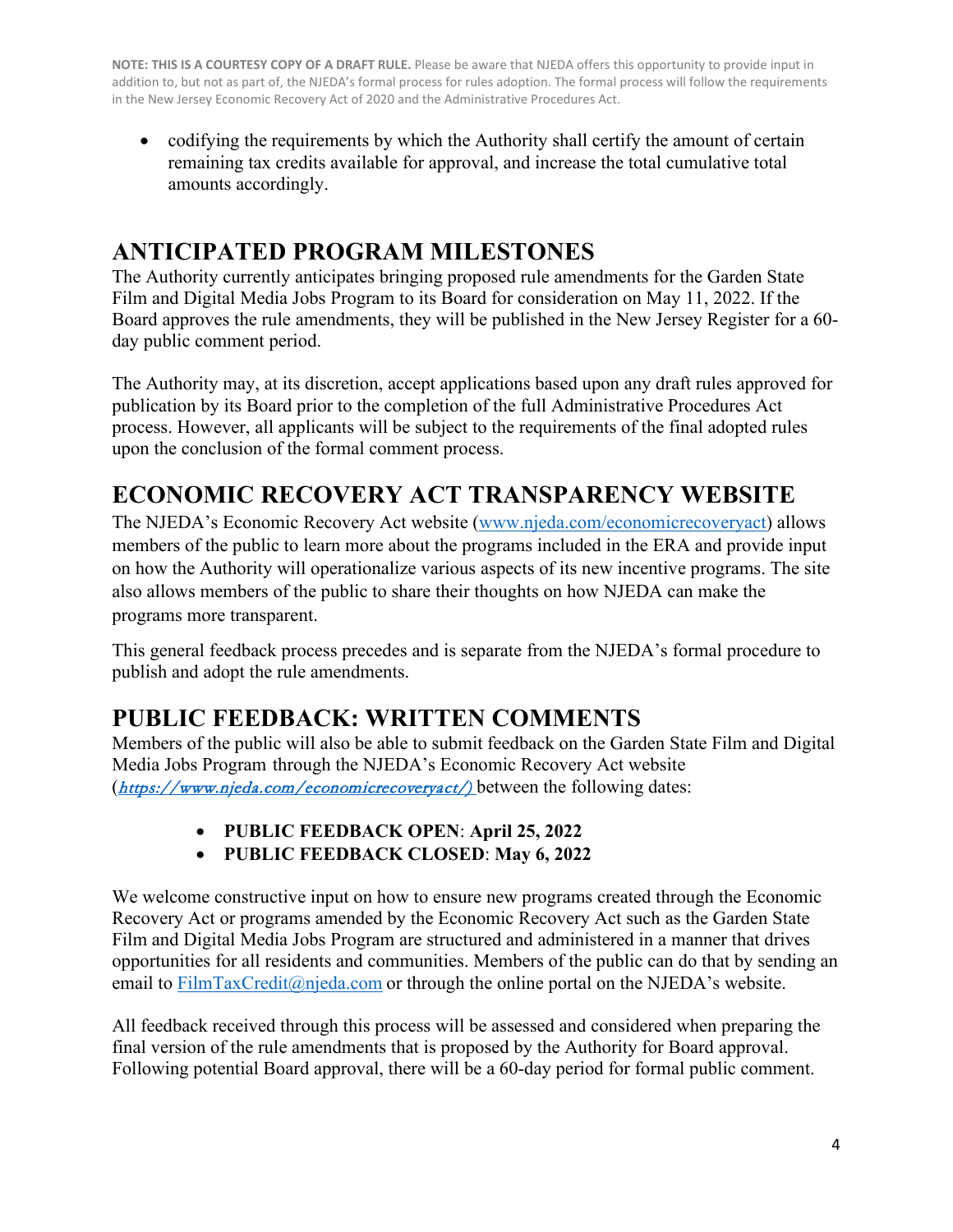**NOTE: THIS IS A COURTESY COPY OF A DRAFT RULE.** Please be aware that NJEDA offers this opportunity to provide input in addition to, but not as part of, the NJEDA's formal process for rules adoption. The formal process will follow the requirements in the New Jersey Economic Recovery Act of 2020 and the Administrative Procedures Act.

- codifying the requirements by which the Authority shall certify the amount of certain remaining tax credits available for approval, and increase the total cumulative total amounts accordingly.

# ANTICIPATED PROGRAM MILESTONES

The Authority currently anticipates bringing proposed rule amendments for the Garden State Film and Digital Media Jobs Program to its Board for consideration on May 11, 2022. If the Board approves the rule amendments, they will be published in the New Jersey Register for a 60-day public comment period.

The Authority may, at its discretion, accept applications based upon any draft rules approved for publication by its Board prior to the completion of the full Administrative Procedures Act process. However, all applicants will be subject to the requirements of the final adopted rules upon the conclusion of the formal comment process.

# ECONOMIC RECOVERY ACT TRANSPARENCY WEBSITE

The NJEDA's Economic Recovery Act website (www.njeda.com/economicrecoveryact) allows members of the public to learn more about the programs included in the ERA and provide input on how the Authority will operationalize various aspects of its new incentive programs. The site also allows members of the public to share their thoughts on how NJEDA can make the programs more transparent.

This general feedback process precedes and is separate from the NJEDA's formal procedure to publish and adopt the rule amendments.

# PUBLIC FEEDBACK: WRITTEN COMMENTS

Members of the public will also be able to submit feedback on the Garden State Film and Digital Media Jobs Program through the NJEDA's Economic Recovery Act website (*https://www.njeda.com/economicrecoveryact/)* between the following dates:

- **PUBLIC FEEDBACK OPEN**: **April 25, 2022**
- **PUBLIC FEEDBACK CLOSED**: **May 6, 2022**

We welcome constructive input on how to ensure new programs created through the Economic Recovery Act or programs amended by the Economic Recovery Act such as the Garden State Film and Digital Media Jobs Program are structured and administered in a manner that drives opportunities for all residents and communities. Members of the public can do that by sending an email to FilmTaxCredit@njeda.com or through the online portal on the NJEDA's website.

All feedback received through this process will be assessed and considered when preparing the final version of the rule amendments that is proposed by the Authority for Board approval. Following potential Board approval, there will be a 60-day period for formal public comment.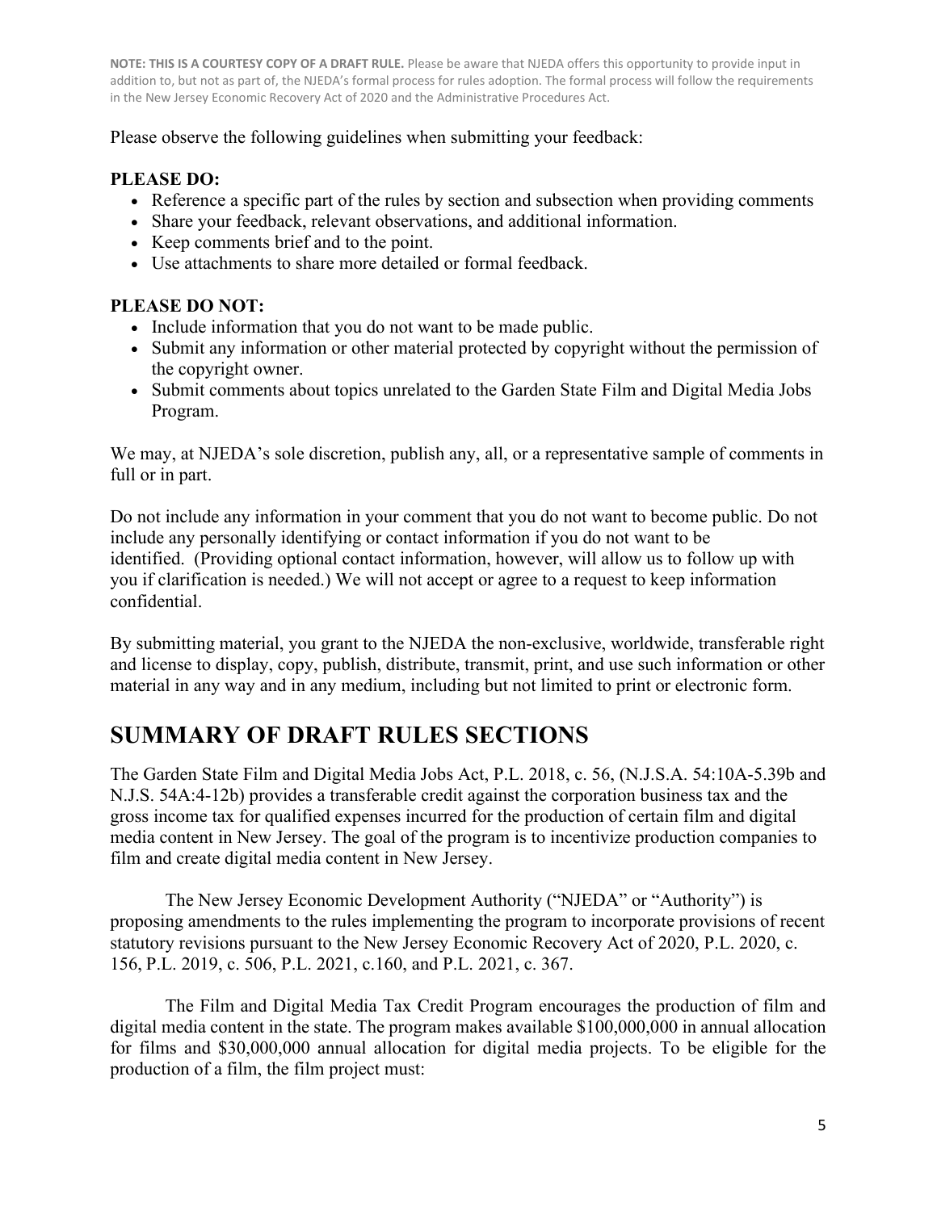**NOTE: THIS IS A COURTESY COPY OF A DRAFT RULE.** Please be aware that NJEDA offers this opportunity to provide input in addition to, but not as part of, the NJEDA's formal process for rules adoption. The formal process will follow the requirements in the New Jersey Economic Recovery Act of 2020 and the Administrative Procedures Act.

Please observe the following guidelines when submitting your feedback:

**PLEASE DO:**

- Reference a specific part of the rules by section and subsection when providing comments
- Share your feedback, relevant observations, and additional information.
- Keep comments brief and to the point.
- Use attachments to share more detailed or formal feedback.

**PLEASE DO NOT:**

- Include information that you do not want to be made public.
- Submit any information or other material protected by copyright without the permission of the copyright owner.
- Submit comments about topics unrelated to the Garden State Film and Digital Media Jobs Program.

We may, at NJEDA's sole discretion, publish any, all, or a representative sample of comments in full or in part.

Do not include any information in your comment that you do not want to become public. Do not include any personally identifying or contact information if you do not want to be identified. (Providing optional contact information, however, will allow us to follow up with you if clarification is needed.) We will not accept or agree to a request to keep information confidential.

By submitting material, you grant to the NJEDA the non-exclusive, worldwide, transferable right and license to display, copy, publish, distribute, transmit, print, and use such information or other material in any way and in any medium, including but not limited to print or electronic form.

# SUMMARY OF DRAFT RULES SECTIONS

The Garden State Film and Digital Media Jobs Act, P.L. 2018, c. 56, (N.J.S.A. 54:10A-5.39b and N.J.S. 54A:4-12b) provides a transferable credit against the corporation business tax and the gross income tax for qualified expenses incurred for the production of certain film and digital media content in New Jersey. The goal of the program is to incentivize production companies to film and create digital media content in New Jersey.

The New Jersey Economic Development Authority ("NJEDA" or "Authority") is proposing amendments to the rules implementing the program to incorporate provisions of recent statutory revisions pursuant to the New Jersey Economic Recovery Act of 2020, P.L. 2020, c. 156, P.L. 2019, c. 506, P.L. 2021, c.160, and P.L. 2021, c. 367.

The Film and Digital Media Tax Credit Program encourages the production of film and digital media content in the state. The program makes available \$100,000,000 in annual allocation for films and \$30,000,000 annual allocation for digital media projects. To be eligible for the production of a film, the film project must: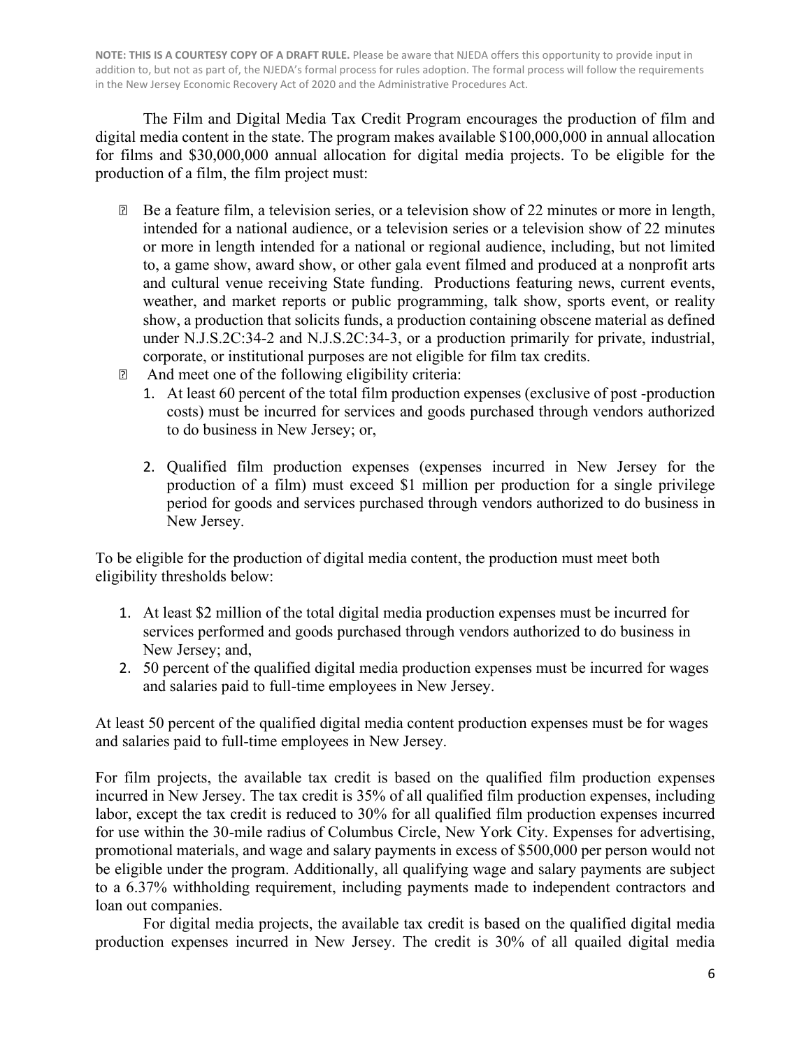**NOTE: THIS IS A COURTESY COPY OF A DRAFT RULE.** Please be aware that NJEDA offers this opportunity to provide input in addition to, but not as part of, the NJEDA's formal process for rules adoption. The formal process will follow the requirements in the New Jersey Economic Recovery Act of 2020 and the Administrative Procedures Act.

The Film and Digital Media Tax Credit Program encourages the production of film and digital media content in the state. The program makes available $100,000,000 in annual allocation for films and $30,000,000 annual allocation for digital media projects. To be eligible for the production of a film, the film project must:

- Be a feature film, a television series, or a television show of 22 minutes or more in length, intended for a national audience, or a television series or a television show of 22 minutes or more in length intended for a national or regional audience, including, but not limited to, a game show, award show, or other gala event filmed and produced at a nonprofit arts and cultural venue receiving State funding. Productions featuring news, current events, weather, and market reports or public programming, talk show, sports event, or reality show, a production that solicits funds, a production containing obscene material as defined under N.J.S.2C:34-2 and N.J.S.2C:34-3, or a production primarily for private, industrial, corporate, or institutional purposes are not eligible for film tax credits.
- And meet one of the following eligibility criteria:
  1. At least 60 percent of the total film production expenses (exclusive of post -production costs) must be incurred for services and goods purchased through vendors authorized to do business in New Jersey; or,
  2. Qualified film production expenses (expenses incurred in New Jersey for the production of a film) must exceed $1 million per production for a single privilege period for goods and services purchased through vendors authorized to do business in New Jersey.

To be eligible for the production of digital media content, the production must meet both eligibility thresholds below:

1. At least $2 million of the total digital media production expenses must be incurred for services performed and goods purchased through vendors authorized to do business in New Jersey; and,
2. 50 percent of the qualified digital media production expenses must be incurred for wages and salaries paid to full-time employees in New Jersey.

At least 50 percent of the qualified digital media content production expenses must be for wages and salaries paid to full-time employees in New Jersey.

For film projects, the available tax credit is based on the qualified film production expenses incurred in New Jersey. The tax credit is 35% of all qualified film production expenses, including labor, except the tax credit is reduced to 30% for all qualified film production expenses incurred for use within the 30-mile radius of Columbus Circle, New York City. Expenses for advertising, promotional materials, and wage and salary payments in excess of $500,000 per person would not be eligible under the program. Additionally, all qualifying wage and salary payments are subject to a 6.37% withholding requirement, including payments made to independent contractors and loan out companies.

For digital media projects, the available tax credit is based on the qualified digital media production expenses incurred in New Jersey. The credit is 30% of all quailed digital media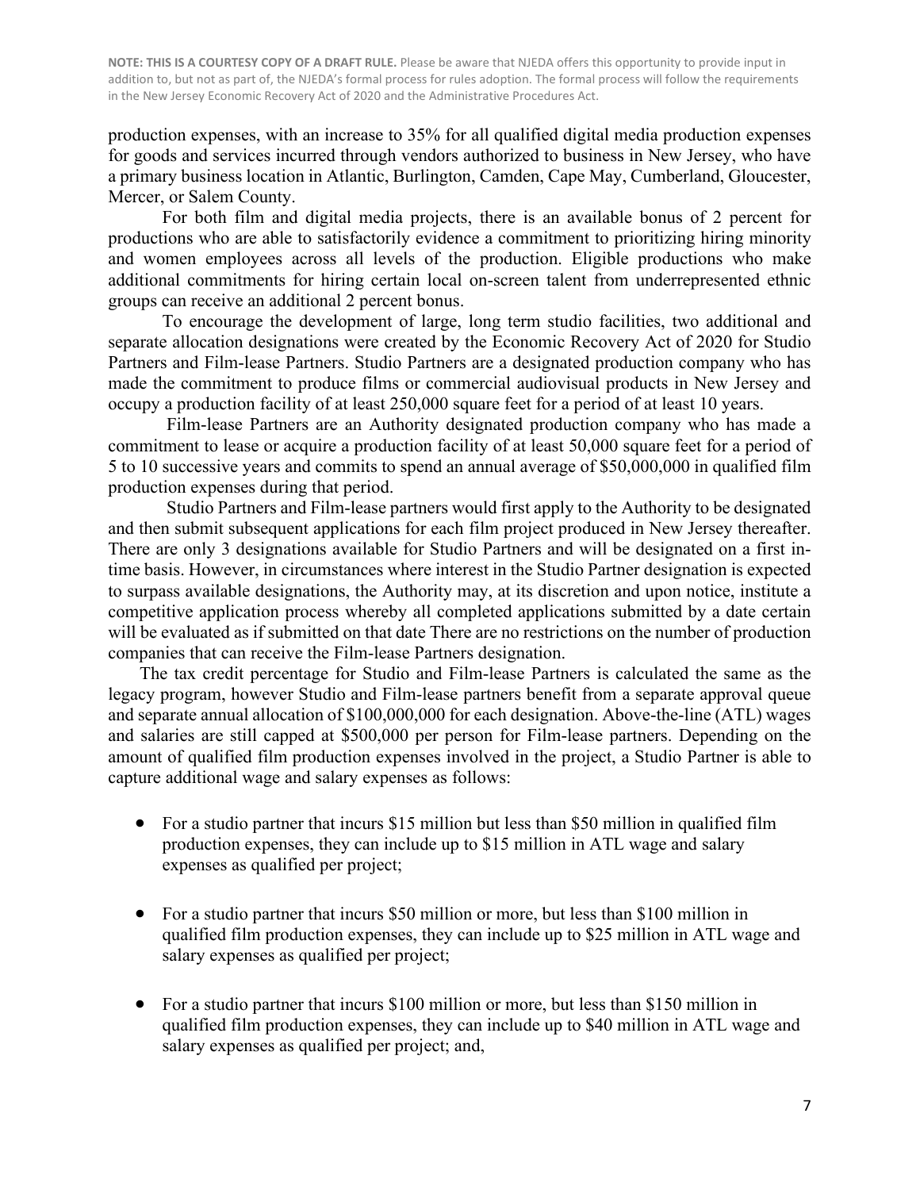production expenses, with an increase to 35% for all qualified digital media production expenses for goods and services incurred through vendors authorized to business in New Jersey, who have a primary business location in Atlantic, Burlington, Camden, Cape May, Cumberland, Gloucester, Mercer, or Salem County.

For both film and digital media projects, there is an available bonus of 2 percent for productions who are able to satisfactorily evidence a commitment to prioritizing hiring minority and women employees across all levels of the production. Eligible productions who make additional commitments for hiring certain local on-screen talent from underrepresented ethnic groups can receive an additional 2 percent bonus.

To encourage the development of large, long term studio facilities, two additional and separate allocation designations were created by the Economic Recovery Act of 2020 for Studio Partners and Film-lease Partners. Studio Partners are a designated production company who has made the commitment to produce films or commercial audiovisual products in New Jersey and occupy a production facility of at least 250,000 square feet for a period of at least 10 years.

Film-lease Partners are an Authority designated production company who has made a commitment to lease or acquire a production facility of at least 50,000 square feet for a period of 5 to 10 successive years and commits to spend an annual average of $50,000,000 in qualified film production expenses during that period.

Studio Partners and Film-lease partners would first apply to the Authority to be designated and then submit subsequent applications for each film project produced in New Jersey thereafter. There are only 3 designations available for Studio Partners and will be designated on a first in-time basis. However, in circumstances where interest in the Studio Partner designation is expected to surpass available designations, the Authority may, at its discretion and upon notice, institute a competitive application process whereby all completed applications submitted by a date certain will be evaluated as if submitted on that date There are no restrictions on the number of production companies that can receive the Film-lease Partners designation.

The tax credit percentage for Studio and Film-lease Partners is calculated the same as the legacy program, however Studio and Film-lease partners benefit from a separate approval queue and separate annual allocation of $100,000,000 for each designation. Above-the-line (ATL) wages and salaries are still capped at $500,000 per person for Film-lease partners. Depending on the amount of qualified film production expenses involved in the project, a Studio Partner is able to capture additional wage and salary expenses as follows:

- For a studio partner that incurs $15 million but less than $50 million in qualified film production expenses, they can include up to $15 million in ATL wage and salary expenses as qualified per project;

- For a studio partner that incurs $50 million or more, but less than $100 million in qualified film production expenses, they can include up to $25 million in ATL wage and salary expenses as qualified per project;

- For a studio partner that incurs $100 million or more, but less than $150 million in qualified film production expenses, they can include up to $40 million in ATL wage and salary expenses as qualified per project; and,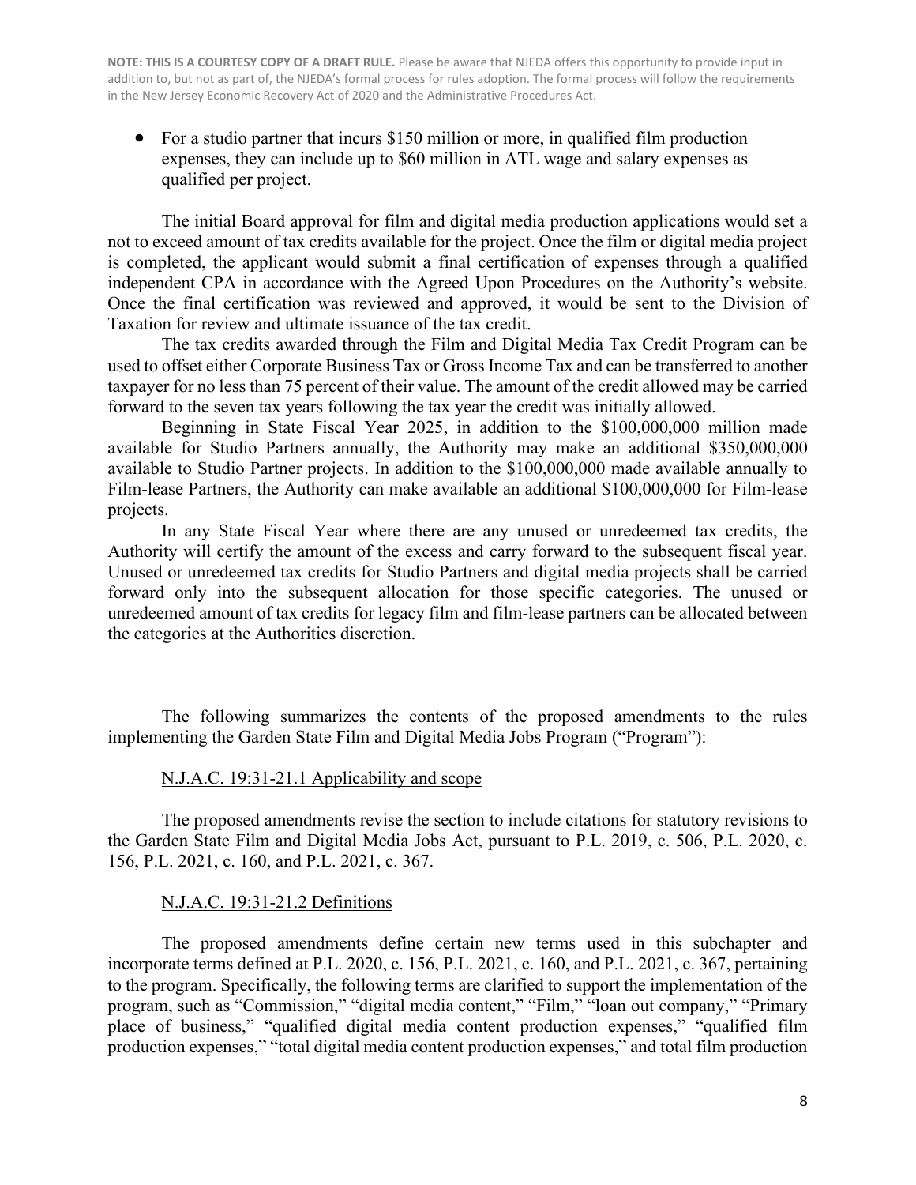- For a studio partner that incurs $150 million or more, in qualified film production expenses, they can include up to $60 million in ATL wage and salary expenses as qualified per project.

The initial Board approval for film and digital media production applications would set a not to exceed amount of tax credits available for the project. Once the film or digital media project is completed, the applicant would submit a final certification of expenses through a qualified independent CPA in accordance with the Agreed Upon Procedures on the Authority's website. Once the final certification was reviewed and approved, it would be sent to the Division of Taxation for review and ultimate issuance of the tax credit.

The tax credits awarded through the Film and Digital Media Tax Credit Program can be used to offset either Corporate Business Tax or Gross Income Tax and can be transferred to another taxpayer for no less than 75 percent of their value. The amount of the credit allowed may be carried forward to the seven tax years following the tax year the credit was initially allowed.

Beginning in State Fiscal Year 2025, in addition to the $100,000,000 million made available for Studio Partners annually, the Authority may make an additional $350,000,000 available to Studio Partner projects. In addition to the $100,000,000 made available annually to Film-lease Partners, the Authority can make available an additional $100,000,000 for Film-lease projects.

In any State Fiscal Year where there are any unused or unredeemed tax credits, the Authority will certify the amount of the excess and carry forward to the subsequent fiscal year. Unused or unredeemed tax credits for Studio Partners and digital media projects shall be carried forward only into the subsequent allocation for those specific categories. The unused or unredeemed amount of tax credits for legacy film and film-lease partners can be allocated between the categories at the Authorities discretion.

The following summarizes the contents of the proposed amendments to the rules implementing the Garden State Film and Digital Media Jobs Program ("Program"):

N.J.A.C. 19:31-21.1 Applicability and scope

The proposed amendments revise the section to include citations for statutory revisions to the Garden State Film and Digital Media Jobs Act, pursuant to P.L. 2019, c. 506, P.L. 2020, c. 156, P.L. 2021, c. 160, and P.L. 2021, c. 367.

N.J.A.C. 19:31-21.2 Definitions

The proposed amendments define certain new terms used in this subchapter and incorporate terms defined at P.L. 2020, c. 156, P.L. 2021, c. 160, and P.L. 2021, c. 367, pertaining to the program. Specifically, the following terms are clarified to support the implementation of the program, such as "Commission," "digital media content," "Film," "loan out company," "Primary place of business," "qualified digital media content production expenses," "qualified film production expenses," "total digital media content production expenses," and total film production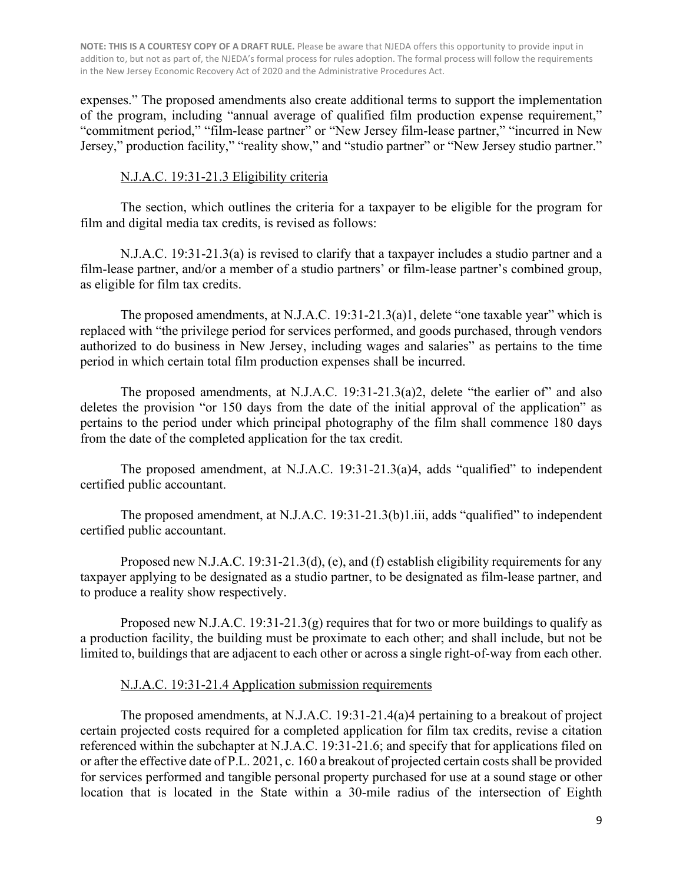expenses." The proposed amendments also create additional terms to support the implementation of the program, including "annual average of qualified film production expense requirement," "commitment period," "film-lease partner" or "New Jersey film-lease partner," "incurred in New Jersey," production facility," "reality show," and "studio partner" or "New Jersey studio partner."

N.J.A.C. 19:31-21.3 Eligibility criteria

The section, which outlines the criteria for a taxpayer to be eligible for the program for film and digital media tax credits, is revised as follows:

N.J.A.C. 19:31-21.3(a) is revised to clarify that a taxpayer includes a studio partner and a film-lease partner, and/or a member of a studio partners' or film-lease partner's combined group, as eligible for film tax credits.

The proposed amendments, at N.J.A.C. 19:31-21.3(a)1, delete "one taxable year" which is replaced with "the privilege period for services performed, and goods purchased, through vendors authorized to do business in New Jersey, including wages and salaries" as pertains to the time period in which certain total film production expenses shall be incurred.

The proposed amendments, at N.J.A.C. 19:31-21.3(a)2, delete "the earlier of" and also deletes the provision "or 150 days from the date of the initial approval of the application" as pertains to the period under which principal photography of the film shall commence 180 days from the date of the completed application for the tax credit.

The proposed amendment, at N.J.A.C. 19:31-21.3(a)4, adds "qualified" to independent certified public accountant.

The proposed amendment, at N.J.A.C. 19:31-21.3(b)1.iii, adds "qualified" to independent certified public accountant.

Proposed new N.J.A.C. 19:31-21.3(d), (e), and (f) establish eligibility requirements for any taxpayer applying to be designated as a studio partner, to be designated as film-lease partner, and to produce a reality show respectively.

Proposed new N.J.A.C. 19:31-21.3(g) requires that for two or more buildings to qualify as a production facility, the building must be proximate to each other; and shall include, but not be limited to, buildings that are adjacent to each other or across a single right-of-way from each other.

N.J.A.C. 19:31-21.4 Application submission requirements

The proposed amendments, at N.J.A.C. 19:31-21.4(a)4 pertaining to a breakout of project certain projected costs required for a completed application for film tax credits, revise a citation referenced within the subchapter at N.J.A.C. 19:31-21.6; and specify that for applications filed on or after the effective date of P.L. 2021, c. 160 a breakout of projected certain costs shall be provided for services performed and tangible personal property purchased for use at a sound stage or other location that is located in the State within a 30-mile radius of the intersection of Eighth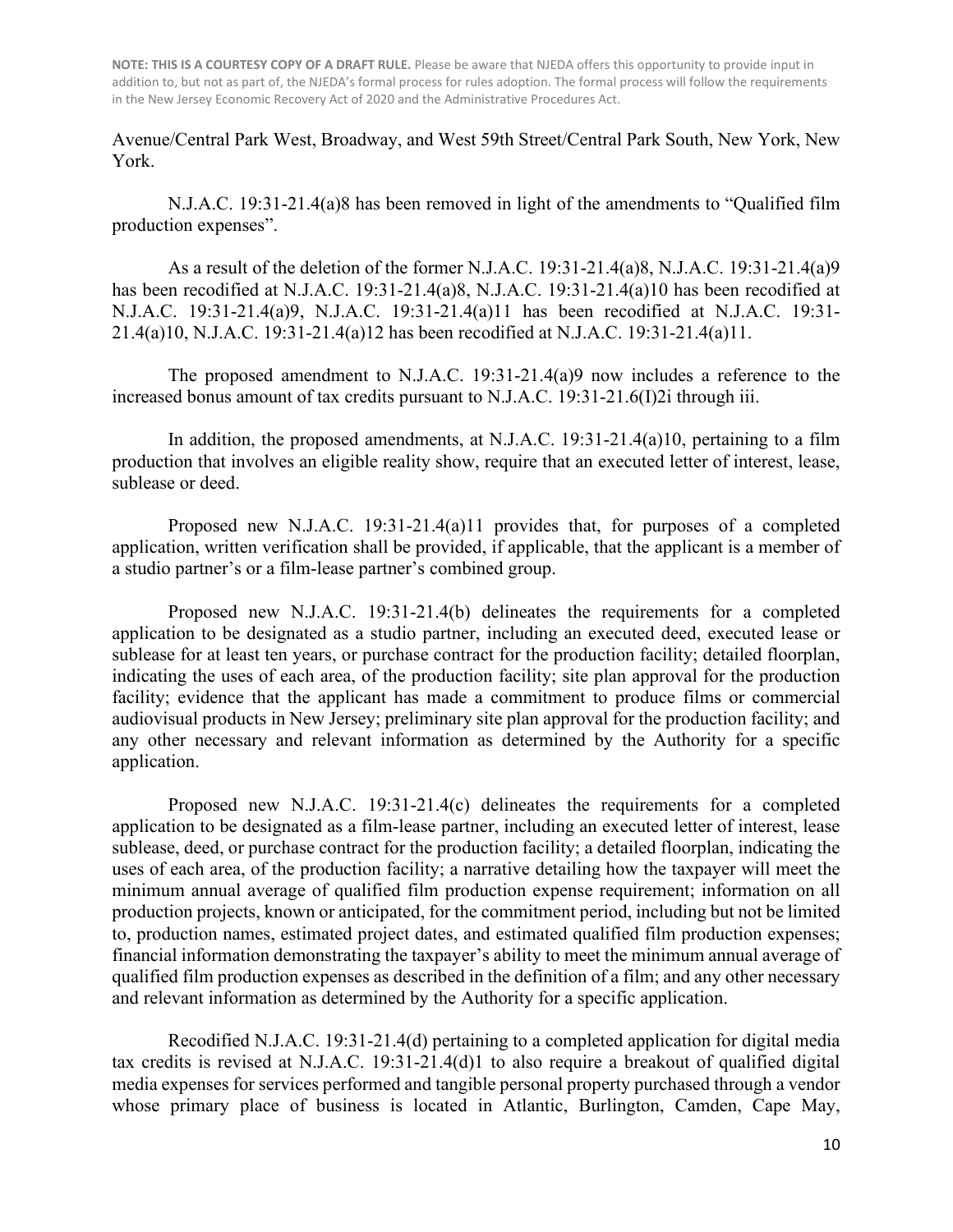**NOTE: THIS IS A COURTESY COPY OF A DRAFT RULE.** Please be aware that NJEDA offers this opportunity to provide input in addition to, but not as part of, the NJEDA's formal process for rules adoption. The formal process will follow the requirements in the New Jersey Economic Recovery Act of 2020 and the Administrative Procedures Act.

Avenue/Central Park West, Broadway, and West 59th Street/Central Park South, New York, New York.

N.J.A.C. 19:31-21.4(a)8 has been removed in light of the amendments to "Qualified film production expenses".

As a result of the deletion of the former N.J.A.C. 19:31-21.4(a)8, N.J.A.C. 19:31-21.4(a)9 has been recodified at N.J.A.C. 19:31-21.4(a)8, N.J.A.C. 19:31-21.4(a)10 has been recodified at N.J.A.C. 19:31-21.4(a)9, N.J.A.C. 19:31-21.4(a)11 has been recodified at N.J.A.C. 19:31-21.4(a)10, N.J.A.C. 19:31-21.4(a)12 has been recodified at N.J.A.C. 19:31-21.4(a)11.

The proposed amendment to N.J.A.C. 19:31-21.4(a)9 now includes a reference to the increased bonus amount of tax credits pursuant to N.J.A.C. 19:31-21.6(I)2i through iii.

In addition, the proposed amendments, at N.J.A.C. 19:31-21.4(a)10, pertaining to a film production that involves an eligible reality show, require that an executed letter of interest, lease, sublease or deed.

Proposed new N.J.A.C. 19:31-21.4(a)11 provides that, for purposes of a completed application, written verification shall be provided, if applicable, that the applicant is a member of a studio partner's or a film-lease partner's combined group.

Proposed new N.J.A.C. 19:31-21.4(b) delineates the requirements for a completed application to be designated as a studio partner, including an executed deed, executed lease or sublease for at least ten years, or purchase contract for the production facility; detailed floorplan, indicating the uses of each area, of the production facility; site plan approval for the production facility; evidence that the applicant has made a commitment to produce films or commercial audiovisual products in New Jersey; preliminary site plan approval for the production facility; and any other necessary and relevant information as determined by the Authority for a specific application.

Proposed new N.J.A.C. 19:31-21.4(c) delineates the requirements for a completed application to be designated as a film-lease partner, including an executed letter of interest, lease sublease, deed, or purchase contract for the production facility; a detailed floorplan, indicating the uses of each area, of the production facility; a narrative detailing how the taxpayer will meet the minimum annual average of qualified film production expense requirement; information on all production projects, known or anticipated, for the commitment period, including but not be limited to, production names, estimated project dates, and estimated qualified film production expenses; financial information demonstrating the taxpayer's ability to meet the minimum annual average of qualified film production expenses as described in the definition of a film; and any other necessary and relevant information as determined by the Authority for a specific application.

Recodified N.J.A.C. 19:31-21.4(d) pertaining to a completed application for digital media tax credits is revised at N.J.A.C. 19:31-21.4(d)1 to also require a breakout of qualified digital media expenses for services performed and tangible personal property purchased through a vendor whose primary place of business is located in Atlantic, Burlington, Camden, Cape May,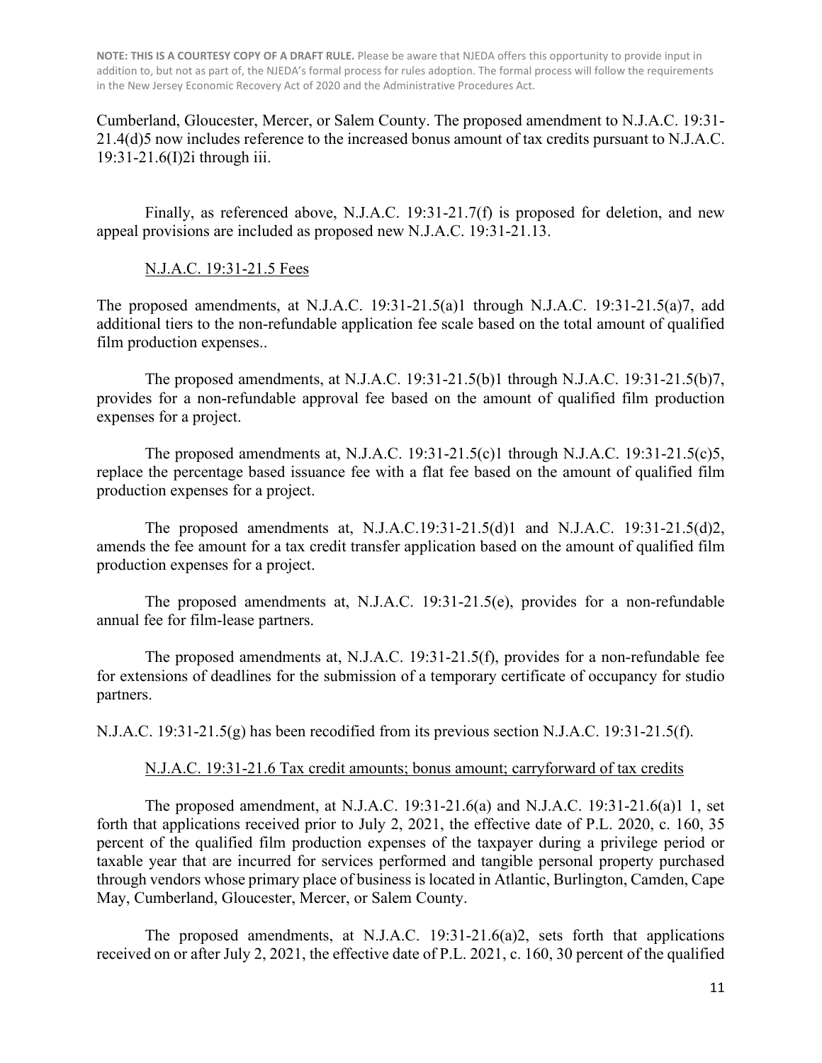**NOTE: THIS IS A COURTESY COPY OF A DRAFT RULE.** Please be aware that NJEDA offers this opportunity to provide input in addition to, but not as part of, the NJEDA's formal process for rules adoption. The formal process will follow the requirements in the New Jersey Economic Recovery Act of 2020 and the Administrative Procedures Act.

Cumberland, Gloucester, Mercer, or Salem County. The proposed amendment to N.J.A.C. 19:31-21.4(d)5 now includes reference to the increased bonus amount of tax credits pursuant to N.J.A.C. 19:31-21.6(I)2i through iii.

Finally, as referenced above, N.J.A.C. 19:31-21.7(f) is proposed for deletion, and new appeal provisions are included as proposed new N.J.A.C. 19:31-21.13.

N.J.A.C. 19:31-21.5 Fees

The proposed amendments, at N.J.A.C. 19:31-21.5(a)1 through N.J.A.C. 19:31-21.5(a)7, add additional tiers to the non-refundable application fee scale based on the total amount of qualified film production expenses..

The proposed amendments, at N.J.A.C. 19:31-21.5(b)1 through N.J.A.C. 19:31-21.5(b)7, provides for a non-refundable approval fee based on the amount of qualified film production expenses for a project.

The proposed amendments at, N.J.A.C. 19:31-21.5(c)1 through N.J.A.C. 19:31-21.5(c)5, replace the percentage based issuance fee with a flat fee based on the amount of qualified film production expenses for a project.

The proposed amendments at, N.J.A.C.19:31-21.5(d)1 and N.J.A.C. 19:31-21.5(d)2, amends the fee amount for a tax credit transfer application based on the amount of qualified film production expenses for a project.

The proposed amendments at, N.J.A.C. 19:31-21.5(e), provides for a non-refundable annual fee for film-lease partners.

The proposed amendments at, N.J.A.C. 19:31-21.5(f), provides for a non-refundable fee for extensions of deadlines for the submission of a temporary certificate of occupancy for studio partners.

N.J.A.C. 19:31-21.5(g) has been recodified from its previous section N.J.A.C. 19:31-21.5(f).

N.J.A.C. 19:31-21.6 Tax credit amounts; bonus amount; carryforward of tax credits

The proposed amendment, at N.J.A.C. 19:31-21.6(a) and N.J.A.C. 19:31-21.6(a)1 1, set forth that applications received prior to July 2, 2021, the effective date of P.L. 2020, c. 160, 35 percent of the qualified film production expenses of the taxpayer during a privilege period or taxable year that are incurred for services performed and tangible personal property purchased through vendors whose primary place of business is located in Atlantic, Burlington, Camden, Cape May, Cumberland, Gloucester, Mercer, or Salem County.

The proposed amendments, at N.J.A.C. 19:31-21.6(a)2, sets forth that applications received on or after July 2, 2021, the effective date of P.L. 2021, c. 160, 30 percent of the qualified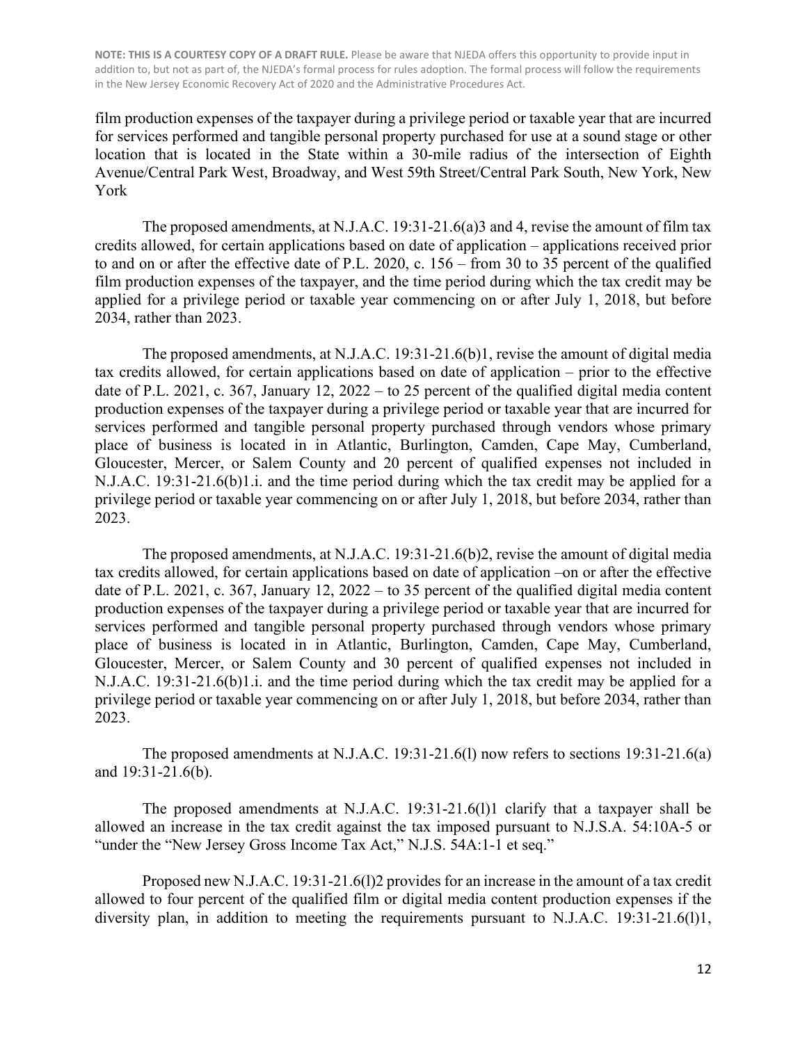film production expenses of the taxpayer during a privilege period or taxable year that are incurred for services performed and tangible personal property purchased for use at a sound stage or other location that is located in the State within a 30-mile radius of the intersection of Eighth Avenue/Central Park West, Broadway, and West 59th Street/Central Park South, New York, New York

The proposed amendments, at N.J.A.C. 19:31-21.6(a)3 and 4, revise the amount of film tax credits allowed, for certain applications based on date of application – applications received prior to and on or after the effective date of P.L. 2020, c. 156 – from 30 to 35 percent of the qualified film production expenses of the taxpayer, and the time period during which the tax credit may be applied for a privilege period or taxable year commencing on or after July 1, 2018, but before 2034, rather than 2023.

The proposed amendments, at N.J.A.C. 19:31-21.6(b)1, revise the amount of digital media tax credits allowed, for certain applications based on date of application – prior to the effective date of P.L. 2021, c. 367, January 12, 2022 – to 25 percent of the qualified digital media content production expenses of the taxpayer during a privilege period or taxable year that are incurred for services performed and tangible personal property purchased through vendors whose primary place of business is located in in Atlantic, Burlington, Camden, Cape May, Cumberland, Gloucester, Mercer, or Salem County and 20 percent of qualified expenses not included in N.J.A.C. 19:31-21.6(b)1.i. and the time period during which the tax credit may be applied for a privilege period or taxable year commencing on or after July 1, 2018, but before 2034, rather than 2023.

The proposed amendments, at N.J.A.C. 19:31-21.6(b)2, revise the amount of digital media tax credits allowed, for certain applications based on date of application –on or after the effective date of P.L. 2021, c. 367, January 12, 2022 – to 35 percent of the qualified digital media content production expenses of the taxpayer during a privilege period or taxable year that are incurred for services performed and tangible personal property purchased through vendors whose primary place of business is located in in Atlantic, Burlington, Camden, Cape May, Cumberland, Gloucester, Mercer, or Salem County and 30 percent of qualified expenses not included in N.J.A.C. 19:31-21.6(b)1.i. and the time period during which the tax credit may be applied for a privilege period or taxable year commencing on or after July 1, 2018, but before 2034, rather than 2023.

The proposed amendments at N.J.A.C. 19:31-21.6(l) now refers to sections 19:31-21.6(a) and 19:31-21.6(b).

The proposed amendments at N.J.A.C. 19:31-21.6(l)1 clarify that a taxpayer shall be allowed an increase in the tax credit against the tax imposed pursuant to N.J.S.A. 54:10A-5 or "under the "New Jersey Gross Income Tax Act," N.J.S. 54A:1-1 et seq."

Proposed new N.J.A.C. 19:31-21.6(l)2 provides for an increase in the amount of a tax credit allowed to four percent of the qualified film or digital media content production expenses if the diversity plan, in addition to meeting the requirements pursuant to N.J.A.C. 19:31-21.6(l)1,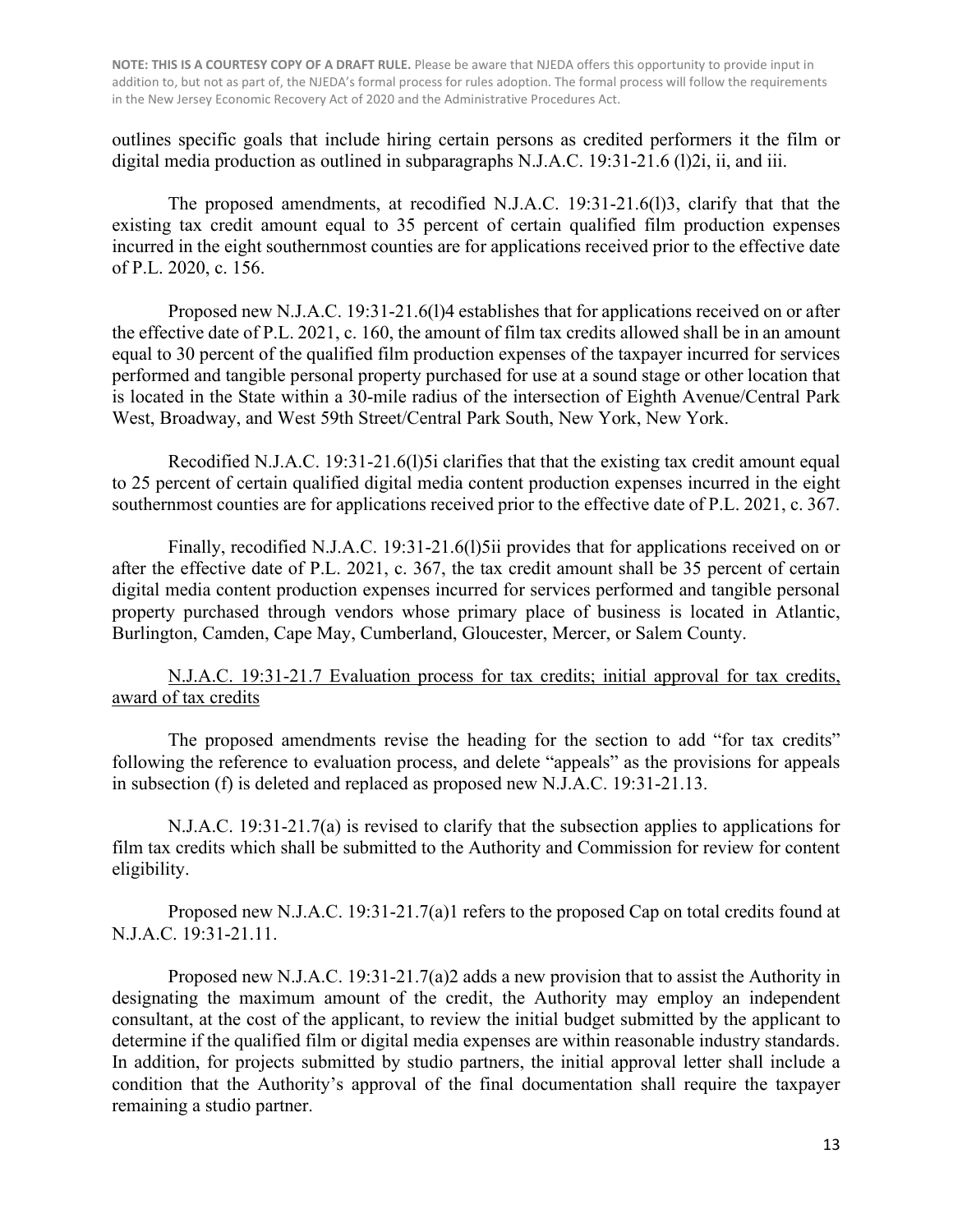outlines specific goals that include hiring certain persons as credited performers it the film or digital media production as outlined in subparagraphs N.J.A.C. 19:31-21.6 (l)2i, ii, and iii.

The proposed amendments, at recodified N.J.A.C. 19:31-21.6(l)3, clarify that that the existing tax credit amount equal to 35 percent of certain qualified film production expenses incurred in the eight southernmost counties are for applications received prior to the effective date of P.L. 2020, c. 156.

Proposed new N.J.A.C. 19:31-21.6(l)4 establishes that for applications received on or after the effective date of P.L. 2021, c. 160, the amount of film tax credits allowed shall be in an amount equal to 30 percent of the qualified film production expenses of the taxpayer incurred for services performed and tangible personal property purchased for use at a sound stage or other location that is located in the State within a 30-mile radius of the intersection of Eighth Avenue/Central Park West, Broadway, and West 59th Street/Central Park South, New York, New York.

Recodified N.J.A.C. 19:31-21.6(l)5i clarifies that that the existing tax credit amount equal to 25 percent of certain qualified digital media content production expenses incurred in the eight southernmost counties are for applications received prior to the effective date of P.L. 2021, c. 367.

Finally, recodified N.J.A.C. 19:31-21.6(l)5ii provides that for applications received on or after the effective date of P.L. 2021, c. 367, the tax credit amount shall be 35 percent of certain digital media content production expenses incurred for services performed and tangible personal property purchased through vendors whose primary place of business is located in Atlantic, Burlington, Camden, Cape May, Cumberland, Gloucester, Mercer, or Salem County.

N.J.A.C. 19:31-21.7 Evaluation process for tax credits; initial approval for tax credits, award of tax credits

The proposed amendments revise the heading for the section to add "for tax credits" following the reference to evaluation process, and delete "appeals" as the provisions for appeals in subsection (f) is deleted and replaced as proposed new N.J.A.C. 19:31-21.13.

N.J.A.C. 19:31-21.7(a) is revised to clarify that the subsection applies to applications for film tax credits which shall be submitted to the Authority and Commission for review for content eligibility.

Proposed new N.J.A.C. 19:31-21.7(a)1 refers to the proposed Cap on total credits found at N.J.A.C. 19:31-21.11.

Proposed new N.J.A.C. 19:31-21.7(a)2 adds a new provision that to assist the Authority in designating the maximum amount of the credit, the Authority may employ an independent consultant, at the cost of the applicant, to review the initial budget submitted by the applicant to determine if the qualified film or digital media expenses are within reasonable industry standards. In addition, for projects submitted by studio partners, the initial approval letter shall include a condition that the Authority's approval of the final documentation shall require the taxpayer remaining a studio partner.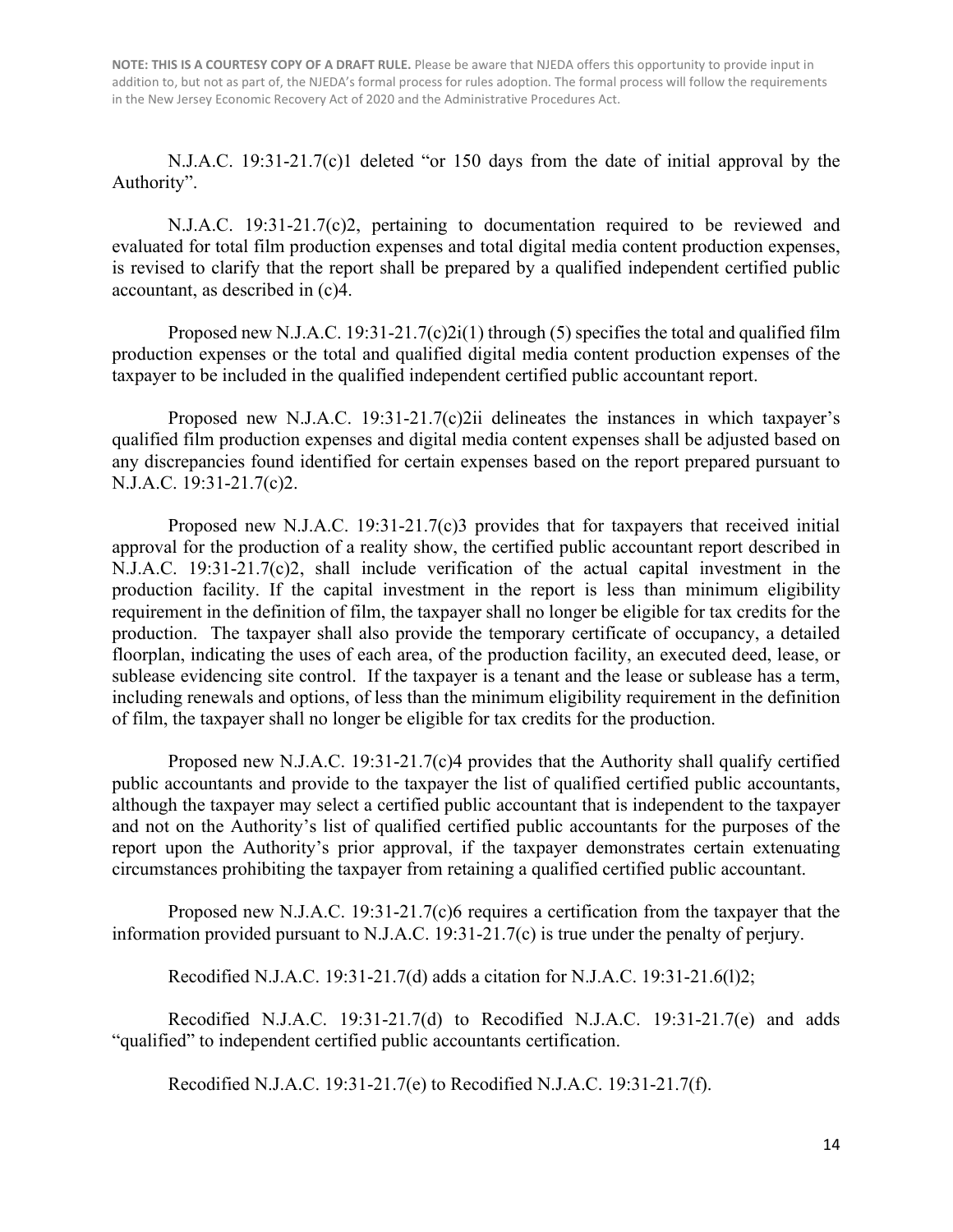**NOTE: THIS IS A COURTESY COPY OF A DRAFT RULE.** Please be aware that NJEDA offers this opportunity to provide input in addition to, but not as part of, the NJEDA's formal process for rules adoption. The formal process will follow the requirements in the New Jersey Economic Recovery Act of 2020 and the Administrative Procedures Act.

N.J.A.C. 19:31-21.7(c)1 deleted "or 150 days from the date of initial approval by the Authority".

N.J.A.C. 19:31-21.7(c)2, pertaining to documentation required to be reviewed and evaluated for total film production expenses and total digital media content production expenses, is revised to clarify that the report shall be prepared by a qualified independent certified public accountant, as described in (c)4.

Proposed new N.J.A.C. 19:31-21.7(c)2i(1) through (5) specifies the total and qualified film production expenses or the total and qualified digital media content production expenses of the taxpayer to be included in the qualified independent certified public accountant report.

Proposed new N.J.A.C. 19:31-21.7(c)2ii delineates the instances in which taxpayer's qualified film production expenses and digital media content expenses shall be adjusted based on any discrepancies found identified for certain expenses based on the report prepared pursuant to N.J.A.C. 19:31-21.7(c)2.

Proposed new N.J.A.C. 19:31-21.7(c)3 provides that for taxpayers that received initial approval for the production of a reality show, the certified public accountant report described in N.J.A.C. 19:31-21.7(c)2, shall include verification of the actual capital investment in the production facility. If the capital investment in the report is less than minimum eligibility requirement in the definition of film, the taxpayer shall no longer be eligible for tax credits for the production. The taxpayer shall also provide the temporary certificate of occupancy, a detailed floorplan, indicating the uses of each area, of the production facility, an executed deed, lease, or sublease evidencing site control. If the taxpayer is a tenant and the lease or sublease has a term, including renewals and options, of less than the minimum eligibility requirement in the definition of film, the taxpayer shall no longer be eligible for tax credits for the production.

Proposed new N.J.A.C. 19:31-21.7(c)4 provides that the Authority shall qualify certified public accountants and provide to the taxpayer the list of qualified certified public accountants, although the taxpayer may select a certified public accountant that is independent to the taxpayer and not on the Authority's list of qualified certified public accountants for the purposes of the report upon the Authority's prior approval, if the taxpayer demonstrates certain extenuating circumstances prohibiting the taxpayer from retaining a qualified certified public accountant.

Proposed new N.J.A.C. 19:31-21.7(c)6 requires a certification from the taxpayer that the information provided pursuant to N.J.A.C. 19:31-21.7(c) is true under the penalty of perjury.

Recodified N.J.A.C. 19:31-21.7(d) adds a citation for N.J.A.C. 19:31-21.6(l)2;

Recodified N.J.A.C. 19:31-21.7(d) to Recodified N.J.A.C. 19:31-21.7(e) and adds "qualified" to independent certified public accountants certification.

Recodified N.J.A.C. 19:31-21.7(e) to Recodified N.J.A.C. 19:31-21.7(f).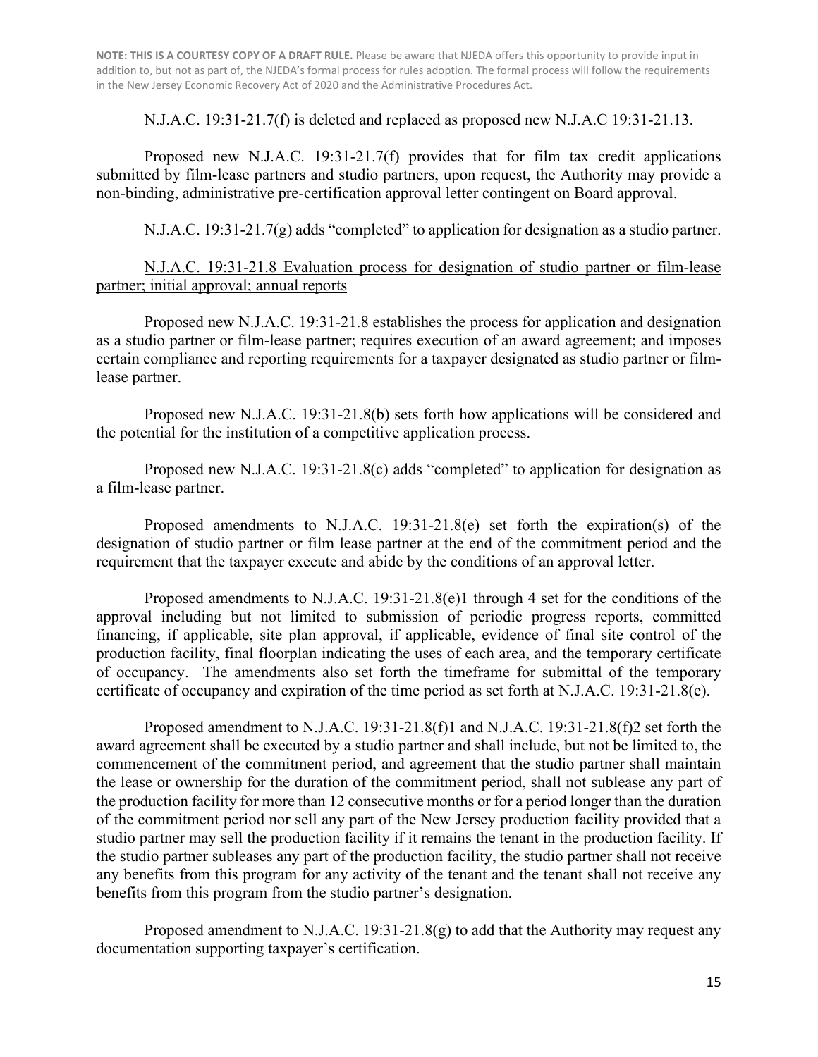**NOTE: THIS IS A COURTESY COPY OF A DRAFT RULE.** Please be aware that NJEDA offers this opportunity to provide input in addition to, but not as part of, the NJEDA's formal process for rules adoption. The formal process will follow the requirements in the New Jersey Economic Recovery Act of 2020 and the Administrative Procedures Act.

N.J.A.C. 19:31-21.7(f) is deleted and replaced as proposed new N.J.A.C 19:31-21.13.

Proposed new N.J.A.C. 19:31-21.7(f) provides that for film tax credit applications submitted by film-lease partners and studio partners, upon request, the Authority may provide a non-binding, administrative pre-certification approval letter contingent on Board approval.

N.J.A.C. 19:31-21.7(g) adds "completed" to application for designation as a studio partner.

N.J.A.C. 19:31-21.8 Evaluation process for designation of studio partner or film-lease partner; initial approval; annual reports

Proposed new N.J.A.C. 19:31-21.8 establishes the process for application and designation as a studio partner or film-lease partner; requires execution of an award agreement; and imposes certain compliance and reporting requirements for a taxpayer designated as studio partner or film-lease partner.

Proposed new N.J.A.C. 19:31-21.8(b) sets forth how applications will be considered and the potential for the institution of a competitive application process.

Proposed new N.J.A.C. 19:31-21.8(c) adds "completed" to application for designation as a film-lease partner.

Proposed amendments to N.J.A.C. 19:31-21.8(e) set forth the expiration(s) of the designation of studio partner or film lease partner at the end of the commitment period and the requirement that the taxpayer execute and abide by the conditions of an approval letter.

Proposed amendments to N.J.A.C. 19:31-21.8(e)1 through 4 set for the conditions of the approval including but not limited to submission of periodic progress reports, committed financing, if applicable, site plan approval, if applicable, evidence of final site control of the production facility, final floorplan indicating the uses of each area, and the temporary certificate of occupancy. The amendments also set forth the timeframe for submittal of the temporary certificate of occupancy and expiration of the time period as set forth at N.J.A.C. 19:31-21.8(e).

Proposed amendment to N.J.A.C. 19:31-21.8(f)1 and N.J.A.C. 19:31-21.8(f)2 set forth the award agreement shall be executed by a studio partner and shall include, but not be limited to, the commencement of the commitment period, and agreement that the studio partner shall maintain the lease or ownership for the duration of the commitment period, shall not sublease any part of the production facility for more than 12 consecutive months or for a period longer than the duration of the commitment period nor sell any part of the New Jersey production facility provided that a studio partner may sell the production facility if it remains the tenant in the production facility. If the studio partner subleases any part of the production facility, the studio partner shall not receive any benefits from this program for any activity of the tenant and the tenant shall not receive any benefits from this program from the studio partner's designation.

Proposed amendment to N.J.A.C. 19:31-21.8(g) to add that the Authority may request any documentation supporting taxpayer's certification.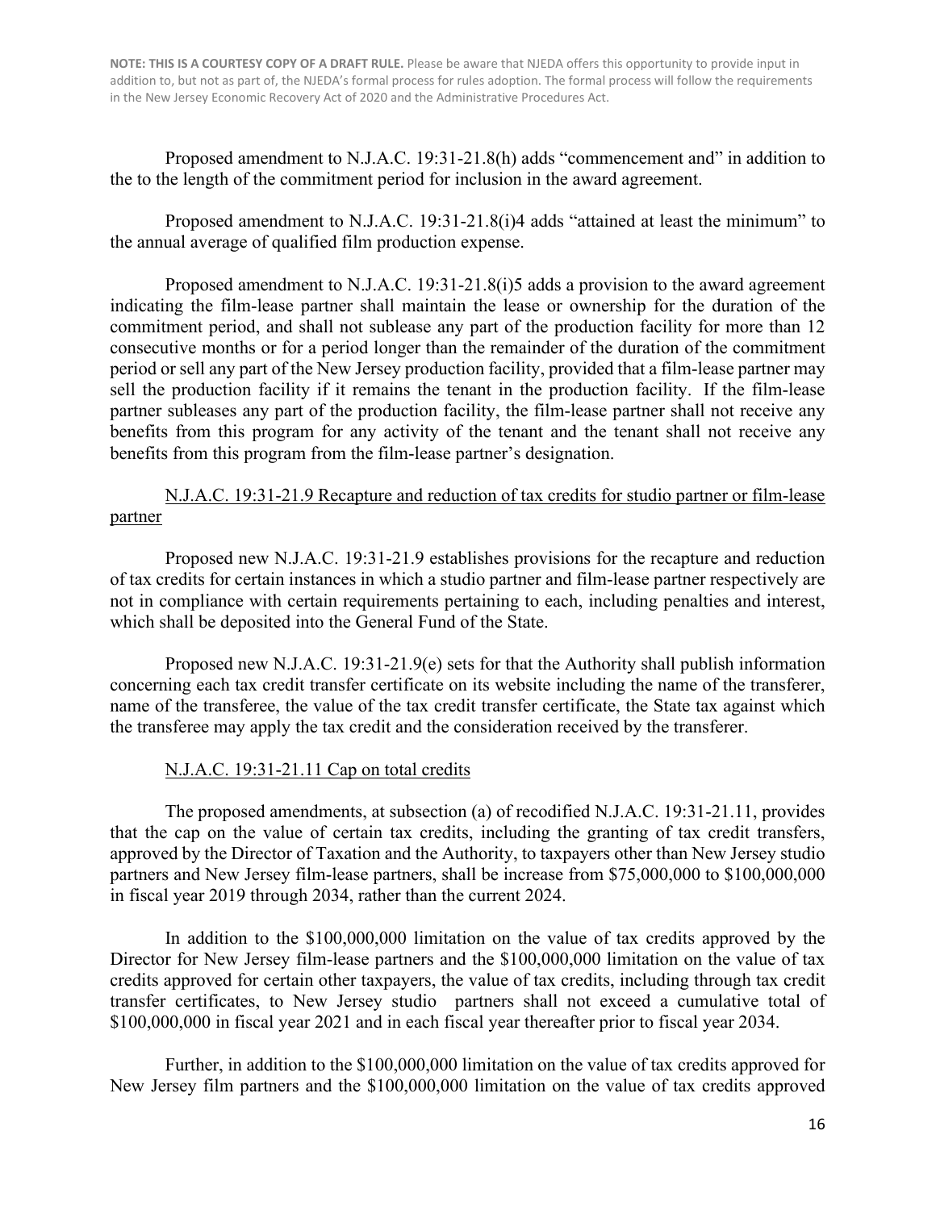**NOTE: THIS IS A COURTESY COPY OF A DRAFT RULE.** Please be aware that NJEDA offers this opportunity to provide input in addition to, but not as part of, the NJEDA's formal process for rules adoption. The formal process will follow the requirements in the New Jersey Economic Recovery Act of 2020 and the Administrative Procedures Act.

Proposed amendment to N.J.A.C. 19:31-21.8(h) adds "commencement and" in addition to the to the length of the commitment period for inclusion in the award agreement.

Proposed amendment to N.J.A.C. 19:31-21.8(i)4 adds "attained at least the minimum" to the annual average of qualified film production expense.

Proposed amendment to N.J.A.C. 19:31-21.8(i)5 adds a provision to the award agreement indicating the film-lease partner shall maintain the lease or ownership for the duration of the commitment period, and shall not sublease any part of the production facility for more than 12 consecutive months or for a period longer than the remainder of the duration of the commitment period or sell any part of the New Jersey production facility, provided that a film-lease partner may sell the production facility if it remains the tenant in the production facility. If the film-lease partner subleases any part of the production facility, the film-lease partner shall not receive any benefits from this program for any activity of the tenant and the tenant shall not receive any benefits from this program from the film-lease partner's designation.

N.J.A.C. 19:31-21.9 Recapture and reduction of tax credits for studio partner or film-lease partner

Proposed new N.J.A.C. 19:31-21.9 establishes provisions for the recapture and reduction of tax credits for certain instances in which a studio partner and film-lease partner respectively are not in compliance with certain requirements pertaining to each, including penalties and interest, which shall be deposited into the General Fund of the State.

Proposed new N.J.A.C. 19:31-21.9(e) sets for that the Authority shall publish information concerning each tax credit transfer certificate on its website including the name of the transferer, name of the transferee, the value of the tax credit transfer certificate, the State tax against which the transferee may apply the tax credit and the consideration received by the transferer.

N.J.A.C. 19:31-21.11 Cap on total credits

The proposed amendments, at subsection (a) of recodified N.J.A.C. 19:31-21.11, provides that the cap on the value of certain tax credits, including the granting of tax credit transfers, approved by the Director of Taxation and the Authority, to taxpayers other than New Jersey studio partners and New Jersey film-lease partners, shall be increase from $75,000,000 to $100,000,000 in fiscal year 2019 through 2034, rather than the current 2024.

In addition to the $100,000,000 limitation on the value of tax credits approved by the Director for New Jersey film-lease partners and the $100,000,000 limitation on the value of tax credits approved for certain other taxpayers, the value of tax credits, including through tax credit transfer certificates, to New Jersey studio partners shall not exceed a cumulative total of $100,000,000 in fiscal year 2021 and in each fiscal year thereafter prior to fiscal year 2034.

Further, in addition to the $100,000,000 limitation on the value of tax credits approved for New Jersey film partners and the $100,000,000 limitation on the value of tax credits approved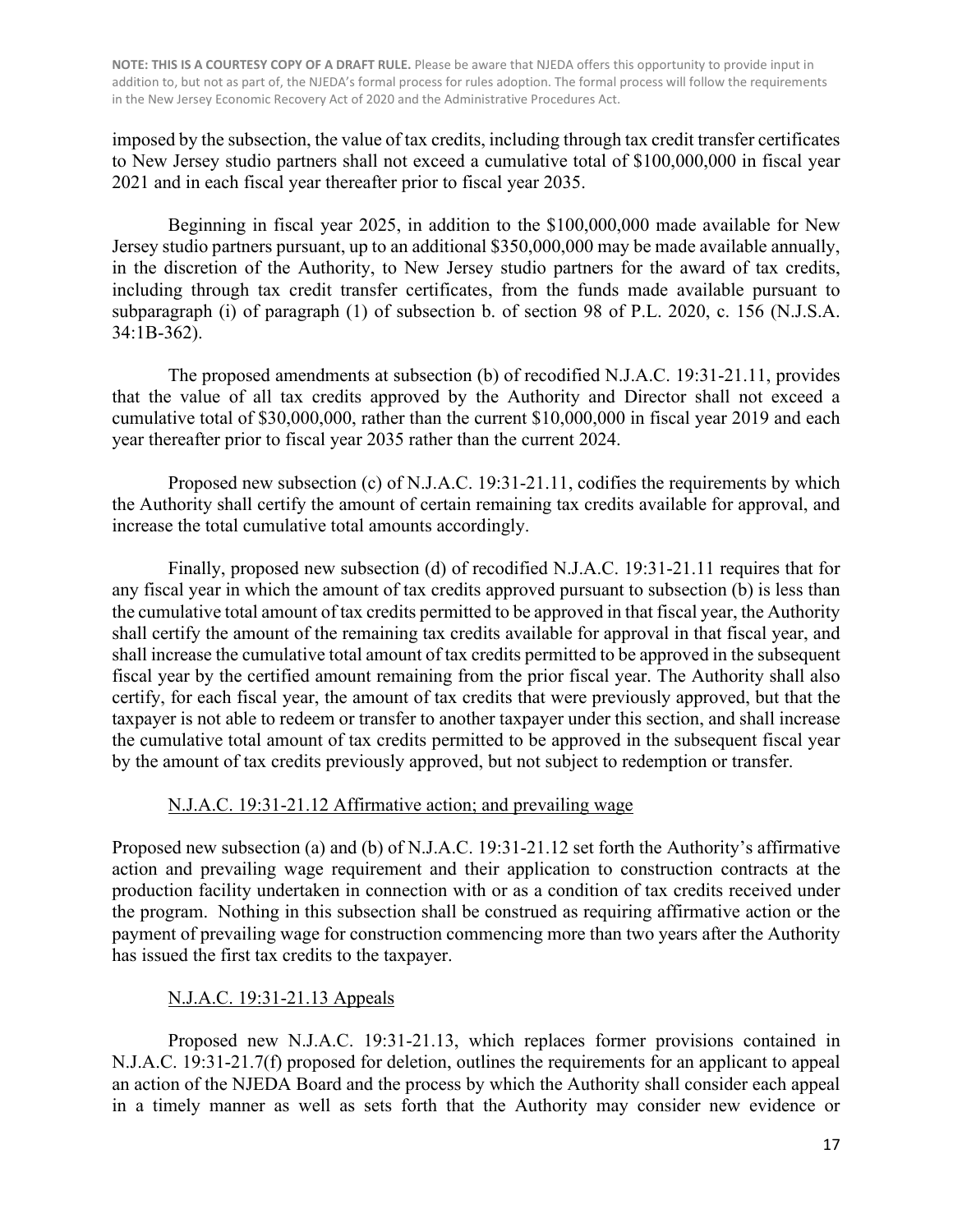imposed by the subsection, the value of tax credits, including through tax credit transfer certificates to New Jersey studio partners shall not exceed a cumulative total of $100,000,000 in fiscal year 2021 and in each fiscal year thereafter prior to fiscal year 2035.

Beginning in fiscal year 2025, in addition to the $100,000,000 made available for New Jersey studio partners pursuant, up to an additional $350,000,000 may be made available annually, in the discretion of the Authority, to New Jersey studio partners for the award of tax credits, including through tax credit transfer certificates, from the funds made available pursuant to subparagraph (i) of paragraph (1) of subsection b. of section 98 of P.L. 2020, c. 156 (N.J.S.A. 34:1B-362).

The proposed amendments at subsection (b) of recodified N.J.A.C. 19:31-21.11, provides that the value of all tax credits approved by the Authority and Director shall not exceed a cumulative total of $30,000,000, rather than the current $10,000,000 in fiscal year 2019 and each year thereafter prior to fiscal year 2035 rather than the current 2024.

Proposed new subsection (c) of N.J.A.C. 19:31-21.11, codifies the requirements by which the Authority shall certify the amount of certain remaining tax credits available for approval, and increase the total cumulative total amounts accordingly.

Finally, proposed new subsection (d) of recodified N.J.A.C. 19:31-21.11 requires that for any fiscal year in which the amount of tax credits approved pursuant to subsection (b) is less than the cumulative total amount of tax credits permitted to be approved in that fiscal year, the Authority shall certify the amount of the remaining tax credits available for approval in that fiscal year, and shall increase the cumulative total amount of tax credits permitted to be approved in the subsequent fiscal year by the certified amount remaining from the prior fiscal year. The Authority shall also certify, for each fiscal year, the amount of tax credits that were previously approved, but that the taxpayer is not able to redeem or transfer to another taxpayer under this section, and shall increase the cumulative total amount of tax credits permitted to be approved in the subsequent fiscal year by the amount of tax credits previously approved, but not subject to redemption or transfer.

N.J.A.C. 19:31-21.12 Affirmative action; and prevailing wage

Proposed new subsection (a) and (b) of N.J.A.C. 19:31-21.12 set forth the Authority's affirmative action and prevailing wage requirement and their application to construction contracts at the production facility undertaken in connection with or as a condition of tax credits received under the program. Nothing in this subsection shall be construed as requiring affirmative action or the payment of prevailing wage for construction commencing more than two years after the Authority has issued the first tax credits to the taxpayer.

N.J.A.C. 19:31-21.13 Appeals

Proposed new N.J.A.C. 19:31-21.13, which replaces former provisions contained in N.J.A.C. 19:31-21.7(f) proposed for deletion, outlines the requirements for an applicant to appeal an action of the NJEDA Board and the process by which the Authority shall consider each appeal in a timely manner as well as sets forth that the Authority may consider new evidence or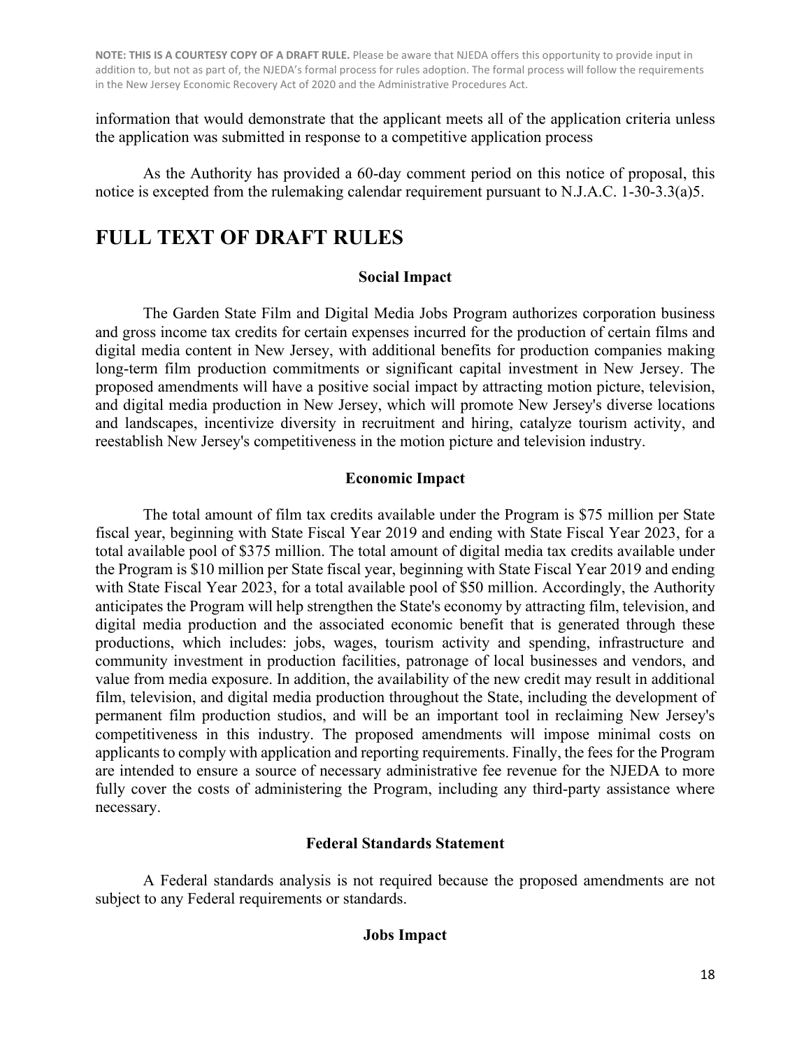information that would demonstrate that the applicant meets all of the application criteria unless the application was submitted in response to a competitive application process

As the Authority has provided a 60-day comment period on this notice of proposal, this notice is excepted from the rulemaking calendar requirement pursuant to N.J.A.C. 1-30-3.3(a)5.

# FULL TEXT OF DRAFT RULES

### Social Impact

The Garden State Film and Digital Media Jobs Program authorizes corporation business and gross income tax credits for certain expenses incurred for the production of certain films and digital media content in New Jersey, with additional benefits for production companies making long-term film production commitments or significant capital investment in New Jersey. The proposed amendments will have a positive social impact by attracting motion picture, television, and digital media production in New Jersey, which will promote New Jersey's diverse locations and landscapes, incentivize diversity in recruitment and hiring, catalyze tourism activity, and reestablish New Jersey's competitiveness in the motion picture and television industry.

### Economic Impact

The total amount of film tax credits available under the Program is $75 million per State fiscal year, beginning with State Fiscal Year 2019 and ending with State Fiscal Year 2023, for a total available pool of $375 million. The total amount of digital media tax credits available under the Program is $10 million per State fiscal year, beginning with State Fiscal Year 2019 and ending with State Fiscal Year 2023, for a total available pool of $50 million. Accordingly, the Authority anticipates the Program will help strengthen the State's economy by attracting film, television, and digital media production and the associated economic benefit that is generated through these productions, which includes: jobs, wages, tourism activity and spending, infrastructure and community investment in production facilities, patronage of local businesses and vendors, and value from media exposure. In addition, the availability of the new credit may result in additional film, television, and digital media production throughout the State, including the development of permanent film production studios, and will be an important tool in reclaiming New Jersey's competitiveness in this industry. The proposed amendments will impose minimal costs on applicants to comply with application and reporting requirements. Finally, the fees for the Program are intended to ensure a source of necessary administrative fee revenue for the NJEDA to more fully cover the costs of administering the Program, including any third-party assistance where necessary.

### Federal Standards Statement

A Federal standards analysis is not required because the proposed amendments are not subject to any Federal requirements or standards.

### Jobs Impact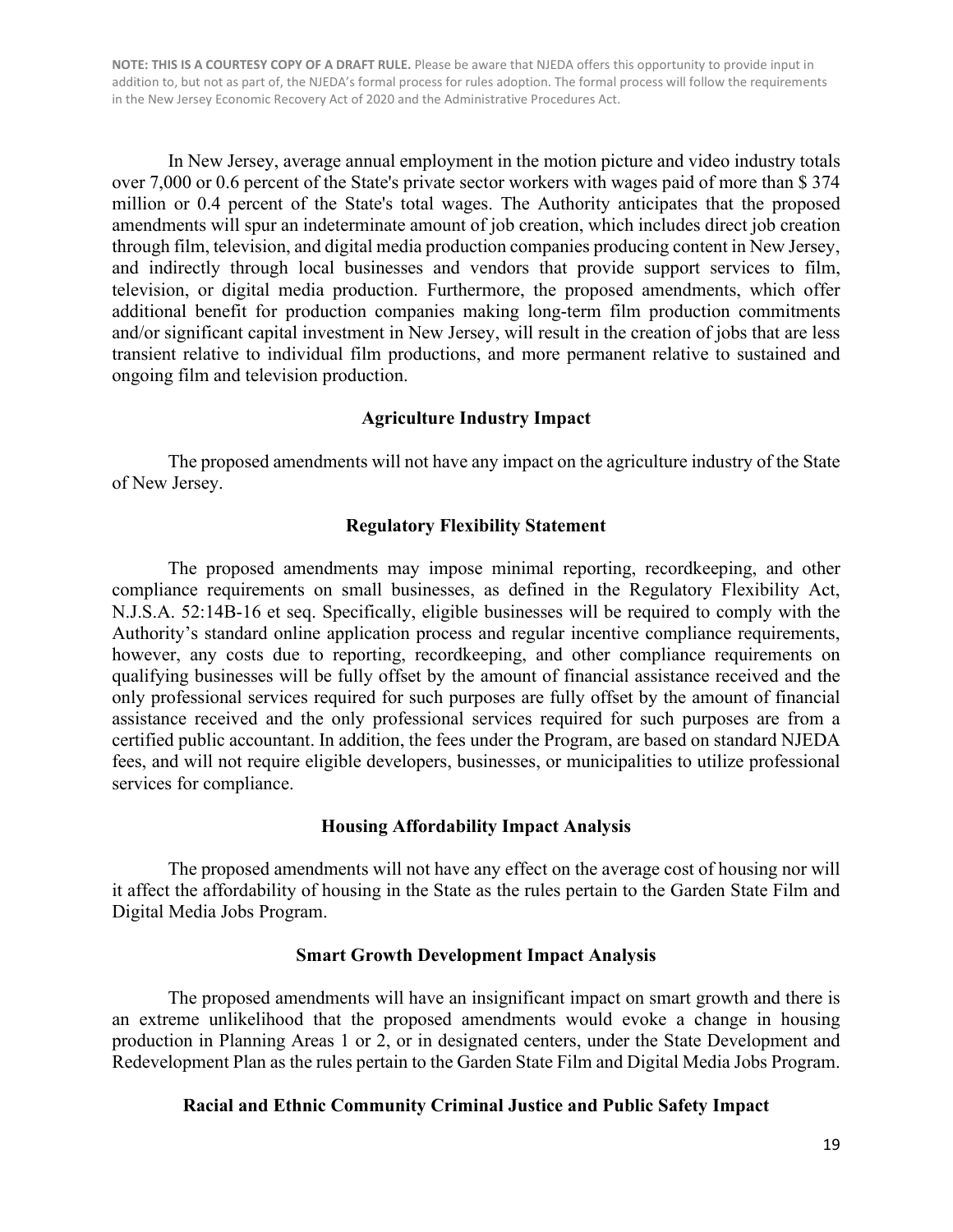In New Jersey, average annual employment in the motion picture and video industry totals over 7,000 or 0.6 percent of the State's private sector workers with wages paid of more than $ 374 million or 0.4 percent of the State's total wages. The Authority anticipates that the proposed amendments will spur an indeterminate amount of job creation, which includes direct job creation through film, television, and digital media production companies producing content in New Jersey, and indirectly through local businesses and vendors that provide support services to film, television, or digital media production. Furthermore, the proposed amendments, which offer additional benefit for production companies making long-term film production commitments and/or significant capital investment in New Jersey, will result in the creation of jobs that are less transient relative to individual film productions, and more permanent relative to sustained and ongoing film and television production.

### Agriculture Industry Impact

The proposed amendments will not have any impact on the agriculture industry of the State of New Jersey.

### Regulatory Flexibility Statement

The proposed amendments may impose minimal reporting, recordkeeping, and other compliance requirements on small businesses, as defined in the Regulatory Flexibility Act, N.J.S.A. 52:14B-16 et seq. Specifically, eligible businesses will be required to comply with the Authority's standard online application process and regular incentive compliance requirements, however, any costs due to reporting, recordkeeping, and other compliance requirements on qualifying businesses will be fully offset by the amount of financial assistance received and the only professional services required for such purposes are fully offset by the amount of financial assistance received and the only professional services required for such purposes are from a certified public accountant. In addition, the fees under the Program, are based on standard NJEDA fees, and will not require eligible developers, businesses, or municipalities to utilize professional services for compliance.

### Housing Affordability Impact Analysis

The proposed amendments will not have any effect on the average cost of housing nor will it affect the affordability of housing in the State as the rules pertain to the Garden State Film and Digital Media Jobs Program.

### Smart Growth Development Impact Analysis

The proposed amendments will have an insignificant impact on smart growth and there is an extreme unlikelihood that the proposed amendments would evoke a change in housing production in Planning Areas 1 or 2, or in designated centers, under the State Development and Redevelopment Plan as the rules pertain to the Garden State Film and Digital Media Jobs Program.

### Racial and Ethnic Community Criminal Justice and Public Safety Impact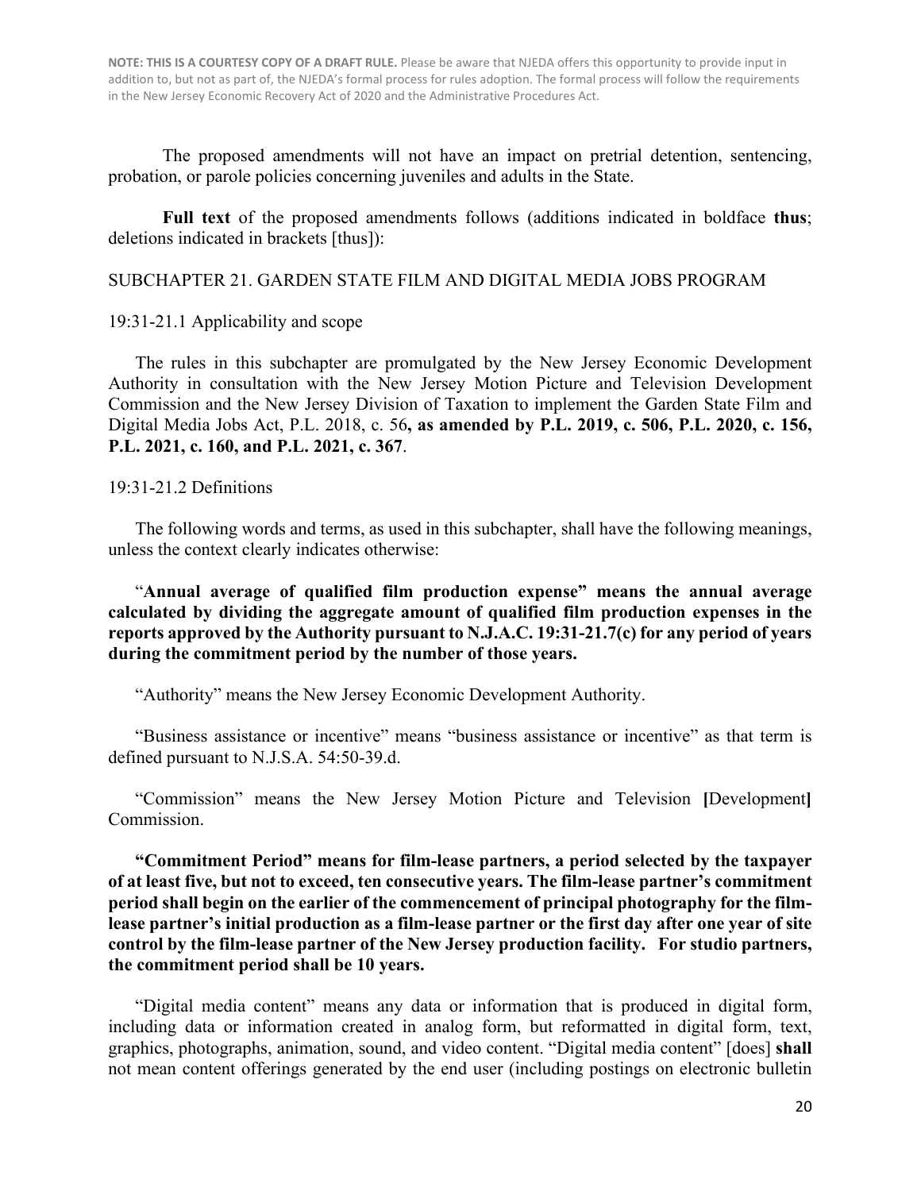**NOTE: THIS IS A COURTESY COPY OF A DRAFT RULE.** Please be aware that NJEDA offers this opportunity to provide input in addition to, but not as part of, the NJEDA's formal process for rules adoption. The formal process will follow the requirements in the New Jersey Economic Recovery Act of 2020 and the Administrative Procedures Act.

The proposed amendments will not have an impact on pretrial detention, sentencing, probation, or parole policies concerning juveniles and adults in the State.

**Full text** of the proposed amendments follows (additions indicated in boldface **thus**; deletions indicated in brackets [thus]):

SUBCHAPTER 21. GARDEN STATE FILM AND DIGITAL MEDIA JOBS PROGRAM

19:31-21.1 Applicability and scope

The rules in this subchapter are promulgated by the New Jersey Economic Development Authority in consultation with the New Jersey Motion Picture and Television Development Commission and the New Jersey Division of Taxation to implement the Garden State Film and Digital Media Jobs Act, P.L. 2018, c. 56**, as amended by P.L. 2019, c. 506, P.L. 2020, c. 156, P.L. 2021, c. 160, and P.L. 2021, c. 367**.

19:31-21.2 Definitions

The following words and terms, as used in this subchapter, shall have the following meanings, unless the context clearly indicates otherwise:

"**Annual average of qualified film production expense" means the annual average calculated by dividing the aggregate amount of qualified film production expenses in the reports approved by the Authority pursuant to N.J.A.C. 19:31-21.7(c) for any period of years during the commitment period by the number of those years.**

"Authority" means the New Jersey Economic Development Authority.

"Business assistance or incentive" means "business assistance or incentive" as that term is defined pursuant to N.J.S.A. 54:50-39.d.

"Commission" means the New Jersey Motion Picture and Television **[**Development**]** Commission.

**"Commitment Period" means for film-lease partners, a period selected by the taxpayer of at least five, but not to exceed, ten consecutive years. The film-lease partner's commitment period shall begin on the earlier of the commencement of principal photography for the film-lease partner's initial production as a film-lease partner or the first day after one year of site control by the film-lease partner of the New Jersey production facility. For studio partners, the commitment period shall be 10 years.**

"Digital media content" means any data or information that is produced in digital form, including data or information created in analog form, but reformatted in digital form, text, graphics, photographs, animation, sound, and video content. "Digital media content" [does] **shall** not mean content offerings generated by the end user (including postings on electronic bulletin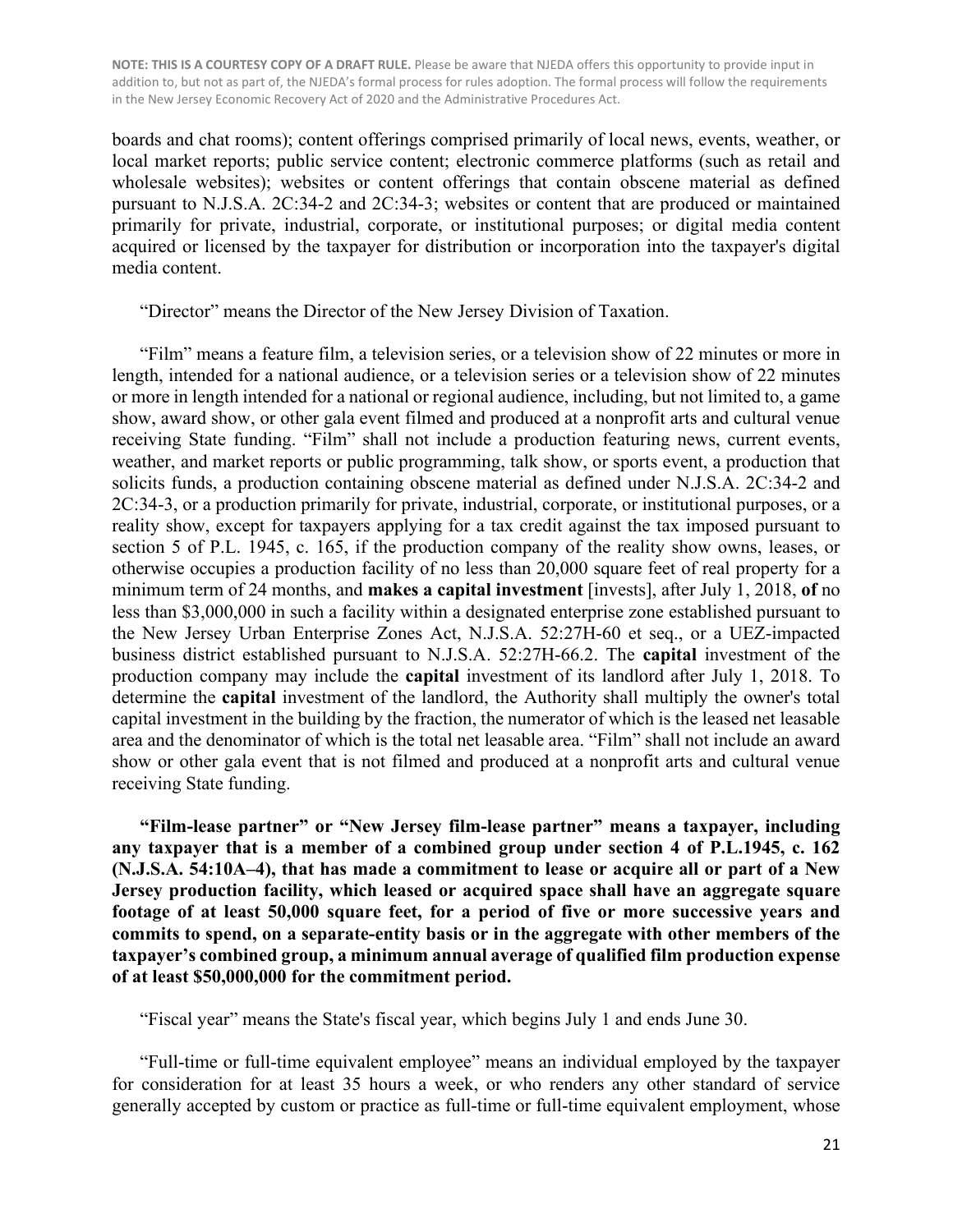**NOTE: THIS IS A COURTESY COPY OF A DRAFT RULE.** Please be aware that NJEDA offers this opportunity to provide input in addition to, but not as part of, the NJEDA's formal process for rules adoption. The formal process will follow the requirements in the New Jersey Economic Recovery Act of 2020 and the Administrative Procedures Act.

boards and chat rooms); content offerings comprised primarily of local news, events, weather, or local market reports; public service content; electronic commerce platforms (such as retail and wholesale websites); websites or content offerings that contain obscene material as defined pursuant to N.J.S.A. 2C:34-2 and 2C:34-3; websites or content that are produced or maintained primarily for private, industrial, corporate, or institutional purposes; or digital media content acquired or licensed by the taxpayer for distribution or incorporation into the taxpayer's digital media content.

"Director" means the Director of the New Jersey Division of Taxation.

"Film" means a feature film, a television series, or a television show of 22 minutes or more in length, intended for a national audience, or a television series or a television show of 22 minutes or more in length intended for a national or regional audience, including, but not limited to, a game show, award show, or other gala event filmed and produced at a nonprofit arts and cultural venue receiving State funding. "Film" shall not include a production featuring news, current events, weather, and market reports or public programming, talk show, or sports event, a production that solicits funds, a production containing obscene material as defined under N.J.S.A. 2C:34-2 and 2C:34-3, or a production primarily for private, industrial, corporate, or institutional purposes, or a reality show, except for taxpayers applying for a tax credit against the tax imposed pursuant to section 5 of P.L. 1945, c. 165, if the production company of the reality show owns, leases, or otherwise occupies a production facility of no less than 20,000 square feet of real property for a minimum term of 24 months, and **makes a capital investment** [invests], after July 1, 2018, **of** no less than $3,000,000 in such a facility within a designated enterprise zone established pursuant to the New Jersey Urban Enterprise Zones Act, N.J.S.A. 52:27H-60 et seq., or a UEZ-impacted business district established pursuant to N.J.S.A. 52:27H-66.2. The **capital** investment of the production company may include the **capital** investment of its landlord after July 1, 2018. To determine the **capital** investment of the landlord, the Authority shall multiply the owner's total capital investment in the building by the fraction, the numerator of which is the leased net leasable area and the denominator of which is the total net leasable area. "Film" shall not include an award show or other gala event that is not filmed and produced at a nonprofit arts and cultural venue receiving State funding.

**"Film-lease partner" or "New Jersey film-lease partner" means a taxpayer, including any taxpayer that is a member of a combined group under section 4 of P.L.1945, c. 162 (N.J.S.A. 54:10A–4), that has made a commitment to lease or acquire all or part of a New Jersey production facility, which leased or acquired space shall have an aggregate square footage of at least 50,000 square feet, for a period of five or more successive years and commits to spend, on a separate-entity basis or in the aggregate with other members of the taxpayer's combined group, a minimum annual average of qualified film production expense of at least $50,000,000 for the commitment period.**

"Fiscal year" means the State's fiscal year, which begins July 1 and ends June 30.

"Full-time or full-time equivalent employee" means an individual employed by the taxpayer for consideration for at least 35 hours a week, or who renders any other standard of service generally accepted by custom or practice as full-time or full-time equivalent employment, whose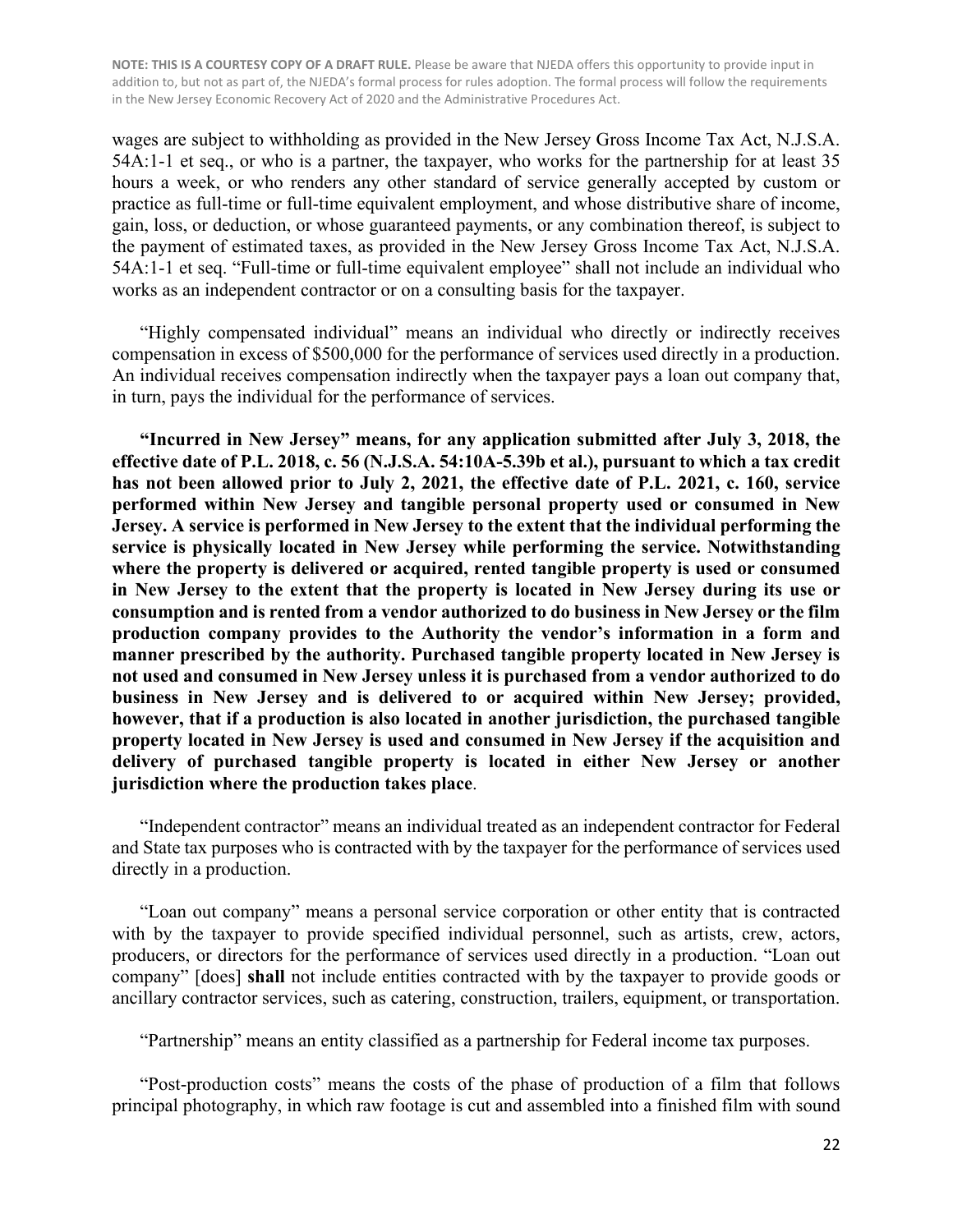wages are subject to withholding as provided in the New Jersey Gross Income Tax Act, N.J.S.A. 54A:1-1 et seq., or who is a partner, the taxpayer, who works for the partnership for at least 35 hours a week, or who renders any other standard of service generally accepted by custom or practice as full-time or full-time equivalent employment, and whose distributive share of income, gain, loss, or deduction, or whose guaranteed payments, or any combination thereof, is subject to the payment of estimated taxes, as provided in the New Jersey Gross Income Tax Act, N.J.S.A. 54A:1-1 et seq. "Full-time or full-time equivalent employee" shall not include an individual who works as an independent contractor or on a consulting basis for the taxpayer.

"Highly compensated individual" means an individual who directly or indirectly receives compensation in excess of $500,000 for the performance of services used directly in a production. An individual receives compensation indirectly when the taxpayer pays a loan out company that, in turn, pays the individual for the performance of services.

**"Incurred in New Jersey" means, for any application submitted after July 3, 2018, the effective date of P.L. 2018, c. 56 (N.J.S.A. 54:10A-5.39b et al.), pursuant to which a tax credit has not been allowed prior to July 2, 2021, the effective date of P.L. 2021, c. 160, service performed within New Jersey and tangible personal property used or consumed in New Jersey. A service is performed in New Jersey to the extent that the individual performing the service is physically located in New Jersey while performing the service. Notwithstanding where the property is delivered or acquired, rented tangible property is used or consumed in New Jersey to the extent that the property is located in New Jersey during its use or consumption and is rented from a vendor authorized to do business in New Jersey or the film production company provides to the Authority the vendor's information in a form and manner prescribed by the authority. Purchased tangible property located in New Jersey is not used and consumed in New Jersey unless it is purchased from a vendor authorized to do business in New Jersey and is delivered to or acquired within New Jersey; provided, however, that if a production is also located in another jurisdiction, the purchased tangible property located in New Jersey is used and consumed in New Jersey if the acquisition and delivery of purchased tangible property is located in either New Jersey or another jurisdiction where the production takes place**.

"Independent contractor" means an individual treated as an independent contractor for Federal and State tax purposes who is contracted with by the taxpayer for the performance of services used directly in a production.

"Loan out company" means a personal service corporation or other entity that is contracted with by the taxpayer to provide specified individual personnel, such as artists, crew, actors, producers, or directors for the performance of services used directly in a production. "Loan out company" [does] **shall** not include entities contracted with by the taxpayer to provide goods or ancillary contractor services, such as catering, construction, trailers, equipment, or transportation.

"Partnership" means an entity classified as a partnership for Federal income tax purposes.

"Post-production costs" means the costs of the phase of production of a film that follows principal photography, in which raw footage is cut and assembled into a finished film with sound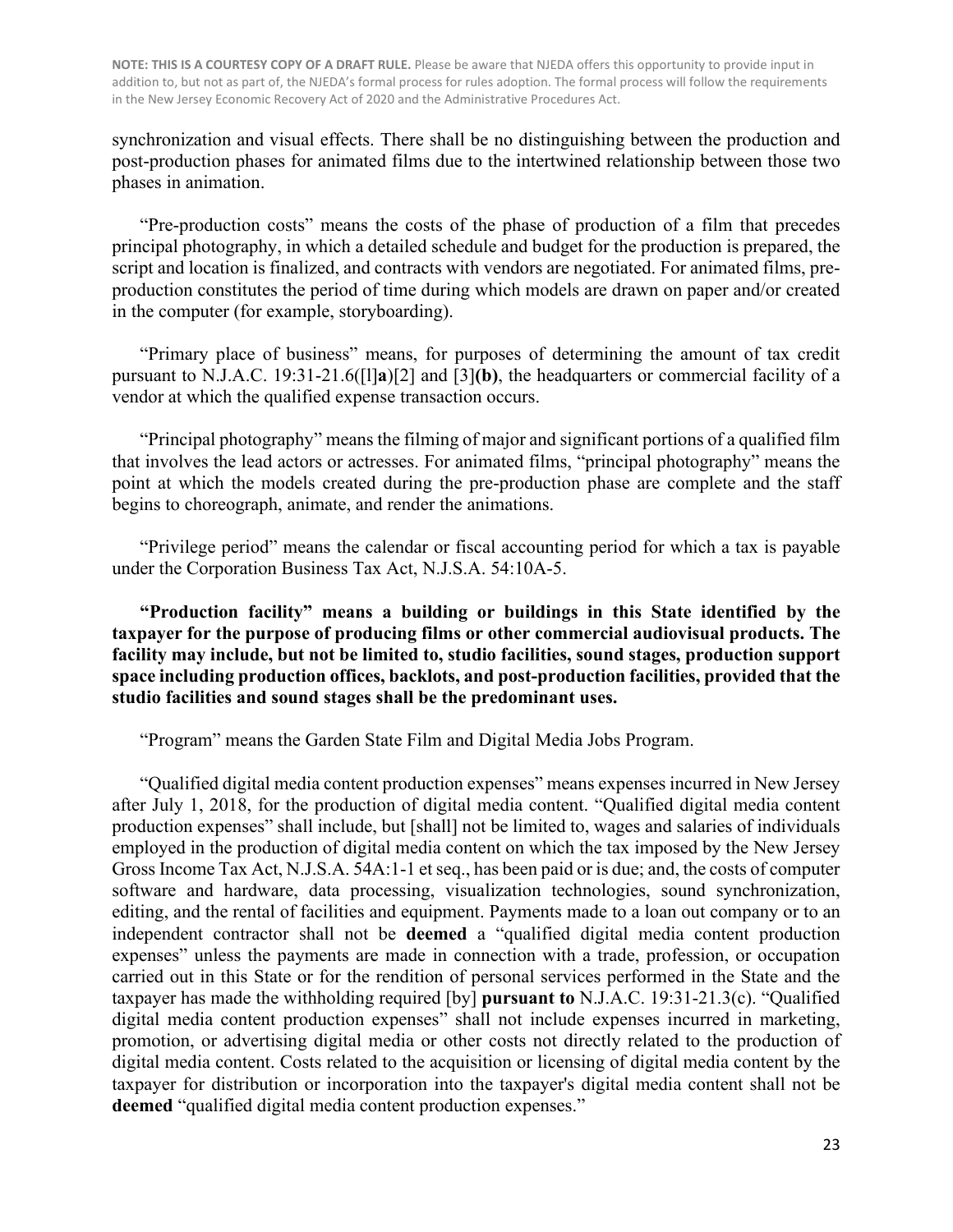**NOTE: THIS IS A COURTESY COPY OF A DRAFT RULE.** Please be aware that NJEDA offers this opportunity to provide input in addition to, but not as part of, the NJEDA's formal process for rules adoption. The formal process will follow the requirements in the New Jersey Economic Recovery Act of 2020 and the Administrative Procedures Act.

synchronization and visual effects. There shall be no distinguishing between the production and post-production phases for animated films due to the intertwined relationship between those two phases in animation.

"Pre-production costs" means the costs of the phase of production of a film that precedes principal photography, in which a detailed schedule and budget for the production is prepared, the script and location is finalized, and contracts with vendors are negotiated. For animated films, pre-production constitutes the period of time during which models are drawn on paper and/or created in the computer (for example, storyboarding).

"Primary place of business" means, for purposes of determining the amount of tax credit pursuant to N.J.A.C. 19:31-21.6([l]**a**)[2] and [3]**(b)**, the headquarters or commercial facility of a vendor at which the qualified expense transaction occurs.

"Principal photography" means the filming of major and significant portions of a qualified film that involves the lead actors or actresses. For animated films, "principal photography" means the point at which the models created during the pre-production phase are complete and the staff begins to choreograph, animate, and render the animations.

"Privilege period" means the calendar or fiscal accounting period for which a tax is payable under the Corporation Business Tax Act, N.J.S.A. 54:10A-5.

**"Production facility" means a building or buildings in this State identified by the taxpayer for the purpose of producing films or other commercial audiovisual products. The facility may include, but not be limited to, studio facilities, sound stages, production support space including production offices, backlots, and post-production facilities, provided that the studio facilities and sound stages shall be the predominant uses.**

"Program" means the Garden State Film and Digital Media Jobs Program.

"Qualified digital media content production expenses" means expenses incurred in New Jersey after July 1, 2018, for the production of digital media content. "Qualified digital media content production expenses" shall include, but [shall] not be limited to, wages and salaries of individuals employed in the production of digital media content on which the tax imposed by the New Jersey Gross Income Tax Act, N.J.S.A. 54A:1-1 et seq., has been paid or is due; and, the costs of computer software and hardware, data processing, visualization technologies, sound synchronization, editing, and the rental of facilities and equipment. Payments made to a loan out company or to an independent contractor shall not be **deemed** a "qualified digital media content production expenses" unless the payments are made in connection with a trade, profession, or occupation carried out in this State or for the rendition of personal services performed in the State and the taxpayer has made the withholding required [by] **pursuant to** N.J.A.C. 19:31-21.3(c). "Qualified digital media content production expenses" shall not include expenses incurred in marketing, promotion, or advertising digital media or other costs not directly related to the production of digital media content. Costs related to the acquisition or licensing of digital media content by the taxpayer for distribution or incorporation into the taxpayer's digital media content shall not be **deemed** "qualified digital media content production expenses."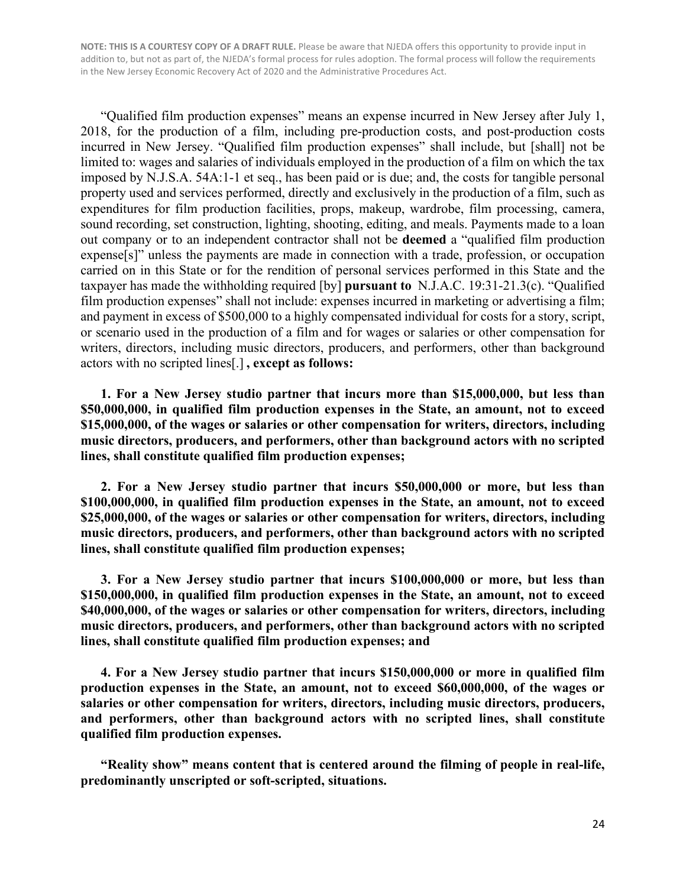**NOTE: THIS IS A COURTESY COPY OF A DRAFT RULE.** Please be aware that NJEDA offers this opportunity to provide input in addition to, but not as part of, the NJEDA's formal process for rules adoption. The formal process will follow the requirements in the New Jersey Economic Recovery Act of 2020 and the Administrative Procedures Act.

"Qualified film production expenses" means an expense incurred in New Jersey after July 1, 2018, for the production of a film, including pre-production costs, and post-production costs incurred in New Jersey. "Qualified film production expenses" shall include, but [shall] not be limited to: wages and salaries of individuals employed in the production of a film on which the tax imposed by N.J.S.A. 54A:1-1 et seq., has been paid or is due; and, the costs for tangible personal property used and services performed, directly and exclusively in the production of a film, such as expenditures for film production facilities, props, makeup, wardrobe, film processing, camera, sound recording, set construction, lighting, shooting, editing, and meals. Payments made to a loan out company or to an independent contractor shall not be **deemed** a "qualified film production expense[s]" unless the payments are made in connection with a trade, profession, or occupation carried on in this State or for the rendition of personal services performed in this State and the taxpayer has made the withholding required [by] **pursuant to** N.J.A.C. 19:31-21.3(c). "Qualified film production expenses" shall not include: expenses incurred in marketing or advertising a film; and payment in excess of $500,000 to a highly compensated individual for costs for a story, script, or scenario used in the production of a film and for wages or salaries or other compensation for writers, directors, including music directors, producers, and performers, other than background actors with no scripted lines[.] **, except as follows:**

**1. For a New Jersey studio partner that incurs more than $15,000,000, but less than $50,000,000, in qualified film production expenses in the State, an amount, not to exceed $15,000,000, of the wages or salaries or other compensation for writers, directors, including music directors, producers, and performers, other than background actors with no scripted lines, shall constitute qualified film production expenses;**

**2. For a New Jersey studio partner that incurs $50,000,000 or more, but less than $100,000,000, in qualified film production expenses in the State, an amount, not to exceed $25,000,000, of the wages or salaries or other compensation for writers, directors, including music directors, producers, and performers, other than background actors with no scripted lines, shall constitute qualified film production expenses;**

**3. For a New Jersey studio partner that incurs $100,000,000 or more, but less than $150,000,000, in qualified film production expenses in the State, an amount, not to exceed $40,000,000, of the wages or salaries or other compensation for writers, directors, including music directors, producers, and performers, other than background actors with no scripted lines, shall constitute qualified film production expenses; and**

**4. For a New Jersey studio partner that incurs $150,000,000 or more in qualified film production expenses in the State, an amount, not to exceed $60,000,000, of the wages or salaries or other compensation for writers, directors, including music directors, producers, and performers, other than background actors with no scripted lines, shall constitute qualified film production expenses.**

**"Reality show" means content that is centered around the filming of people in real-life, predominantly unscripted or soft-scripted, situations.**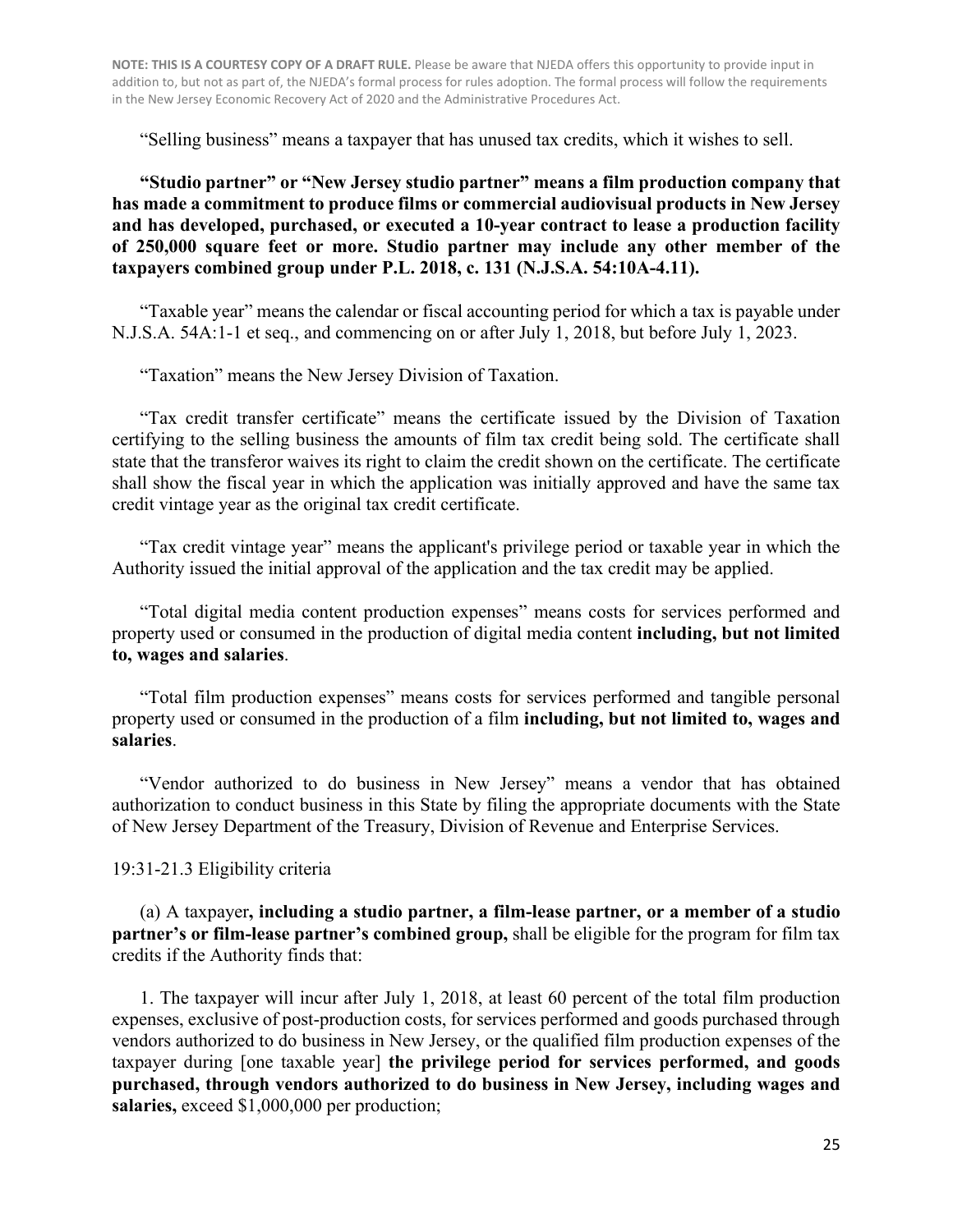**NOTE: THIS IS A COURTESY COPY OF A DRAFT RULE.** Please be aware that NJEDA offers this opportunity to provide input in addition to, but not as part of, the NJEDA's formal process for rules adoption. The formal process will follow the requirements in the New Jersey Economic Recovery Act of 2020 and the Administrative Procedures Act.

"Selling business" means a taxpayer that has unused tax credits, which it wishes to sell.

**"Studio partner" or "New Jersey studio partner" means a film production company that has made a commitment to produce films or commercial audiovisual products in New Jersey and has developed, purchased, or executed a 10-year contract to lease a production facility of 250,000 square feet or more. Studio partner may include any other member of the taxpayers combined group under P.L. 2018, c. 131 (N.J.S.A. 54:10A-4.11).**

"Taxable year" means the calendar or fiscal accounting period for which a tax is payable under N.J.S.A. 54A:1-1 et seq., and commencing on or after July 1, 2018, but before July 1, 2023.

"Taxation" means the New Jersey Division of Taxation.

"Tax credit transfer certificate" means the certificate issued by the Division of Taxation certifying to the selling business the amounts of film tax credit being sold. The certificate shall state that the transferor waives its right to claim the credit shown on the certificate. The certificate shall show the fiscal year in which the application was initially approved and have the same tax credit vintage year as the original tax credit certificate.

"Tax credit vintage year" means the applicant's privilege period or taxable year in which the Authority issued the initial approval of the application and the tax credit may be applied.

"Total digital media content production expenses" means costs for services performed and property used or consumed in the production of digital media content **including, but not limited to, wages and salaries**.

"Total film production expenses" means costs for services performed and tangible personal property used or consumed in the production of a film **including, but not limited to, wages and salaries**.

"Vendor authorized to do business in New Jersey" means a vendor that has obtained authorization to conduct business in this State by filing the appropriate documents with the State of New Jersey Department of the Treasury, Division of Revenue and Enterprise Services.

19:31-21.3 Eligibility criteria

(a) A taxpayer**, including a studio partner, a film-lease partner, or a member of a studio partner's or film-lease partner's combined group,** shall be eligible for the program for film tax credits if the Authority finds that:

1. The taxpayer will incur after July 1, 2018, at least 60 percent of the total film production expenses, exclusive of post-production costs, for services performed and goods purchased through vendors authorized to do business in New Jersey, or the qualified film production expenses of the taxpayer during [one taxable year] **the privilege period for services performed, and goods purchased, through vendors authorized to do business in New Jersey, including wages and salaries,** exceed $1,000,000 per production;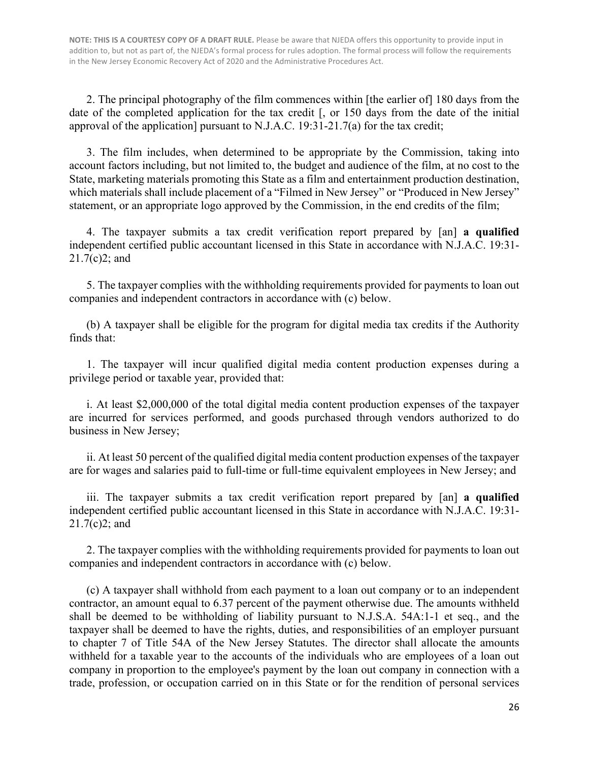**NOTE: THIS IS A COURTESY COPY OF A DRAFT RULE.** Please be aware that NJEDA offers this opportunity to provide input in addition to, but not as part of, the NJEDA's formal process for rules adoption. The formal process will follow the requirements in the New Jersey Economic Recovery Act of 2020 and the Administrative Procedures Act.

2. The principal photography of the film commences within [the earlier of] 180 days from the date of the completed application for the tax credit [, or 150 days from the date of the initial approval of the application] pursuant to N.J.A.C. 19:31-21.7(a) for the tax credit;

3. The film includes, when determined to be appropriate by the Commission, taking into account factors including, but not limited to, the budget and audience of the film, at no cost to the State, marketing materials promoting this State as a film and entertainment production destination, which materials shall include placement of a "Filmed in New Jersey" or "Produced in New Jersey" statement, or an appropriate logo approved by the Commission, in the end credits of the film;

4. The taxpayer submits a tax credit verification report prepared by [an] **a qualified** independent certified public accountant licensed in this State in accordance with N.J.A.C. 19:31-21.7(c)2; and

5. The taxpayer complies with the withholding requirements provided for payments to loan out companies and independent contractors in accordance with (c) below.

(b) A taxpayer shall be eligible for the program for digital media tax credits if the Authority finds that:

1. The taxpayer will incur qualified digital media content production expenses during a privilege period or taxable year, provided that:

i. At least $2,000,000 of the total digital media content production expenses of the taxpayer are incurred for services performed, and goods purchased through vendors authorized to do business in New Jersey;

ii. At least 50 percent of the qualified digital media content production expenses of the taxpayer are for wages and salaries paid to full-time or full-time equivalent employees in New Jersey; and

iii. The taxpayer submits a tax credit verification report prepared by [an] **a qualified** independent certified public accountant licensed in this State in accordance with N.J.A.C. 19:31-21.7(c)2; and

2. The taxpayer complies with the withholding requirements provided for payments to loan out companies and independent contractors in accordance with (c) below.

(c) A taxpayer shall withhold from each payment to a loan out company or to an independent contractor, an amount equal to 6.37 percent of the payment otherwise due. The amounts withheld shall be deemed to be withholding of liability pursuant to N.J.S.A. 54A:1-1 et seq., and the taxpayer shall be deemed to have the rights, duties, and responsibilities of an employer pursuant to chapter 7 of Title 54A of the New Jersey Statutes. The director shall allocate the amounts withheld for a taxable year to the accounts of the individuals who are employees of a loan out company in proportion to the employee's payment by the loan out company in connection with a trade, profession, or occupation carried on in this State or for the rendition of personal services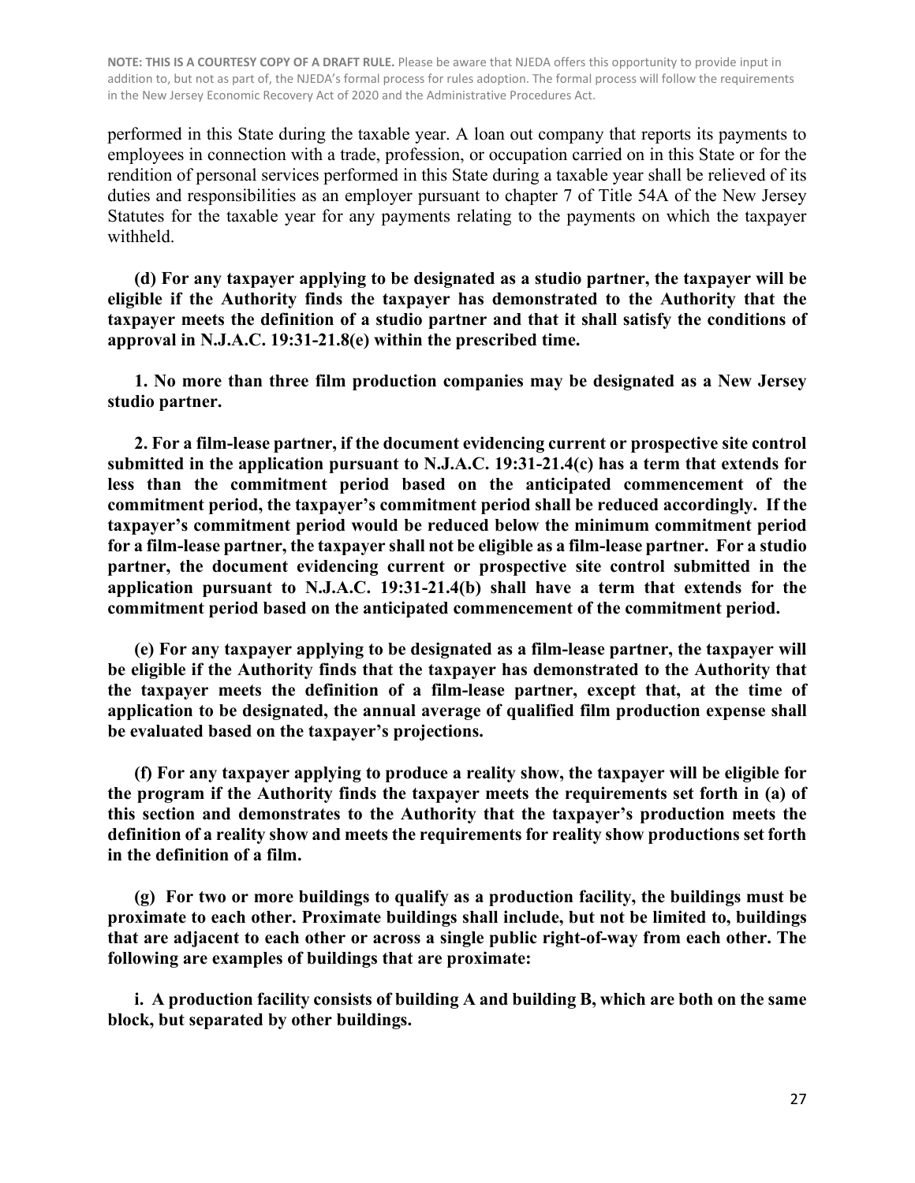performed in this State during the taxable year. A loan out company that reports its payments to employees in connection with a trade, profession, or occupation carried on in this State or for the rendition of personal services performed in this State during a taxable year shall be relieved of its duties and responsibilities as an employer pursuant to chapter 7 of Title 54A of the New Jersey Statutes for the taxable year for any payments relating to the payments on which the taxpayer withheld.

**(d) For any taxpayer applying to be designated as a studio partner, the taxpayer will be eligible if the Authority finds the taxpayer has demonstrated to the Authority that the taxpayer meets the definition of a studio partner and that it shall satisfy the conditions of approval in N.J.A.C. 19:31-21.8(e) within the prescribed time.**

**1. No more than three film production companies may be designated as a New Jersey studio partner.**

**2. For a film-lease partner, if the document evidencing current or prospective site control submitted in the application pursuant to N.J.A.C. 19:31-21.4(c) has a term that extends for less than the commitment period based on the anticipated commencement of the commitment period, the taxpayer's commitment period shall be reduced accordingly. If the taxpayer's commitment period would be reduced below the minimum commitment period for a film-lease partner, the taxpayer shall not be eligible as a film-lease partner. For a studio partner, the document evidencing current or prospective site control submitted in the application pursuant to N.J.A.C. 19:31-21.4(b) shall have a term that extends for the commitment period based on the anticipated commencement of the commitment period.**

**(e) For any taxpayer applying to be designated as a film-lease partner, the taxpayer will be eligible if the Authority finds that the taxpayer has demonstrated to the Authority that the taxpayer meets the definition of a film-lease partner, except that, at the time of application to be designated, the annual average of qualified film production expense shall be evaluated based on the taxpayer's projections.**

**(f) For any taxpayer applying to produce a reality show, the taxpayer will be eligible for the program if the Authority finds the taxpayer meets the requirements set forth in (a) of this section and demonstrates to the Authority that the taxpayer's production meets the definition of a reality show and meets the requirements for reality show productions set forth in the definition of a film.**

**(g) For two or more buildings to qualify as a production facility, the buildings must be proximate to each other. Proximate buildings shall include, but not be limited to, buildings that are adjacent to each other or across a single public right-of-way from each other. The following are examples of buildings that are proximate:**

**i. A production facility consists of building A and building B, which are both on the same block, but separated by other buildings.**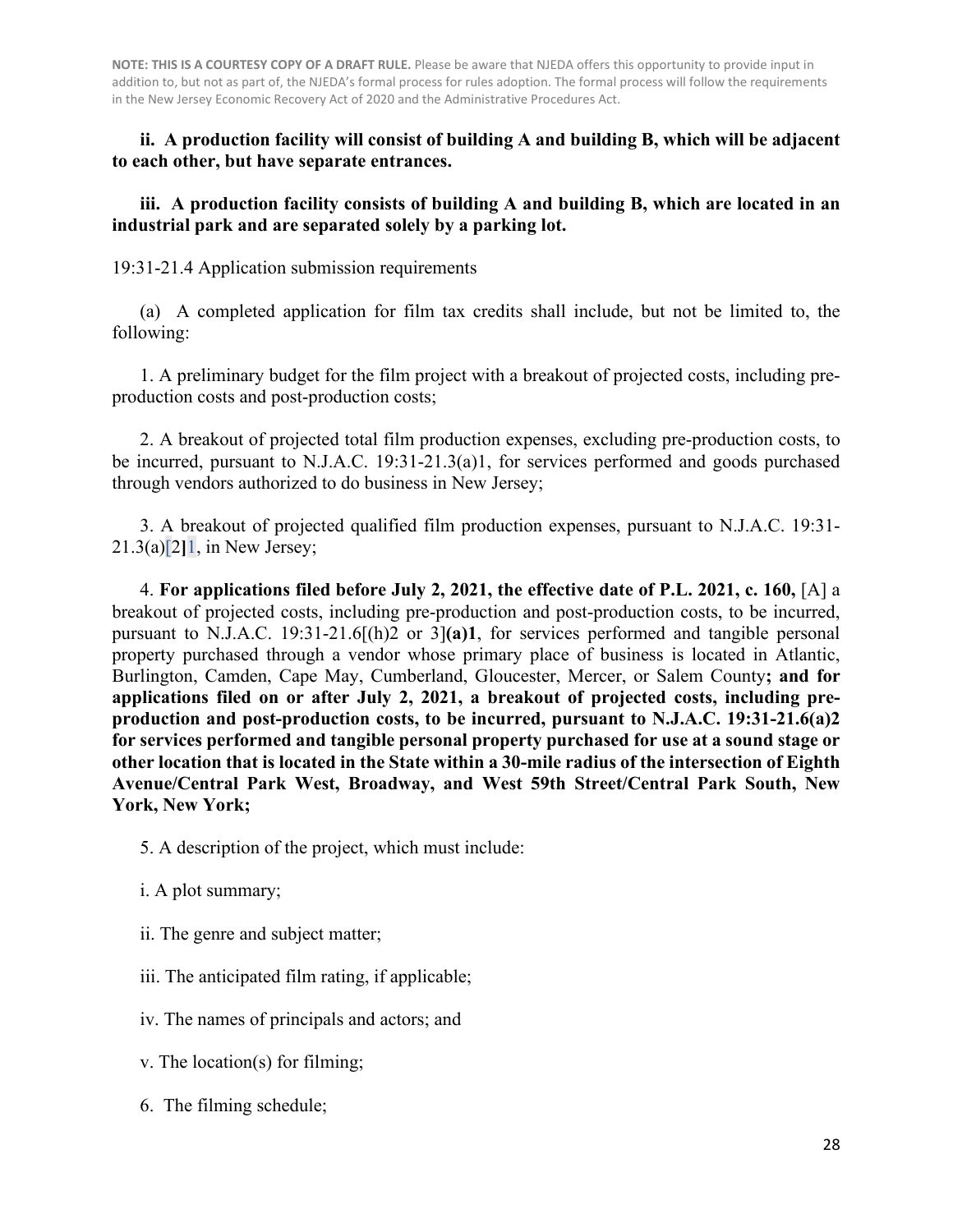**NOTE: THIS IS A COURTESY COPY OF A DRAFT RULE.** Please be aware that NJEDA offers this opportunity to provide input in addition to, but not as part of, the NJEDA's formal process for rules adoption. The formal process will follow the requirements in the New Jersey Economic Recovery Act of 2020 and the Administrative Procedures Act.

**ii. A production facility will consist of building A and building B, which will be adjacent to each other, but have separate entrances.**

**iii. A production facility consists of building A and building B, which are located in an industrial park and are separated solely by a parking lot.**

19:31-21.4 Application submission requirements

(a) A completed application for film tax credits shall include, but not be limited to, the following:

1. A preliminary budget for the film project with a breakout of projected costs, including pre-production costs and post-production costs;

2. A breakout of projected total film production expenses, excluding pre-production costs, to be incurred, pursuant to N.J.A.C. 19:31-21.3(a)1, for services performed and goods purchased through vendors authorized to do business in New Jersey;

3. A breakout of projected qualified film production expenses, pursuant to N.J.A.C. 19:31-21.3(a)[2]1, in New Jersey;

4. **For applications filed before July 2, 2021, the effective date of P.L. 2021, c. 160,** [A] a breakout of projected costs, including pre-production and post-production costs, to be incurred, pursuant to N.J.A.C. 19:31-21.6[(h)2 or 3]**(a)1**, for services performed and tangible personal property purchased through a vendor whose primary place of business is located in Atlantic, Burlington, Camden, Cape May, Cumberland, Gloucester, Mercer, or Salem County**; and for applications filed on or after July 2, 2021, a breakout of projected costs, including pre-production and post-production costs, to be incurred, pursuant to N.J.A.C. 19:31-21.6(a)2 for services performed and tangible personal property purchased for use at a sound stage or other location that is located in the State within a 30-mile radius of the intersection of Eighth Avenue/Central Park West, Broadway, and West 59th Street/Central Park South, New York, New York;**

5. A description of the project, which must include:

i. A plot summary;

ii. The genre and subject matter;

iii. The anticipated film rating, if applicable;

iv. The names of principals and actors; and

v. The location(s) for filming;

6. The filming schedule;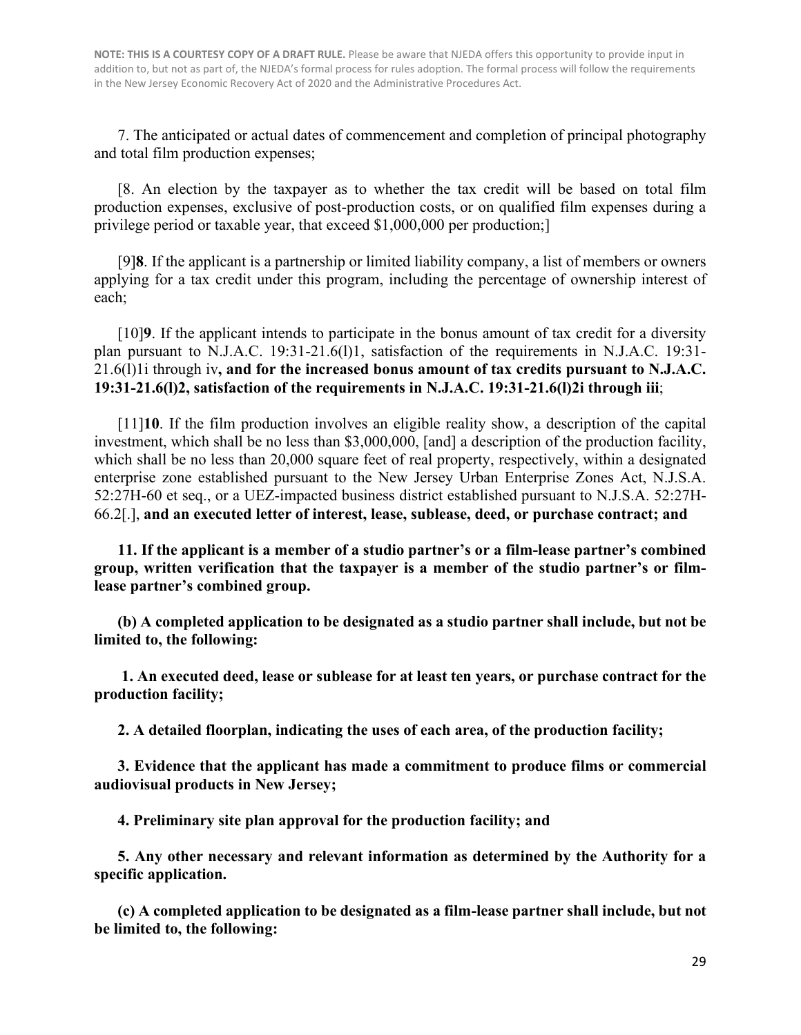**NOTE: THIS IS A COURTESY COPY OF A DRAFT RULE.** Please be aware that NJEDA offers this opportunity to provide input in addition to, but not as part of, the NJEDA's formal process for rules adoption. The formal process will follow the requirements in the New Jersey Economic Recovery Act of 2020 and the Administrative Procedures Act.

7. The anticipated or actual dates of commencement and completion of principal photography and total film production expenses;

[8. An election by the taxpayer as to whether the tax credit will be based on total film production expenses, exclusive of post-production costs, or on qualified film expenses during a privilege period or taxable year, that exceed $1,000,000 per production;]

[9]**8**. If the applicant is a partnership or limited liability company, a list of members or owners applying for a tax credit under this program, including the percentage of ownership interest of each;

[10]**9**. If the applicant intends to participate in the bonus amount of tax credit for a diversity plan pursuant to N.J.A.C. 19:31-21.6(l)1, satisfaction of the requirements in N.J.A.C. 19:31-21.6(l)1i through iv**, and for the increased bonus amount of tax credits pursuant to N.J.A.C. 19:31-21.6(l)2, satisfaction of the requirements in N.J.A.C. 19:31-21.6(l)2i through iii**;

[11]**10**. If the film production involves an eligible reality show, a description of the capital investment, which shall be no less than $3,000,000, [and] a description of the production facility, which shall be no less than 20,000 square feet of real property, respectively, within a designated enterprise zone established pursuant to the New Jersey Urban Enterprise Zones Act, N.J.S.A. 52:27H-60 et seq., or a UEZ-impacted business district established pursuant to N.J.S.A. 52:27H-66.2[.], **and an executed letter of interest, lease, sublease, deed, or purchase contract; and**

**11. If the applicant is a member of a studio partner's or a film-lease partner's combined group, written verification that the taxpayer is a member of the studio partner's or film-lease partner's combined group.**

**(b) A completed application to be designated as a studio partner shall include, but not be limited to, the following:**

**1. An executed deed, lease or sublease for at least ten years, or purchase contract for the production facility;**

**2. A detailed floorplan, indicating the uses of each area, of the production facility;**

**3. Evidence that the applicant has made a commitment to produce films or commercial audiovisual products in New Jersey;**

**4. Preliminary site plan approval for the production facility; and**

**5. Any other necessary and relevant information as determined by the Authority for a specific application.**

**(c) A completed application to be designated as a film-lease partner shall include, but not be limited to, the following:**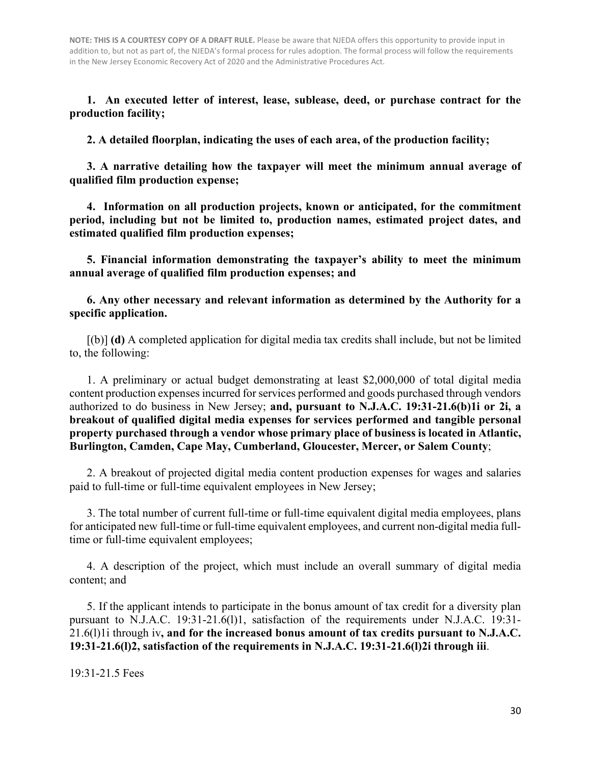**NOTE: THIS IS A COURTESY COPY OF A DRAFT RULE.** Please be aware that NJEDA offers this opportunity to provide input in addition to, but not as part of, the NJEDA's formal process for rules adoption. The formal process will follow the requirements in the New Jersey Economic Recovery Act of 2020 and the Administrative Procedures Act.

**1. An executed letter of interest, lease, sublease, deed, or purchase contract for the production facility;**

**2. A detailed floorplan, indicating the uses of each area, of the production facility;**

**3. A narrative detailing how the taxpayer will meet the minimum annual average of qualified film production expense;**

**4. Information on all production projects, known or anticipated, for the commitment period, including but not be limited to, production names, estimated project dates, and estimated qualified film production expenses;**

**5. Financial information demonstrating the taxpayer's ability to meet the minimum annual average of qualified film production expenses; and**

**6. Any other necessary and relevant information as determined by the Authority for a specific application.**

[(b)] **(d)** A completed application for digital media tax credits shall include, but not be limited to, the following:

1. A preliminary or actual budget demonstrating at least $2,000,000 of total digital media content production expenses incurred for services performed and goods purchased through vendors authorized to do business in New Jersey; **and, pursuant to N.J.A.C. 19:31-21.6(b)1i or 2i, a breakout of qualified digital media expenses for services performed and tangible personal property purchased through a vendor whose primary place of business is located in Atlantic, Burlington, Camden, Cape May, Cumberland, Gloucester, Mercer, or Salem County**;

2. A breakout of projected digital media content production expenses for wages and salaries paid to full-time or full-time equivalent employees in New Jersey;

3. The total number of current full-time or full-time equivalent digital media employees, plans for anticipated new full-time or full-time equivalent employees, and current non-digital media full-time or full-time equivalent employees;

4. A description of the project, which must include an overall summary of digital media content; and

5. If the applicant intends to participate in the bonus amount of tax credit for a diversity plan pursuant to N.J.A.C. 19:31-21.6(l)1, satisfaction of the requirements under N.J.A.C. 19:31-21.6(l)1i through iv**, and for the increased bonus amount of tax credits pursuant to N.J.A.C. 19:31-21.6(l)2, satisfaction of the requirements in N.J.A.C. 19:31-21.6(l)2i through iii**.

19:31-21.5 Fees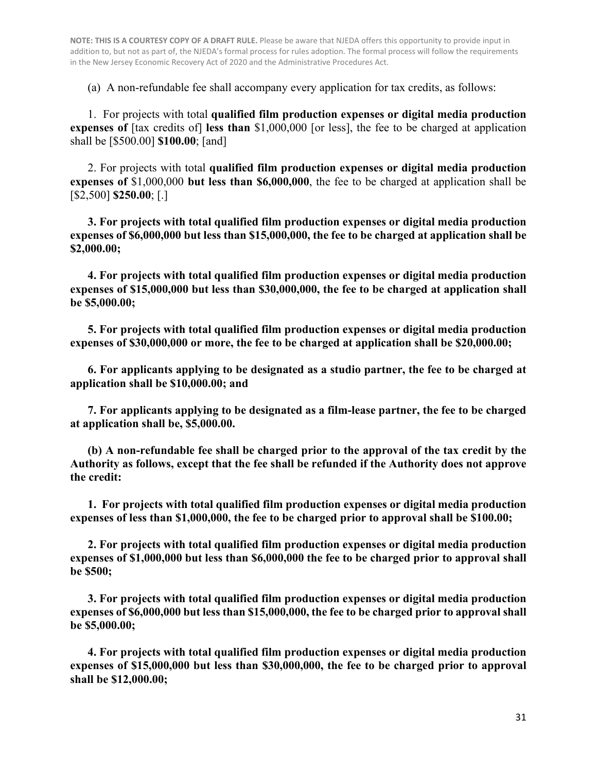**NOTE: THIS IS A COURTESY COPY OF A DRAFT RULE.** Please be aware that NJEDA offers this opportunity to provide input in addition to, but not as part of, the NJEDA's formal process for rules adoption. The formal process will follow the requirements in the New Jersey Economic Recovery Act of 2020 and the Administrative Procedures Act.

(a) A non-refundable fee shall accompany every application for tax credits, as follows:

1. For projects with total **qualified film production expenses or digital media production expenses of** [tax credits of] **less than** $1,000,000 [or less], the fee to be charged at application shall be [$500.00] **$100.00**; [and]

2. For projects with total **qualified film production expenses or digital media production expenses of** $1,000,000 **but less than $6,000,000**, the fee to be charged at application shall be [$2,500] **$250.00**; [.]

**3. For projects with total qualified film production expenses or digital media production expenses of $6,000,000 but less than $15,000,000, the fee to be charged at application shall be $2,000.00;**

**4. For projects with total qualified film production expenses or digital media production expenses of $15,000,000 but less than $30,000,000, the fee to be charged at application shall be $5,000.00;**

**5. For projects with total qualified film production expenses or digital media production expenses of $30,000,000 or more, the fee to be charged at application shall be $20,000.00;**

**6. For applicants applying to be designated as a studio partner, the fee to be charged at application shall be $10,000.00; and**

**7. For applicants applying to be designated as a film-lease partner, the fee to be charged at application shall be, $5,000.00.**

**(b) A non-refundable fee shall be charged prior to the approval of the tax credit by the Authority as follows, except that the fee shall be refunded if the Authority does not approve the credit:**

**1. For projects with total qualified film production expenses or digital media production expenses of less than $1,000,000, the fee to be charged prior to approval shall be $100.00;**

**2. For projects with total qualified film production expenses or digital media production expenses of $1,000,000 but less than $6,000,000 the fee to be charged prior to approval shall be $500;**

**3. For projects with total qualified film production expenses or digital media production expenses of $6,000,000 but less than $15,000,000, the fee to be charged prior to approval shall be $5,000.00;**

**4. For projects with total qualified film production expenses or digital media production expenses of $15,000,000 but less than $30,000,000, the fee to be charged prior to approval shall be $12,000.00;**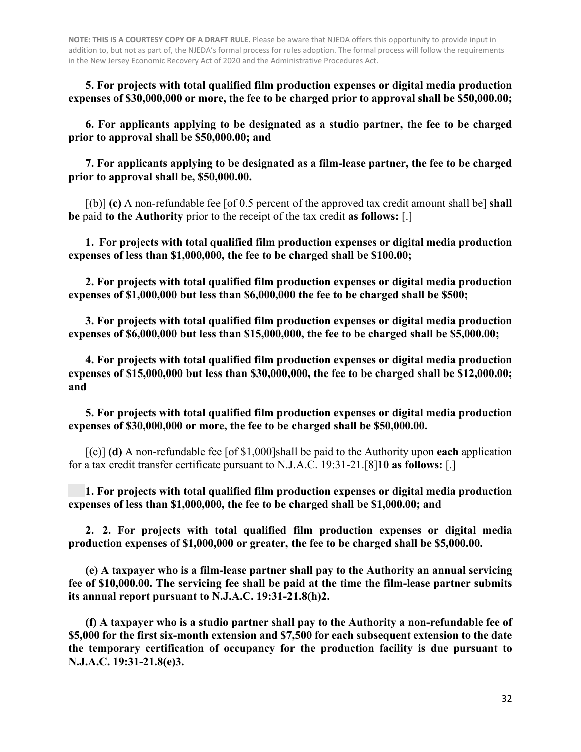**NOTE: THIS IS A COURTESY COPY OF A DRAFT RULE.** Please be aware that NJEDA offers this opportunity to provide input in addition to, but not as part of, the NJEDA's formal process for rules adoption. The formal process will follow the requirements in the New Jersey Economic Recovery Act of 2020 and the Administrative Procedures Act.

**5. For projects with total qualified film production expenses or digital media production expenses of $30,000,000 or more, the fee to be charged prior to approval shall be $50,000.00;**

**6. For applicants applying to be designated as a studio partner, the fee to be charged prior to approval shall be $50,000.00; and**

**7. For applicants applying to be designated as a film-lease partner, the fee to be charged prior to approval shall be, $50,000.00.**

[(b)] **(c)** A non-refundable fee [of 0.5 percent of the approved tax credit amount shall be] **shall be** paid **to the Authority** prior to the receipt of the tax credit **as follows:** [.]

**1. For projects with total qualified film production expenses or digital media production expenses of less than $1,000,000, the fee to be charged shall be $100.00;**

**2. For projects with total qualified film production expenses or digital media production expenses of $1,000,000 but less than $6,000,000 the fee to be charged shall be $500;**

**3. For projects with total qualified film production expenses or digital media production expenses of $6,000,000 but less than $15,000,000, the fee to be charged shall be $5,000.00;**

**4. For projects with total qualified film production expenses or digital media production expenses of $15,000,000 but less than $30,000,000, the fee to be charged shall be $12,000.00; and**

**5. For projects with total qualified film production expenses or digital media production expenses of $30,000,000 or more, the fee to be charged shall be $50,000.00.**

[(c)] **(d)** A non-refundable fee [of $1,000]shall be paid to the Authority upon **each** application for a tax credit transfer certificate pursuant to N.J.A.C. 19:31-21.[8]**10 as follows:** [.]

**1. For projects with total qualified film production expenses or digital media production expenses of less than $1,000,000, the fee to be charged shall be $1,000.00; and**

**2. 2. For projects with total qualified film production expenses or digital media production expenses of $1,000,000 or greater, the fee to be charged shall be $5,000.00.**

**(e) A taxpayer who is a film-lease partner shall pay to the Authority an annual servicing fee of $10,000.00. The servicing fee shall be paid at the time the film-lease partner submits its annual report pursuant to N.J.A.C. 19:31-21.8(h)2.**

**(f) A taxpayer who is a studio partner shall pay to the Authority a non-refundable fee of $5,000 for the first six-month extension and $7,500 for each subsequent extension to the date the temporary certification of occupancy for the production facility is due pursuant to N.J.A.C. 19:31-21.8(e)3.**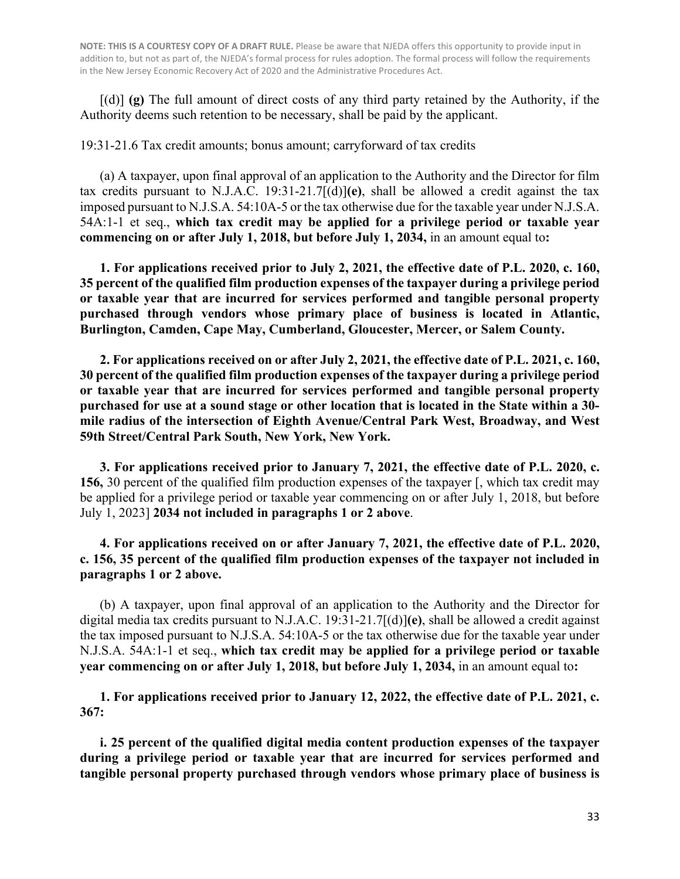**NOTE: THIS IS A COURTESY COPY OF A DRAFT RULE.** Please be aware that NJEDA offers this opportunity to provide input in addition to, but not as part of, the NJEDA's formal process for rules adoption. The formal process will follow the requirements in the New Jersey Economic Recovery Act of 2020 and the Administrative Procedures Act.

[(d)] **(g)** The full amount of direct costs of any third party retained by the Authority, if the Authority deems such retention to be necessary, shall be paid by the applicant.

19:31-21.6 Tax credit amounts; bonus amount; carryforward of tax credits

(a) A taxpayer, upon final approval of an application to the Authority and the Director for film tax credits pursuant to N.J.A.C. 19:31-21.7[(d)]**(e)**, shall be allowed a credit against the tax imposed pursuant to N.J.S.A. 54:10A-5 or the tax otherwise due for the taxable year under N.J.S.A. 54A:1-1 et seq., **which tax credit may be applied for a privilege period or taxable year commencing on or after July 1, 2018, but before July 1, 2034,** in an amount equal to**:**

**1. For applications received prior to July 2, 2021, the effective date of P.L. 2020, c. 160, 35 percent of the qualified film production expenses of the taxpayer during a privilege period or taxable year that are incurred for services performed and tangible personal property purchased through vendors whose primary place of business is located in Atlantic, Burlington, Camden, Cape May, Cumberland, Gloucester, Mercer, or Salem County.**

**2. For applications received on or after July 2, 2021, the effective date of P.L. 2021, c. 160, 30 percent of the qualified film production expenses of the taxpayer during a privilege period or taxable year that are incurred for services performed and tangible personal property purchased for use at a sound stage or other location that is located in the State within a 30-mile radius of the intersection of Eighth Avenue/Central Park West, Broadway, and West 59th Street/Central Park South, New York, New York.**

**3. For applications received prior to January 7, 2021, the effective date of P.L. 2020, c. 156,** 30 percent of the qualified film production expenses of the taxpayer [, which tax credit may be applied for a privilege period or taxable year commencing on or after July 1, 2018, but before July 1, 2023] **2034 not included in paragraphs 1 or 2 above**.

**4. For applications received on or after January 7, 2021, the effective date of P.L. 2020, c. 156, 35 percent of the qualified film production expenses of the taxpayer not included in paragraphs 1 or 2 above.**

(b) A taxpayer, upon final approval of an application to the Authority and the Director for digital media tax credits pursuant to N.J.A.C. 19:31-21.7[(d)]**(e)**, shall be allowed a credit against the tax imposed pursuant to N.J.S.A. 54:10A-5 or the tax otherwise due for the taxable year under N.J.S.A. 54A:1-1 et seq., **which tax credit may be applied for a privilege period or taxable year commencing on or after July 1, 2018, but before July 1, 2034,** in an amount equal to**:**

**1. For applications received prior to January 12, 2022, the effective date of P.L. 2021, c. 367:**

**i. 25 percent of the qualified digital media content production expenses of the taxpayer during a privilege period or taxable year that are incurred for services performed and tangible personal property purchased through vendors whose primary place of business is**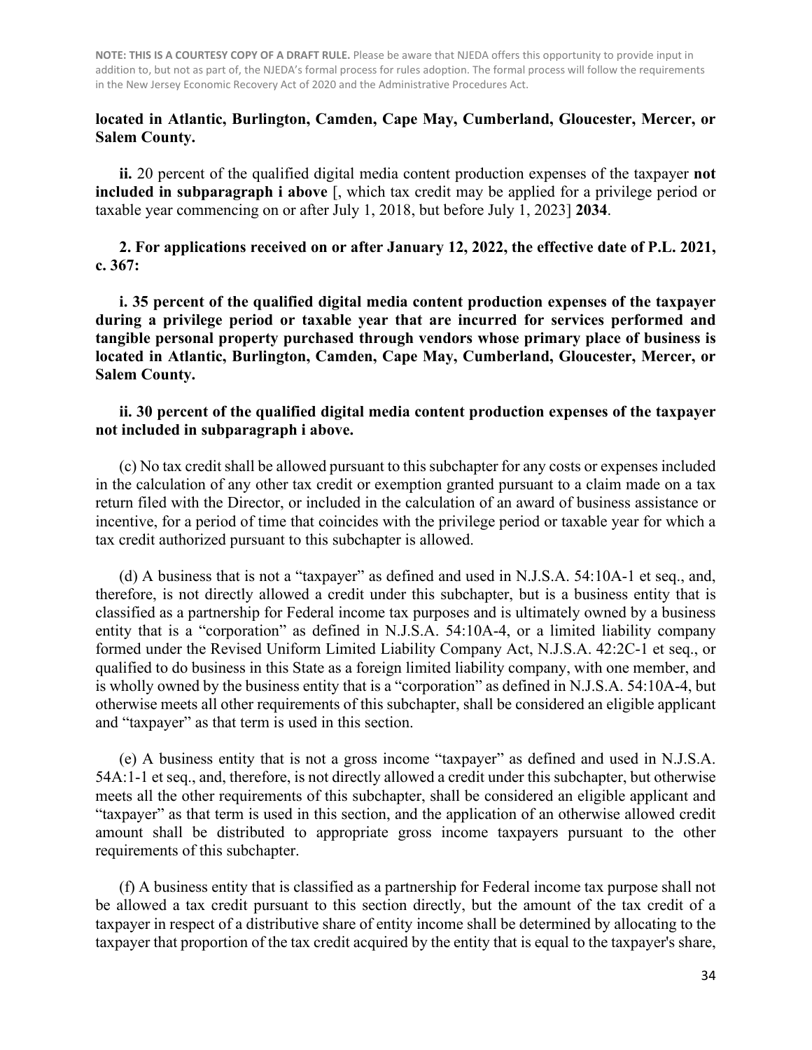**NOTE: THIS IS A COURTESY COPY OF A DRAFT RULE.** Please be aware that NJEDA offers this opportunity to provide input in addition to, but not as part of, the NJEDA's formal process for rules adoption. The formal process will follow the requirements in the New Jersey Economic Recovery Act of 2020 and the Administrative Procedures Act.

**located in Atlantic, Burlington, Camden, Cape May, Cumberland, Gloucester, Mercer, or Salem County.**

**ii.** 20 percent of the qualified digital media content production expenses of the taxpayer **not included in subparagraph i above** [, which tax credit may be applied for a privilege period or taxable year commencing on or after July 1, 2018, but before July 1, 2023] **2034**.

**2. For applications received on or after January 12, 2022, the effective date of P.L. 2021, c. 367:**

**i. 35 percent of the qualified digital media content production expenses of the taxpayer during a privilege period or taxable year that are incurred for services performed and tangible personal property purchased through vendors whose primary place of business is located in Atlantic, Burlington, Camden, Cape May, Cumberland, Gloucester, Mercer, or Salem County.**

**ii. 30 percent of the qualified digital media content production expenses of the taxpayer not included in subparagraph i above.**

(c) No tax credit shall be allowed pursuant to this subchapter for any costs or expenses included in the calculation of any other tax credit or exemption granted pursuant to a claim made on a tax return filed with the Director, or included in the calculation of an award of business assistance or incentive, for a period of time that coincides with the privilege period or taxable year for which a tax credit authorized pursuant to this subchapter is allowed.

(d) A business that is not a "taxpayer" as defined and used in N.J.S.A. 54:10A-1 et seq., and, therefore, is not directly allowed a credit under this subchapter, but is a business entity that is classified as a partnership for Federal income tax purposes and is ultimately owned by a business entity that is a "corporation" as defined in N.J.S.A. 54:10A-4, or a limited liability company formed under the Revised Uniform Limited Liability Company Act, N.J.S.A. 42:2C-1 et seq., or qualified to do business in this State as a foreign limited liability company, with one member, and is wholly owned by the business entity that is a "corporation" as defined in N.J.S.A. 54:10A-4, but otherwise meets all other requirements of this subchapter, shall be considered an eligible applicant and "taxpayer" as that term is used in this section.

(e) A business entity that is not a gross income "taxpayer" as defined and used in N.J.S.A. 54A:1-1 et seq., and, therefore, is not directly allowed a credit under this subchapter, but otherwise meets all the other requirements of this subchapter, shall be considered an eligible applicant and "taxpayer" as that term is used in this section, and the application of an otherwise allowed credit amount shall be distributed to appropriate gross income taxpayers pursuant to the other requirements of this subchapter.

(f) A business entity that is classified as a partnership for Federal income tax purpose shall not be allowed a tax credit pursuant to this section directly, but the amount of the tax credit of a taxpayer in respect of a distributive share of entity income shall be determined by allocating to the taxpayer that proportion of the tax credit acquired by the entity that is equal to the taxpayer's share,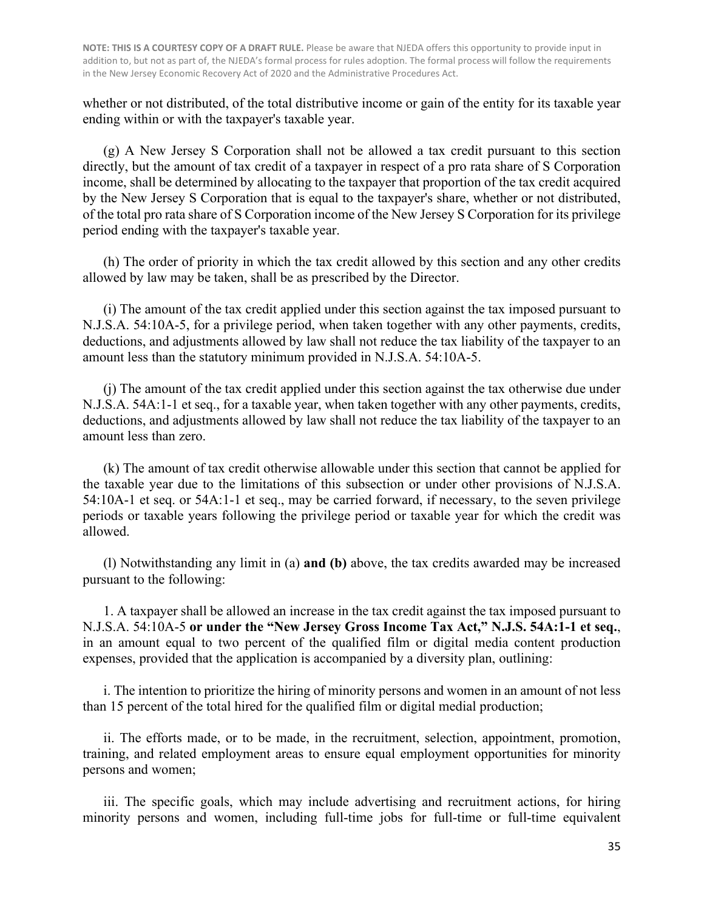**NOTE: THIS IS A COURTESY COPY OF A DRAFT RULE.** Please be aware that NJEDA offers this opportunity to provide input in addition to, but not as part of, the NJEDA's formal process for rules adoption. The formal process will follow the requirements in the New Jersey Economic Recovery Act of 2020 and the Administrative Procedures Act.

whether or not distributed, of the total distributive income or gain of the entity for its taxable year ending within or with the taxpayer's taxable year.

(g) A New Jersey S Corporation shall not be allowed a tax credit pursuant to this section directly, but the amount of tax credit of a taxpayer in respect of a pro rata share of S Corporation income, shall be determined by allocating to the taxpayer that proportion of the tax credit acquired by the New Jersey S Corporation that is equal to the taxpayer's share, whether or not distributed, of the total pro rata share of S Corporation income of the New Jersey S Corporation for its privilege period ending with the taxpayer's taxable year.

(h) The order of priority in which the tax credit allowed by this section and any other credits allowed by law may be taken, shall be as prescribed by the Director.

(i) The amount of the tax credit applied under this section against the tax imposed pursuant to N.J.S.A. 54:10A-5, for a privilege period, when taken together with any other payments, credits, deductions, and adjustments allowed by law shall not reduce the tax liability of the taxpayer to an amount less than the statutory minimum provided in N.J.S.A. 54:10A-5.

(j) The amount of the tax credit applied under this section against the tax otherwise due under N.J.S.A. 54A:1-1 et seq., for a taxable year, when taken together with any other payments, credits, deductions, and adjustments allowed by law shall not reduce the tax liability of the taxpayer to an amount less than zero.

(k) The amount of tax credit otherwise allowable under this section that cannot be applied for the taxable year due to the limitations of this subsection or under other provisions of N.J.S.A. 54:10A-1 et seq. or 54A:1-1 et seq., may be carried forward, if necessary, to the seven privilege periods or taxable years following the privilege period or taxable year for which the credit was allowed.

(l) Notwithstanding any limit in (a) **and (b)** above, the tax credits awarded may be increased pursuant to the following:

1. A taxpayer shall be allowed an increase in the tax credit against the tax imposed pursuant to N.J.S.A. 54:10A-5 **or under the "New Jersey Gross Income Tax Act," N.J.S. 54A:1-1 et seq.**, in an amount equal to two percent of the qualified film or digital media content production expenses, provided that the application is accompanied by a diversity plan, outlining:

i. The intention to prioritize the hiring of minority persons and women in an amount of not less than 15 percent of the total hired for the qualified film or digital medial production;

ii. The efforts made, or to be made, in the recruitment, selection, appointment, promotion, training, and related employment areas to ensure equal employment opportunities for minority persons and women;

iii. The specific goals, which may include advertising and recruitment actions, for hiring minority persons and women, including full-time jobs for full-time or full-time equivalent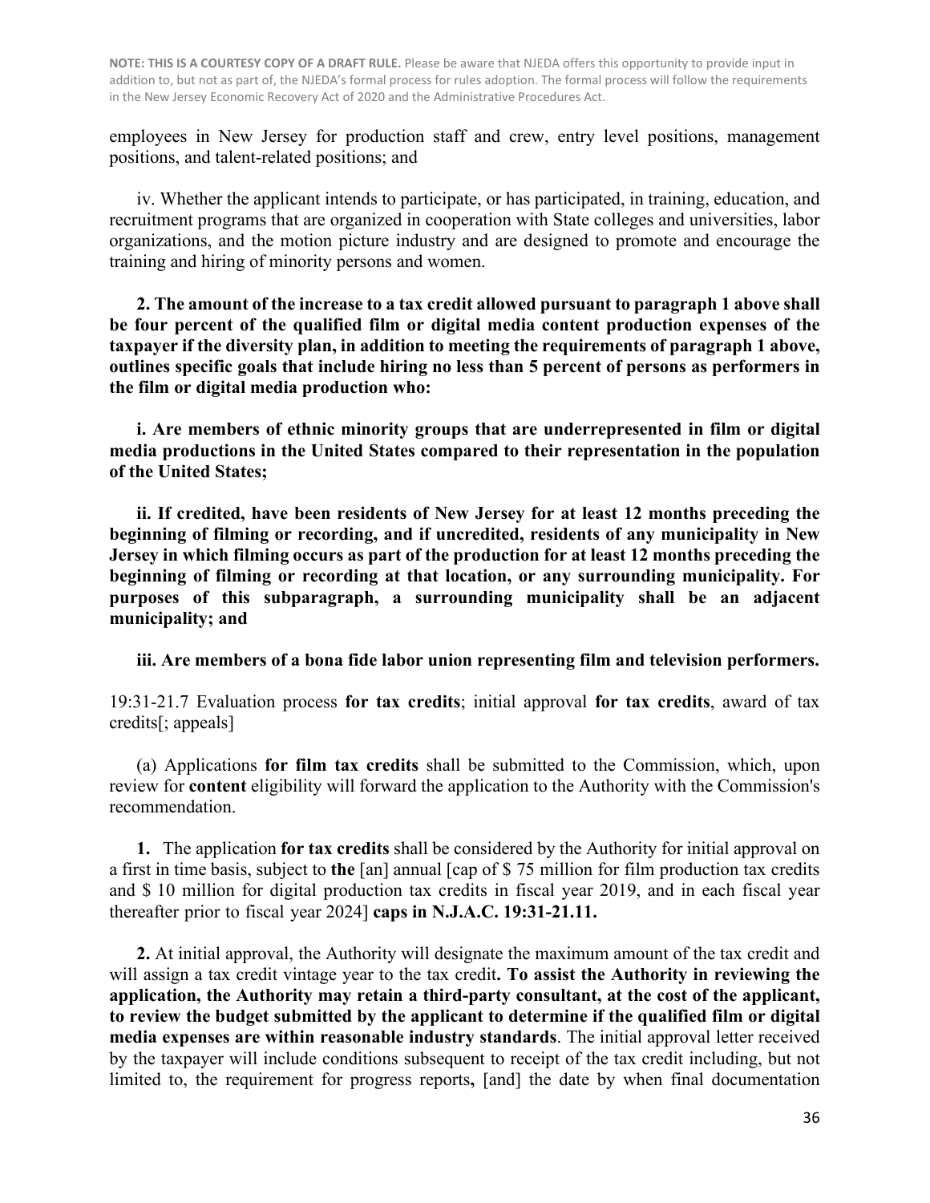**NOTE: THIS IS A COURTESY COPY OF A DRAFT RULE.** Please be aware that NJEDA offers this opportunity to provide input in addition to, but not as part of, the NJEDA's formal process for rules adoption. The formal process will follow the requirements in the New Jersey Economic Recovery Act of 2020 and the Administrative Procedures Act.

employees in New Jersey for production staff and crew, entry level positions, management positions, and talent-related positions; and

iv. Whether the applicant intends to participate, or has participated, in training, education, and recruitment programs that are organized in cooperation with State colleges and universities, labor organizations, and the motion picture industry and are designed to promote and encourage the training and hiring of minority persons and women.

**2. The amount of the increase to a tax credit allowed pursuant to paragraph 1 above shall be four percent of the qualified film or digital media content production expenses of the taxpayer if the diversity plan, in addition to meeting the requirements of paragraph 1 above, outlines specific goals that include hiring no less than 5 percent of persons as performers in the film or digital media production who:**

**i. Are members of ethnic minority groups that are underrepresented in film or digital media productions in the United States compared to their representation in the population of the United States;**

**ii. If credited, have been residents of New Jersey for at least 12 months preceding the beginning of filming or recording, and if uncredited, residents of any municipality in New Jersey in which filming occurs as part of the production for at least 12 months preceding the beginning of filming or recording at that location, or any surrounding municipality. For purposes of this subparagraph, a surrounding municipality shall be an adjacent municipality; and**

**iii. Are members of a bona fide labor union representing film and television performers.**

19:31-21.7 Evaluation process **for tax credits**; initial approval **for tax credits**, award of tax credits[; appeals]

(a) Applications **for film tax credits** shall be submitted to the Commission, which, upon review for **content** eligibility will forward the application to the Authority with the Commission's recommendation.

**1.** The application **for tax credits** shall be considered by the Authority for initial approval on a first in time basis, subject to **the** [an] annual [cap of $ 75 million for film production tax credits and $ 10 million for digital production tax credits in fiscal year 2019, and in each fiscal year thereafter prior to fiscal year 2024] **caps in N.J.A.C. 19:31-21.11.**

**2.** At initial approval, the Authority will designate the maximum amount of the tax credit and will assign a tax credit vintage year to the tax credit**. To assist the Authority in reviewing the application, the Authority may retain a third-party consultant, at the cost of the applicant, to review the budget submitted by the applicant to determine if the qualified film or digital media expenses are within reasonable industry standards**. The initial approval letter received by the taxpayer will include conditions subsequent to receipt of the tax credit including, but not limited to, the requirement for progress reports**,** [and] the date by when final documentation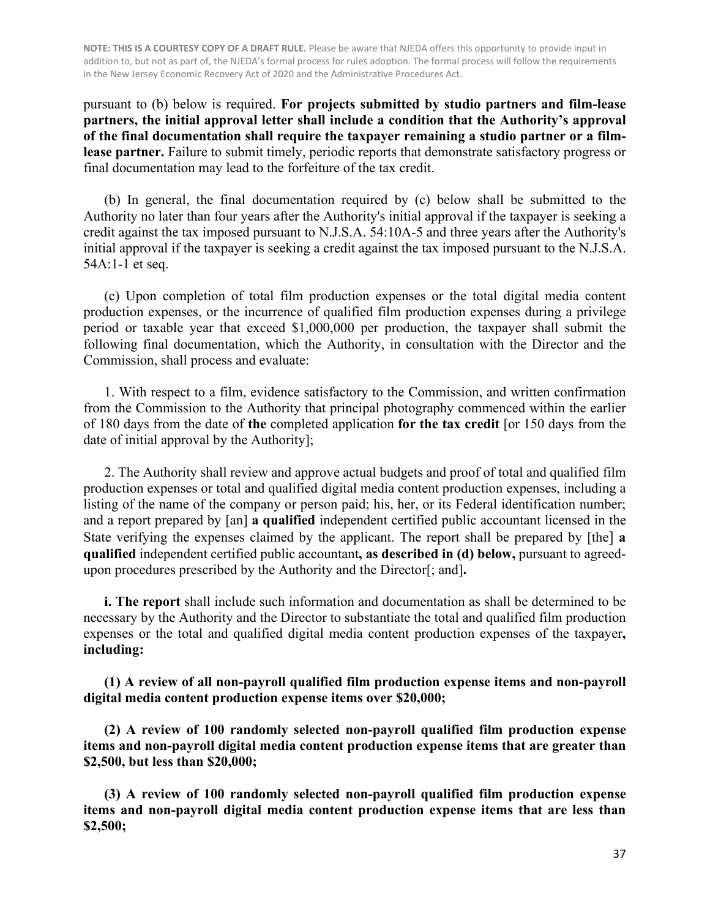**NOTE: THIS IS A COURTESY COPY OF A DRAFT RULE.** Please be aware that NJEDA offers this opportunity to provide input in addition to, but not as part of, the NJEDA's formal process for rules adoption. The formal process will follow the requirements in the New Jersey Economic Recovery Act of 2020 and the Administrative Procedures Act.

pursuant to (b) below is required. **For projects submitted by studio partners and film-lease partners, the initial approval letter shall include a condition that the Authority's approval of the final documentation shall require the taxpayer remaining a studio partner or a film-lease partner.** Failure to submit timely, periodic reports that demonstrate satisfactory progress or final documentation may lead to the forfeiture of the tax credit.

(b) In general, the final documentation required by (c) below shall be submitted to the Authority no later than four years after the Authority's initial approval if the taxpayer is seeking a credit against the tax imposed pursuant to N.J.S.A. 54:10A-5 and three years after the Authority's initial approval if the taxpayer is seeking a credit against the tax imposed pursuant to the N.J.S.A. 54A:1-1 et seq.

(c) Upon completion of total film production expenses or the total digital media content production expenses, or the incurrence of qualified film production expenses during a privilege period or taxable year that exceed $1,000,000 per production, the taxpayer shall submit the following final documentation, which the Authority, in consultation with the Director and the Commission, shall process and evaluate:

1. With respect to a film, evidence satisfactory to the Commission, and written confirmation from the Commission to the Authority that principal photography commenced within the earlier of 180 days from the date of **the** completed application **for the tax credit** [or 150 days from the date of initial approval by the Authority];

2. The Authority shall review and approve actual budgets and proof of total and qualified film production expenses or total and qualified digital media content production expenses, including a listing of the name of the company or person paid; his, her, or its Federal identification number; and a report prepared by [an] **a qualified** independent certified public accountant licensed in the State verifying the expenses claimed by the applicant. The report shall be prepared by [the] **a qualified** independent certified public accountant**, as described in (d) below,** pursuant to agreed-upon procedures prescribed by the Authority and the Director[; and]**.**

**i. The report** shall include such information and documentation as shall be determined to be necessary by the Authority and the Director to substantiate the total and qualified film production expenses or the total and qualified digital media content production expenses of the taxpayer**, including:**

**(1) A review of all non-payroll qualified film production expense items and non-payroll digital media content production expense items over $20,000;**

**(2) A review of 100 randomly selected non-payroll qualified film production expense items and non-payroll digital media content production expense items that are greater than $2,500, but less than $20,000;**

**(3) A review of 100 randomly selected non-payroll qualified film production expense items and non-payroll digital media content production expense items that are less than $2,500;**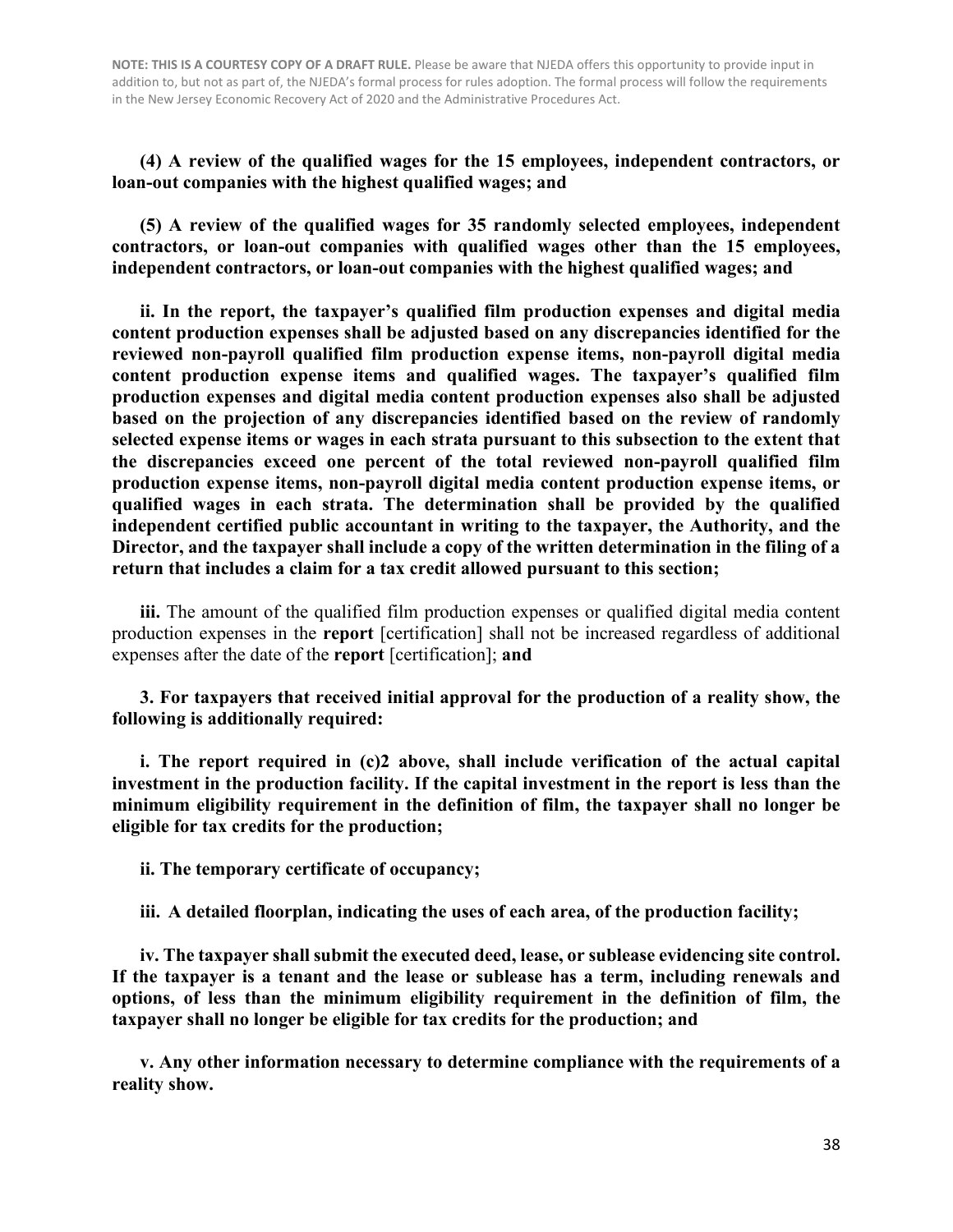**NOTE: THIS IS A COURTESY COPY OF A DRAFT RULE.** Please be aware that NJEDA offers this opportunity to provide input in addition to, but not as part of, the NJEDA's formal process for rules adoption. The formal process will follow the requirements in the New Jersey Economic Recovery Act of 2020 and the Administrative Procedures Act.

**(4) A review of the qualified wages for the 15 employees, independent contractors, or loan-out companies with the highest qualified wages; and**

**(5) A review of the qualified wages for 35 randomly selected employees, independent contractors, or loan-out companies with qualified wages other than the 15 employees, independent contractors, or loan-out companies with the highest qualified wages; and**

**ii. In the report, the taxpayer's qualified film production expenses and digital media content production expenses shall be adjusted based on any discrepancies identified for the reviewed non-payroll qualified film production expense items, non-payroll digital media content production expense items and qualified wages. The taxpayer's qualified film production expenses and digital media content production expenses also shall be adjusted based on the projection of any discrepancies identified based on the review of randomly selected expense items or wages in each strata pursuant to this subsection to the extent that the discrepancies exceed one percent of the total reviewed non-payroll qualified film production expense items, non-payroll digital media content production expense items, or qualified wages in each strata. The determination shall be provided by the qualified independent certified public accountant in writing to the taxpayer, the Authority, and the Director, and the taxpayer shall include a copy of the written determination in the filing of a return that includes a claim for a tax credit allowed pursuant to this section;**

**iii.** The amount of the qualified film production expenses or qualified digital media content production expenses in the **report** [certification] shall not be increased regardless of additional expenses after the date of the **report** [certification]; **and**

**3. For taxpayers that received initial approval for the production of a reality show, the following is additionally required:**

**i. The report required in (c)2 above, shall include verification of the actual capital investment in the production facility. If the capital investment in the report is less than the minimum eligibility requirement in the definition of film, the taxpayer shall no longer be eligible for tax credits for the production;**

**ii. The temporary certificate of occupancy;**

**iii. A detailed floorplan, indicating the uses of each area, of the production facility;**

**iv. The taxpayer shall submit the executed deed, lease, or sublease evidencing site control. If the taxpayer is a tenant and the lease or sublease has a term, including renewals and options, of less than the minimum eligibility requirement in the definition of film, the taxpayer shall no longer be eligible for tax credits for the production; and**

**v. Any other information necessary to determine compliance with the requirements of a reality show.**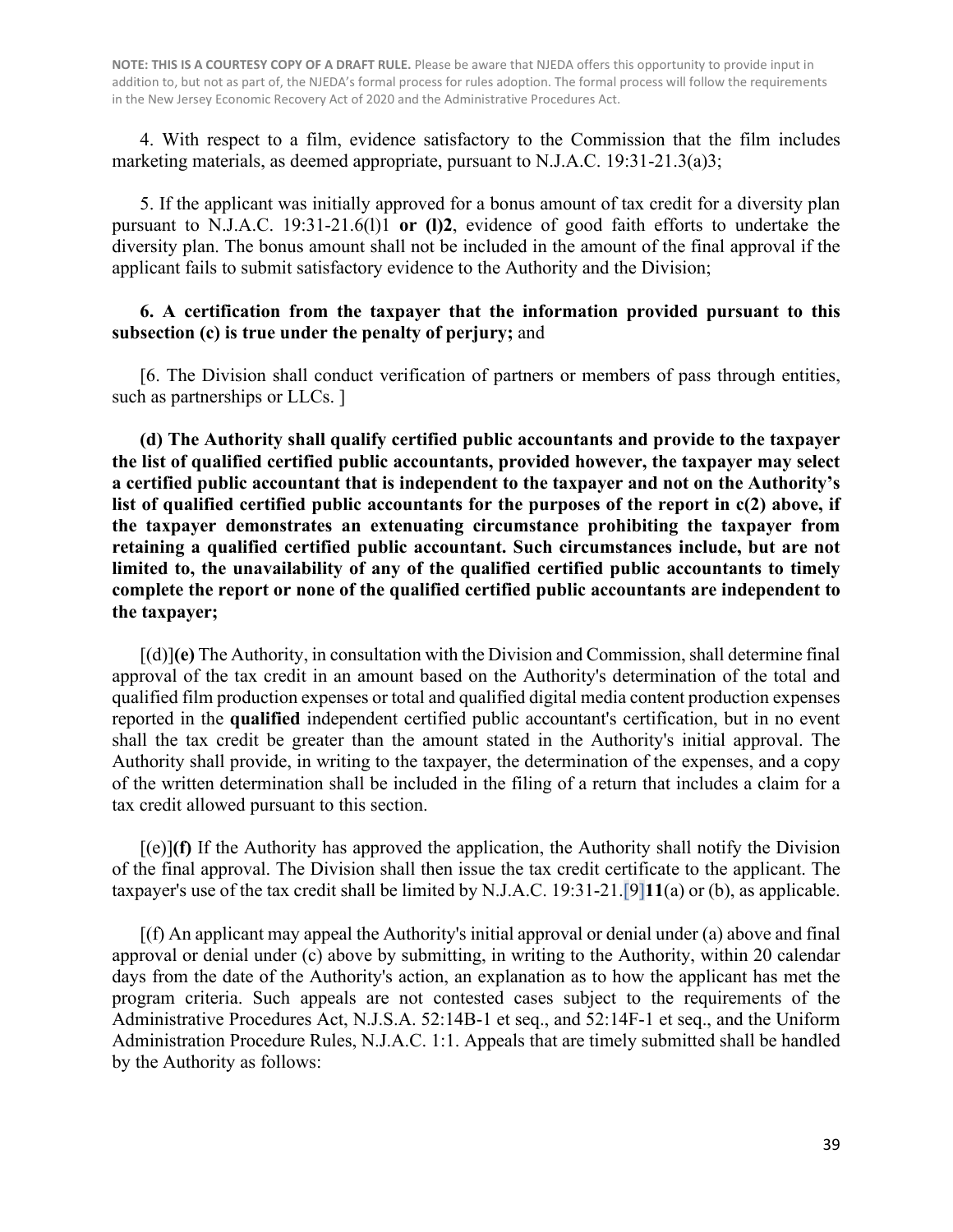**NOTE: THIS IS A COURTESY COPY OF A DRAFT RULE.** Please be aware that NJEDA offers this opportunity to provide input in addition to, but not as part of, the NJEDA's formal process for rules adoption. The formal process will follow the requirements in the New Jersey Economic Recovery Act of 2020 and the Administrative Procedures Act.

4. With respect to a film, evidence satisfactory to the Commission that the film includes marketing materials, as deemed appropriate, pursuant to N.J.A.C. 19:31-21.3(a)3;

5. If the applicant was initially approved for a bonus amount of tax credit for a diversity plan pursuant to N.J.A.C. 19:31-21.6(l)1 **or (l)2**, evidence of good faith efforts to undertake the diversity plan. The bonus amount shall not be included in the amount of the final approval if the applicant fails to submit satisfactory evidence to the Authority and the Division;

**6. A certification from the taxpayer that the information provided pursuant to this subsection (c) is true under the penalty of perjury;** and

[6. The Division shall conduct verification of partners or members of pass through entities, such as partnerships or LLCs. ]

**(d) The Authority shall qualify certified public accountants and provide to the taxpayer the list of qualified certified public accountants, provided however, the taxpayer may select a certified public accountant that is independent to the taxpayer and not on the Authority's list of qualified certified public accountants for the purposes of the report in c(2) above, if the taxpayer demonstrates an extenuating circumstance prohibiting the taxpayer from retaining a qualified certified public accountant. Such circumstances include, but are not limited to, the unavailability of any of the qualified certified public accountants to timely complete the report or none of the qualified certified public accountants are independent to the taxpayer;**

[(d)]**(e)** The Authority, in consultation with the Division and Commission, shall determine final approval of the tax credit in an amount based on the Authority's determination of the total and qualified film production expenses or total and qualified digital media content production expenses reported in the **qualified** independent certified public accountant's certification, but in no event shall the tax credit be greater than the amount stated in the Authority's initial approval. The Authority shall provide, in writing to the taxpayer, the determination of the expenses, and a copy of the written determination shall be included in the filing of a return that includes a claim for a tax credit allowed pursuant to this section.

[(e)]**(f)** If the Authority has approved the application, the Authority shall notify the Division of the final approval. The Division shall then issue the tax credit certificate to the applicant. The taxpayer's use of the tax credit shall be limited by N.J.A.C. 19:31-21.[9]**11**(a) or (b), as applicable.

[(f) An applicant may appeal the Authority's initial approval or denial under (a) above and final approval or denial under (c) above by submitting, in writing to the Authority, within 20 calendar days from the date of the Authority's action, an explanation as to how the applicant has met the program criteria. Such appeals are not contested cases subject to the requirements of the Administrative Procedures Act, N.J.S.A. 52:14B-1 et seq., and 52:14F-1 et seq., and the Uniform Administration Procedure Rules, N.J.A.C. 1:1. Appeals that are timely submitted shall be handled by the Authority as follows: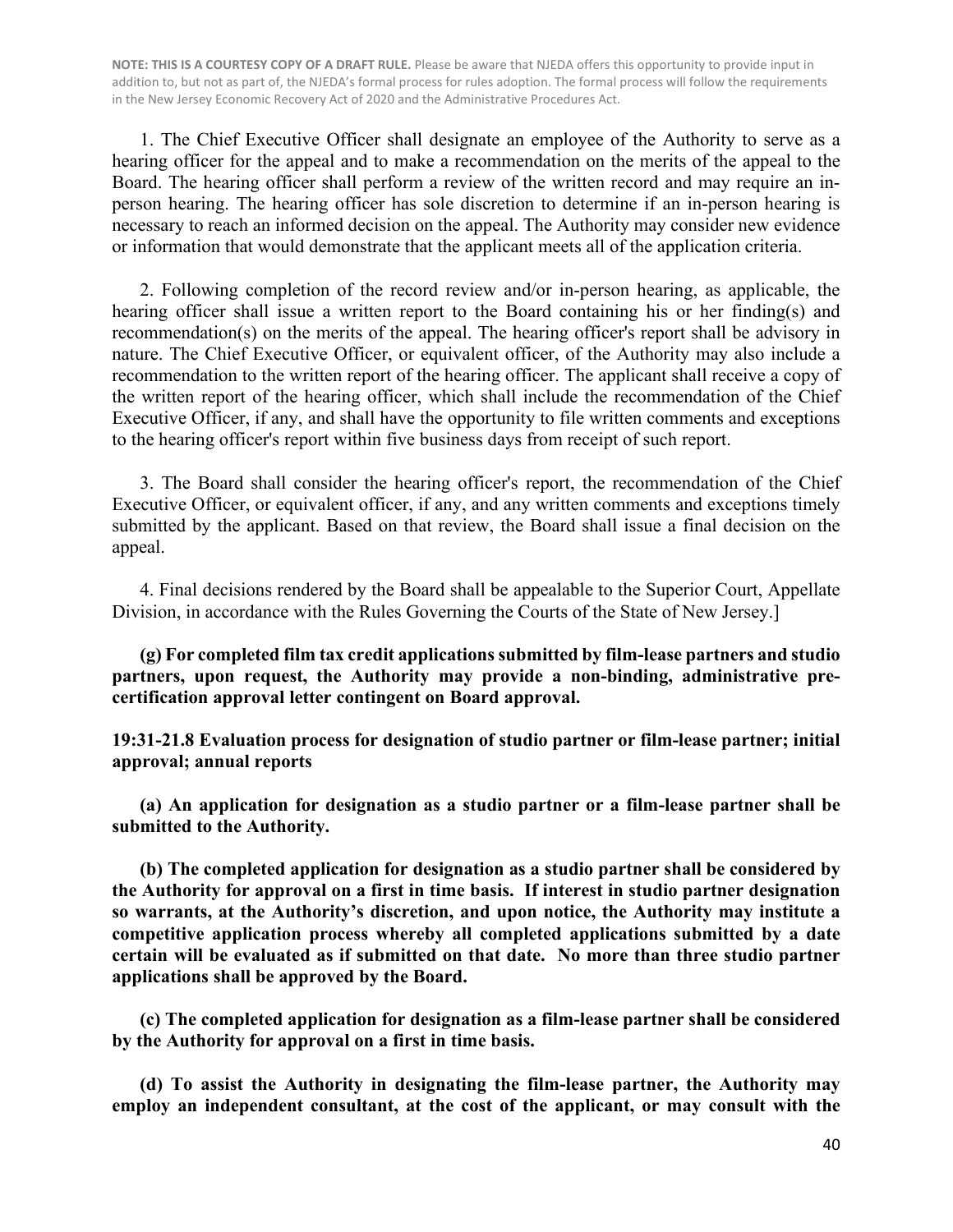**NOTE: THIS IS A COURTESY COPY OF A DRAFT RULE.** Please be aware that NJEDA offers this opportunity to provide input in addition to, but not as part of, the NJEDA's formal process for rules adoption. The formal process will follow the requirements in the New Jersey Economic Recovery Act of 2020 and the Administrative Procedures Act.

1. The Chief Executive Officer shall designate an employee of the Authority to serve as a hearing officer for the appeal and to make a recommendation on the merits of the appeal to the Board. The hearing officer shall perform a review of the written record and may require an in-person hearing. The hearing officer has sole discretion to determine if an in-person hearing is necessary to reach an informed decision on the appeal. The Authority may consider new evidence or information that would demonstrate that the applicant meets all of the application criteria.

2. Following completion of the record review and/or in-person hearing, as applicable, the hearing officer shall issue a written report to the Board containing his or her finding(s) and recommendation(s) on the merits of the appeal. The hearing officer's report shall be advisory in nature. The Chief Executive Officer, or equivalent officer, of the Authority may also include a recommendation to the written report of the hearing officer. The applicant shall receive a copy of the written report of the hearing officer, which shall include the recommendation of the Chief Executive Officer, if any, and shall have the opportunity to file written comments and exceptions to the hearing officer's report within five business days from receipt of such report.

3. The Board shall consider the hearing officer's report, the recommendation of the Chief Executive Officer, or equivalent officer, if any, and any written comments and exceptions timely submitted by the applicant. Based on that review, the Board shall issue a final decision on the appeal.

4. Final decisions rendered by the Board shall be appealable to the Superior Court, Appellate Division, in accordance with the Rules Governing the Courts of the State of New Jersey.]

**(g) For completed film tax credit applications submitted by film-lease partners and studio partners, upon request, the Authority may provide a non-binding, administrative pre-certification approval letter contingent on Board approval.**

**19:31-21.8 Evaluation process for designation of studio partner or film-lease partner; initial approval; annual reports**

**(a) An application for designation as a studio partner or a film-lease partner shall be submitted to the Authority.**

**(b) The completed application for designation as a studio partner shall be considered by the Authority for approval on a first in time basis. If interest in studio partner designation so warrants, at the Authority's discretion, and upon notice, the Authority may institute a competitive application process whereby all completed applications submitted by a date certain will be evaluated as if submitted on that date. No more than three studio partner applications shall be approved by the Board.**

**(c) The completed application for designation as a film-lease partner shall be considered by the Authority for approval on a first in time basis.**

**(d) To assist the Authority in designating the film-lease partner, the Authority may employ an independent consultant, at the cost of the applicant, or may consult with the**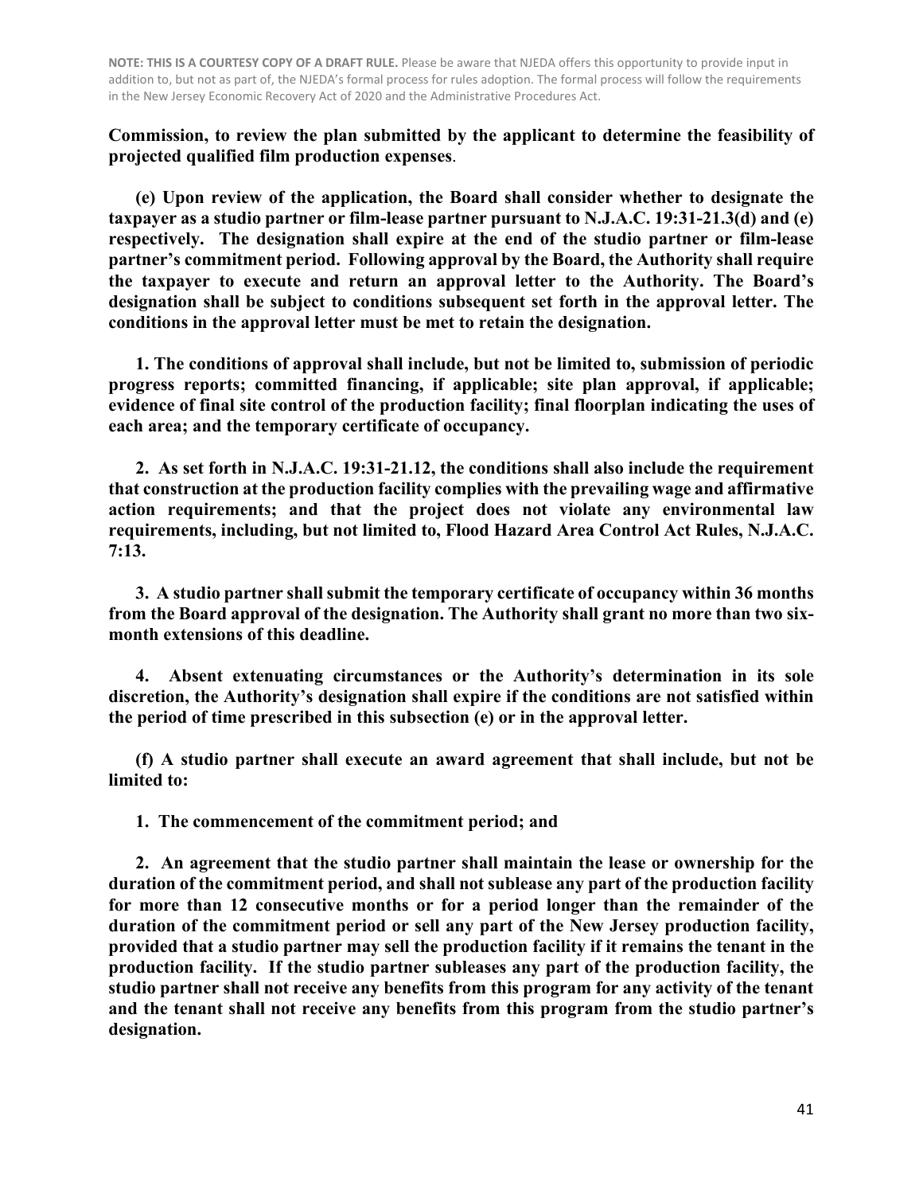**NOTE: THIS IS A COURTESY COPY OF A DRAFT RULE.** Please be aware that NJEDA offers this opportunity to provide input in addition to, but not as part of, the NJEDA's formal process for rules adoption. The formal process will follow the requirements in the New Jersey Economic Recovery Act of 2020 and the Administrative Procedures Act.

**Commission, to review the plan submitted by the applicant to determine the feasibility of projected qualified film production expenses**.

**(e) Upon review of the application, the Board shall consider whether to designate the taxpayer as a studio partner or film-lease partner pursuant to N.J.A.C. 19:31-21.3(d) and (e) respectively. The designation shall expire at the end of the studio partner or film-lease partner's commitment period. Following approval by the Board, the Authority shall require the taxpayer to execute and return an approval letter to the Authority. The Board's designation shall be subject to conditions subsequent set forth in the approval letter. The conditions in the approval letter must be met to retain the designation.**

**1. The conditions of approval shall include, but not be limited to, submission of periodic progress reports; committed financing, if applicable; site plan approval, if applicable; evidence of final site control of the production facility; final floorplan indicating the uses of each area; and the temporary certificate of occupancy.**

**2. As set forth in N.J.A.C. 19:31-21.12, the conditions shall also include the requirement that construction at the production facility complies with the prevailing wage and affirmative action requirements; and that the project does not violate any environmental law requirements, including, but not limited to, Flood Hazard Area Control Act Rules, N.J.A.C. 7:13.**

**3. A studio partner shall submit the temporary certificate of occupancy within 36 months from the Board approval of the designation. The Authority shall grant no more than two six-month extensions of this deadline.**

**4. Absent extenuating circumstances or the Authority's determination in its sole discretion, the Authority's designation shall expire if the conditions are not satisfied within the period of time prescribed in this subsection (e) or in the approval letter.**

**(f) A studio partner shall execute an award agreement that shall include, but not be limited to:**

**1. The commencement of the commitment period; and**

**2. An agreement that the studio partner shall maintain the lease or ownership for the duration of the commitment period, and shall not sublease any part of the production facility for more than 12 consecutive months or for a period longer than the remainder of the duration of the commitment period or sell any part of the New Jersey production facility, provided that a studio partner may sell the production facility if it remains the tenant in the production facility. If the studio partner subleases any part of the production facility, the studio partner shall not receive any benefits from this program for any activity of the tenant and the tenant shall not receive any benefits from this program from the studio partner's designation.**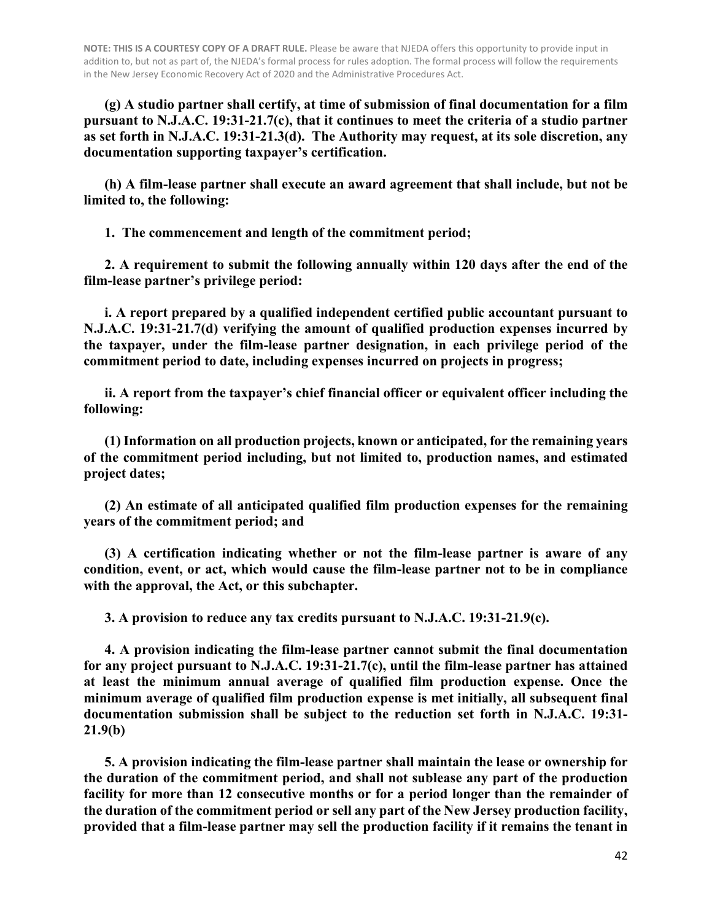NOTE: THIS IS A COURTESY COPY OF A DRAFT RULE. Please be aware that NJEDA offers this opportunity to provide input in addition to, but not as part of, the NJEDA's formal process for rules adoption. The formal process will follow the requirements in the New Jersey Economic Recovery Act of 2020 and the Administrative Procedures Act.

**(g) A studio partner shall certify, at time of submission of final documentation for a film pursuant to N.J.A.C. 19:31-21.7(c), that it continues to meet the criteria of a studio partner as set forth in N.J.A.C. 19:31-21.3(d). The Authority may request, at its sole discretion, any documentation supporting taxpayer's certification.**

**(h) A film-lease partner shall execute an award agreement that shall include, but not be limited to, the following:**

**1. The commencement and length of the commitment period;**

**2. A requirement to submit the following annually within 120 days after the end of the film-lease partner's privilege period:**

**i. A report prepared by a qualified independent certified public accountant pursuant to N.J.A.C. 19:31-21.7(d) verifying the amount of qualified production expenses incurred by the taxpayer, under the film-lease partner designation, in each privilege period of the commitment period to date, including expenses incurred on projects in progress;**

**ii. A report from the taxpayer's chief financial officer or equivalent officer including the following:**

**(1) Information on all production projects, known or anticipated, for the remaining years of the commitment period including, but not limited to, production names, and estimated project dates;**

**(2) An estimate of all anticipated qualified film production expenses for the remaining years of the commitment period; and**

**(3) A certification indicating whether or not the film-lease partner is aware of any condition, event, or act, which would cause the film-lease partner not to be in compliance with the approval, the Act, or this subchapter.**

**3. A provision to reduce any tax credits pursuant to N.J.A.C. 19:31-21.9(c).**

**4. A provision indicating the film-lease partner cannot submit the final documentation for any project pursuant to N.J.A.C. 19:31-21.7(c), until the film-lease partner has attained at least the minimum annual average of qualified film production expense. Once the minimum average of qualified film production expense is met initially, all subsequent final documentation submission shall be subject to the reduction set forth in N.J.A.C. 19:31-21.9(b)**

**5. A provision indicating the film-lease partner shall maintain the lease or ownership for the duration of the commitment period, and shall not sublease any part of the production facility for more than 12 consecutive months or for a period longer than the remainder of the duration of the commitment period or sell any part of the New Jersey production facility, provided that a film-lease partner may sell the production facility if it remains the tenant in**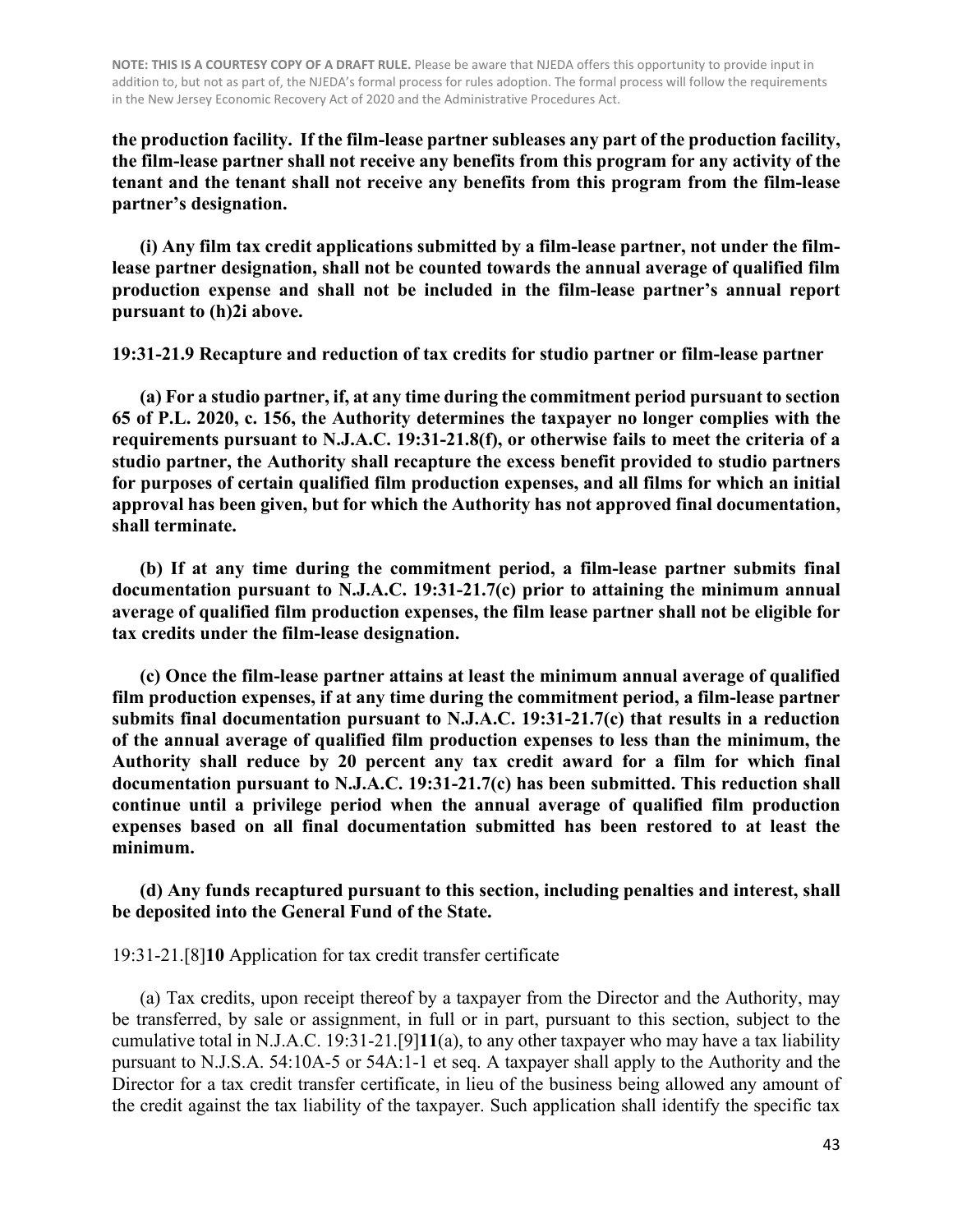**NOTE: THIS IS A COURTESY COPY OF A DRAFT RULE.** Please be aware that NJEDA offers this opportunity to provide input in addition to, but not as part of, the NJEDA's formal process for rules adoption. The formal process will follow the requirements in the New Jersey Economic Recovery Act of 2020 and the Administrative Procedures Act.

**the production facility. If the film-lease partner subleases any part of the production facility, the film-lease partner shall not receive any benefits from this program for any activity of the tenant and the tenant shall not receive any benefits from this program from the film-lease partner's designation.**

**(i) Any film tax credit applications submitted by a film-lease partner, not under the film-lease partner designation, shall not be counted towards the annual average of qualified film production expense and shall not be included in the film-lease partner's annual report pursuant to (h)2i above.**

**19:31-21.9 Recapture and reduction of tax credits for studio partner or film-lease partner**

**(a) For a studio partner, if, at any time during the commitment period pursuant to section 65 of P.L. 2020, c. 156, the Authority determines the taxpayer no longer complies with the requirements pursuant to N.J.A.C. 19:31-21.8(f), or otherwise fails to meet the criteria of a studio partner, the Authority shall recapture the excess benefit provided to studio partners for purposes of certain qualified film production expenses, and all films for which an initial approval has been given, but for which the Authority has not approved final documentation, shall terminate.**

**(b) If at any time during the commitment period, a film-lease partner submits final documentation pursuant to N.J.A.C. 19:31-21.7(c) prior to attaining the minimum annual average of qualified film production expenses, the film lease partner shall not be eligible for tax credits under the film-lease designation.**

**(c) Once the film-lease partner attains at least the minimum annual average of qualified film production expenses, if at any time during the commitment period, a film-lease partner submits final documentation pursuant to N.J.A.C. 19:31-21.7(c) that results in a reduction of the annual average of qualified film production expenses to less than the minimum, the Authority shall reduce by 20 percent any tax credit award for a film for which final documentation pursuant to N.J.A.C. 19:31-21.7(c) has been submitted. This reduction shall continue until a privilege period when the annual average of qualified film production expenses based on all final documentation submitted has been restored to at least the minimum.**

**(d) Any funds recaptured pursuant to this section, including penalties and interest, shall be deposited into the General Fund of the State.**

19:31-21.[8]**10** Application for tax credit transfer certificate

(a) Tax credits, upon receipt thereof by a taxpayer from the Director and the Authority, may be transferred, by sale or assignment, in full or in part, pursuant to this section, subject to the cumulative total in N.J.A.C. 19:31-21.[9]**11**(a), to any other taxpayer who may have a tax liability pursuant to N.J.S.A. 54:10A-5 or 54A:1-1 et seq. A taxpayer shall apply to the Authority and the Director for a tax credit transfer certificate, in lieu of the business being allowed any amount of the credit against the tax liability of the taxpayer. Such application shall identify the specific tax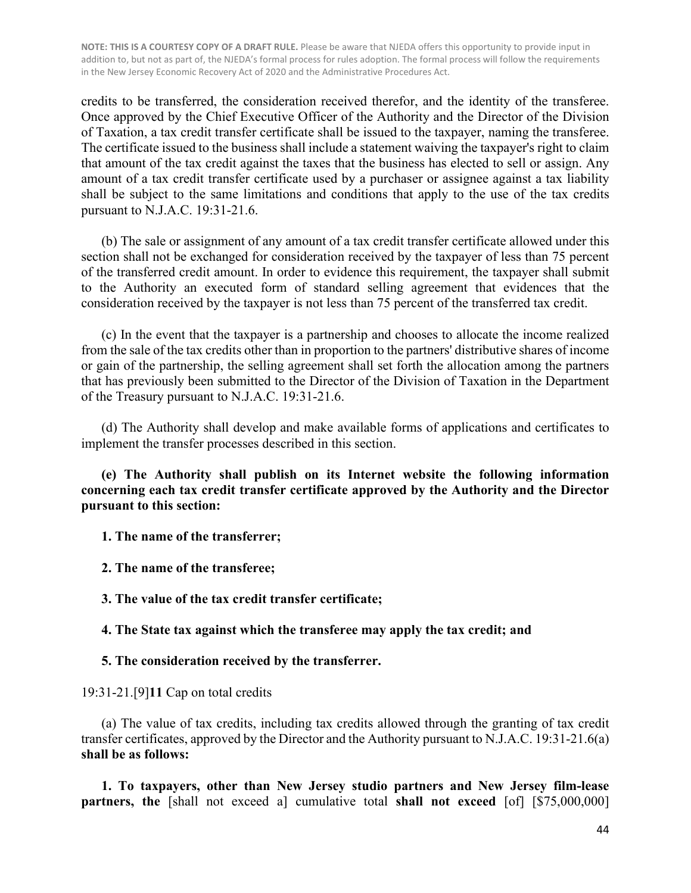**NOTE: THIS IS A COURTESY COPY OF A DRAFT RULE.** Please be aware that NJEDA offers this opportunity to provide input in addition to, but not as part of, the NJEDA's formal process for rules adoption. The formal process will follow the requirements in the New Jersey Economic Recovery Act of 2020 and the Administrative Procedures Act.

credits to be transferred, the consideration received therefor, and the identity of the transferee. Once approved by the Chief Executive Officer of the Authority and the Director of the Division of Taxation, a tax credit transfer certificate shall be issued to the taxpayer, naming the transferee. The certificate issued to the business shall include a statement waiving the taxpayer's right to claim that amount of the tax credit against the taxes that the business has elected to sell or assign. Any amount of a tax credit transfer certificate used by a purchaser or assignee against a tax liability shall be subject to the same limitations and conditions that apply to the use of the tax credits pursuant to N.J.A.C. 19:31-21.6.

(b) The sale or assignment of any amount of a tax credit transfer certificate allowed under this section shall not be exchanged for consideration received by the taxpayer of less than 75 percent of the transferred credit amount. In order to evidence this requirement, the taxpayer shall submit to the Authority an executed form of standard selling agreement that evidences that the consideration received by the taxpayer is not less than 75 percent of the transferred tax credit.

(c) In the event that the taxpayer is a partnership and chooses to allocate the income realized from the sale of the tax credits other than in proportion to the partners' distributive shares of income or gain of the partnership, the selling agreement shall set forth the allocation among the partners that has previously been submitted to the Director of the Division of Taxation in the Department of the Treasury pursuant to N.J.A.C. 19:31-21.6.

(d) The Authority shall develop and make available forms of applications and certificates to implement the transfer processes described in this section.

**(e) The Authority shall publish on its Internet website the following information concerning each tax credit transfer certificate approved by the Authority and the Director pursuant to this section:**

**1. The name of the transferrer;**

**2. The name of the transferee;**

**3. The value of the tax credit transfer certificate;**

**4. The State tax against which the transferee may apply the tax credit; and**

**5. The consideration received by the transferrer.**

19:31-21.[9]**11** Cap on total credits

(a) The value of tax credits, including tax credits allowed through the granting of tax credit transfer certificates, approved by the Director and the Authority pursuant to N.J.A.C. 19:31-21.6(a) **shall be as follows:**

**1. To taxpayers, other than New Jersey studio partners and New Jersey film-lease partners, the** [shall not exceed a] cumulative total **shall not exceed** [of] [$75,000,000]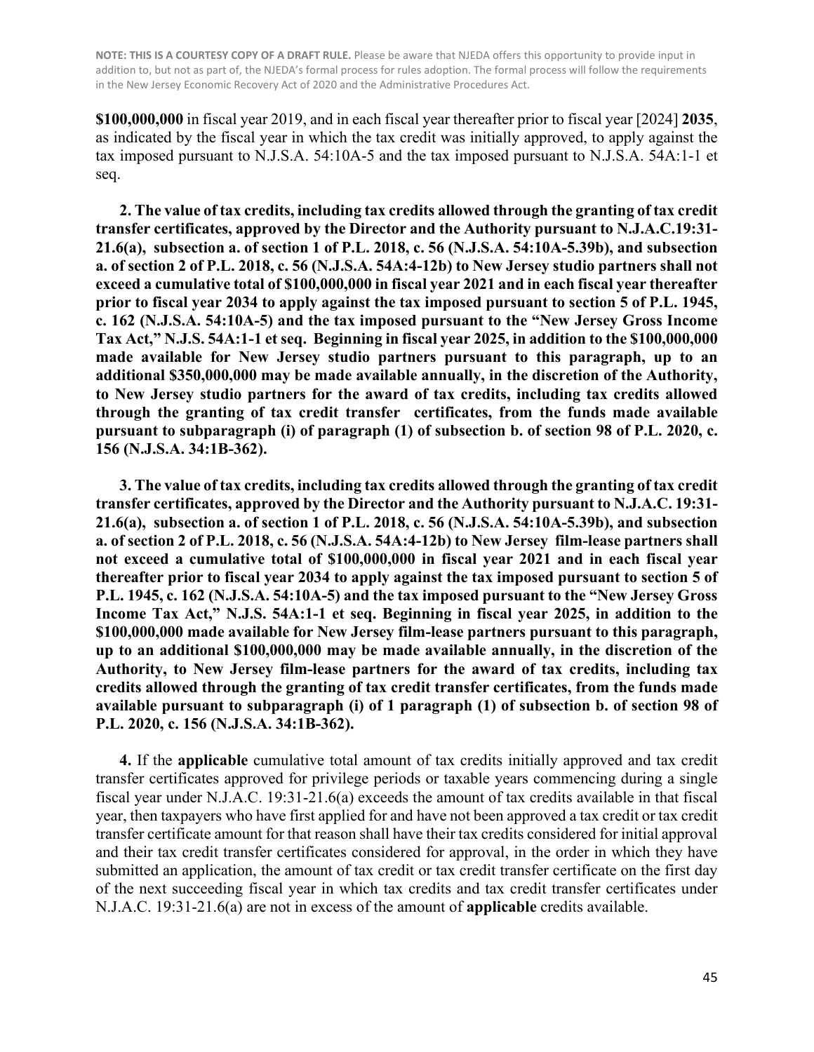**NOTE: THIS IS A COURTESY COPY OF A DRAFT RULE.** Please be aware that NJEDA offers this opportunity to provide input in addition to, but not as part of, the NJEDA's formal process for rules adoption. The formal process will follow the requirements in the New Jersey Economic Recovery Act of 2020 and the Administrative Procedures Act.

**$100,000,000** in fiscal year 2019, and in each fiscal year thereafter prior to fiscal year [2024] **2035**, as indicated by the fiscal year in which the tax credit was initially approved, to apply against the tax imposed pursuant to N.J.S.A. 54:10A-5 and the tax imposed pursuant to N.J.S.A. 54A:1-1 et seq.

**2. The value of tax credits, including tax credits allowed through the granting of tax credit transfer certificates, approved by the Director and the Authority pursuant to N.J.A.C.19:31-21.6(a), subsection a. of section 1 of P.L. 2018, c. 56 (N.J.S.A. 54:10A-5.39b), and subsection a. of section 2 of P.L. 2018, c. 56 (N.J.S.A. 54A:4-12b) to New Jersey studio partners shall not exceed a cumulative total of $100,000,000 in fiscal year 2021 and in each fiscal year thereafter prior to fiscal year 2034 to apply against the tax imposed pursuant to section 5 of P.L. 1945, c. 162 (N.J.S.A. 54:10A-5) and the tax imposed pursuant to the "New Jersey Gross Income Tax Act," N.J.S. 54A:1-1 et seq. Beginning in fiscal year 2025, in addition to the $100,000,000 made available for New Jersey studio partners pursuant to this paragraph, up to an additional $350,000,000 may be made available annually, in the discretion of the Authority, to New Jersey studio partners for the award of tax credits, including tax credits allowed through the granting of tax credit transfer certificates, from the funds made available pursuant to subparagraph (i) of paragraph (1) of subsection b. of section 98 of P.L. 2020, c. 156 (N.J.S.A. 34:1B-362).**

**3. The value of tax credits, including tax credits allowed through the granting of tax credit transfer certificates, approved by the Director and the Authority pursuant to N.J.A.C. 19:31-21.6(a), subsection a. of section 1 of P.L. 2018, c. 56 (N.J.S.A. 54:10A-5.39b), and subsection a. of section 2 of P.L. 2018, c. 56 (N.J.S.A. 54A:4-12b) to New Jersey film-lease partners shall not exceed a cumulative total of $100,000,000 in fiscal year 2021 and in each fiscal year thereafter prior to fiscal year 2034 to apply against the tax imposed pursuant to section 5 of P.L. 1945, c. 162 (N.J.S.A. 54:10A-5) and the tax imposed pursuant to the "New Jersey Gross Income Tax Act," N.J.S. 54A:1-1 et seq. Beginning in fiscal year 2025, in addition to the $100,000,000 made available for New Jersey film-lease partners pursuant to this paragraph, up to an additional $100,000,000 may be made available annually, in the discretion of the Authority, to New Jersey film-lease partners for the award of tax credits, including tax credits allowed through the granting of tax credit transfer certificates, from the funds made available pursuant to subparagraph (i) of 1 paragraph (1) of subsection b. of section 98 of P.L. 2020, c. 156 (N.J.S.A. 34:1B-362).**

**4.** If the **applicable** cumulative total amount of tax credits initially approved and tax credit transfer certificates approved for privilege periods or taxable years commencing during a single fiscal year under N.J.A.C. 19:31-21.6(a) exceeds the amount of tax credits available in that fiscal year, then taxpayers who have first applied for and have not been approved a tax credit or tax credit transfer certificate amount for that reason shall have their tax credits considered for initial approval and their tax credit transfer certificates considered for approval, in the order in which they have submitted an application, the amount of tax credit or tax credit transfer certificate on the first day of the next succeeding fiscal year in which tax credits and tax credit transfer certificates under N.J.A.C. 19:31-21.6(a) are not in excess of the amount of **applicable** credits available.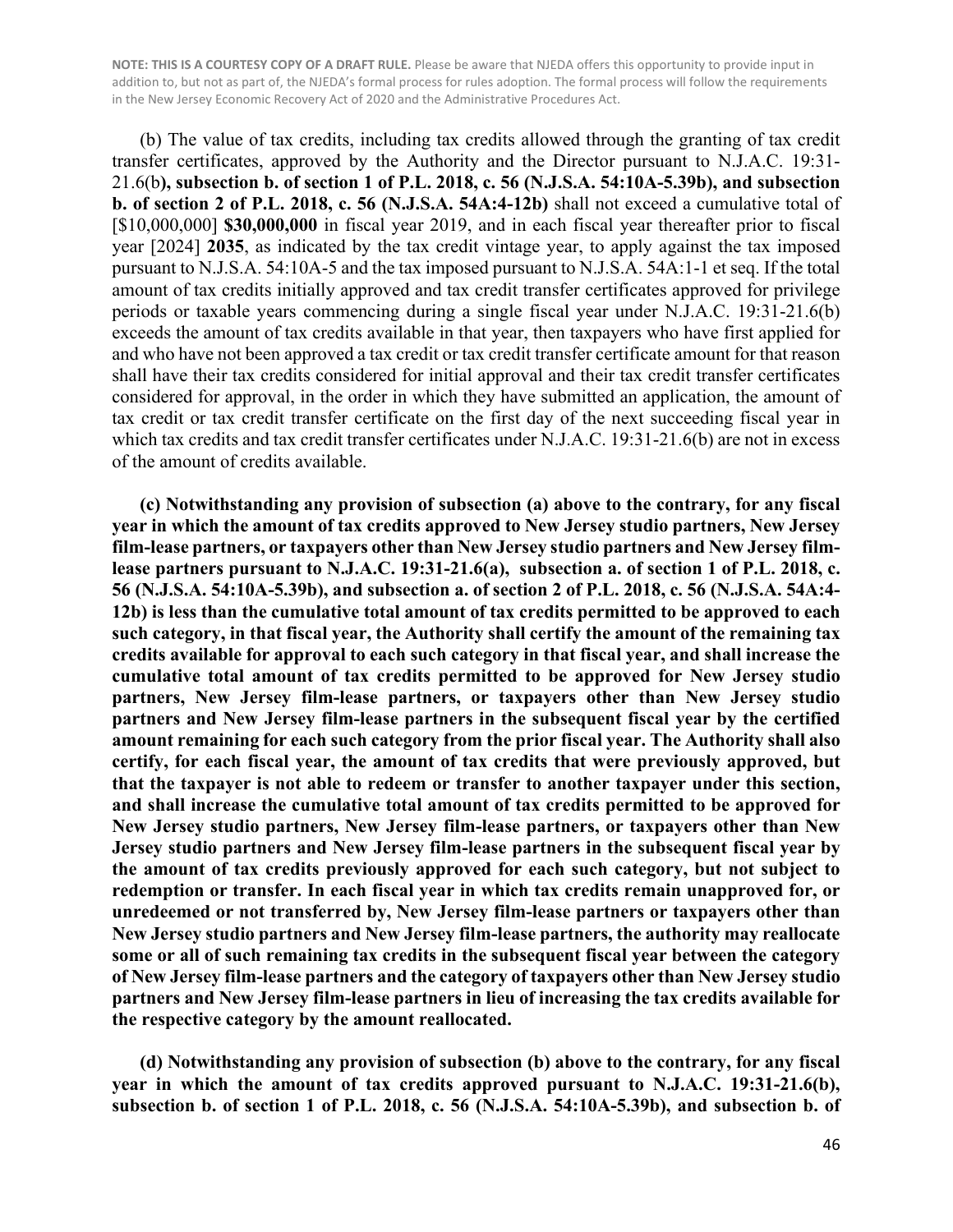**NOTE: THIS IS A COURTESY COPY OF A DRAFT RULE.** Please be aware that NJEDA offers this opportunity to provide input in addition to, but not as part of, the NJEDA's formal process for rules adoption. The formal process will follow the requirements in the New Jersey Economic Recovery Act of 2020 and the Administrative Procedures Act.

(b) The value of tax credits, including tax credits allowed through the granting of tax credit transfer certificates, approved by the Authority and the Director pursuant to N.J.A.C. 19:31-21.6(b**), subsection b. of section 1 of P.L. 2018, c. 56 (N.J.S.A. 54:10A-5.39b), and subsection b. of section 2 of P.L. 2018, c. 56 (N.J.S.A. 54A:4-12b)** shall not exceed a cumulative total of [$10,000,000] **$30,000,000** in fiscal year 2019, and in each fiscal year thereafter prior to fiscal year [2024] **2035**, as indicated by the tax credit vintage year, to apply against the tax imposed pursuant to N.J.S.A. 54:10A-5 and the tax imposed pursuant to N.J.S.A. 54A:1-1 et seq. If the total amount of tax credits initially approved and tax credit transfer certificates approved for privilege periods or taxable years commencing during a single fiscal year under N.J.A.C. 19:31-21.6(b) exceeds the amount of tax credits available in that year, then taxpayers who have first applied for and who have not been approved a tax credit or tax credit transfer certificate amount for that reason shall have their tax credits considered for initial approval and their tax credit transfer certificates considered for approval, in the order in which they have submitted an application, the amount of tax credit or tax credit transfer certificate on the first day of the next succeeding fiscal year in which tax credits and tax credit transfer certificates under N.J.A.C. 19:31-21.6(b) are not in excess of the amount of credits available.

**(c) Notwithstanding any provision of subsection (a) above to the contrary, for any fiscal year in which the amount of tax credits approved to New Jersey studio partners, New Jersey film-lease partners, or taxpayers other than New Jersey studio partners and New Jersey film-lease partners pursuant to N.J.A.C. 19:31-21.6(a), subsection a. of section 1 of P.L. 2018, c. 56 (N.J.S.A. 54:10A-5.39b), and subsection a. of section 2 of P.L. 2018, c. 56 (N.J.S.A. 54A:4-12b) is less than the cumulative total amount of tax credits permitted to be approved to each such category, in that fiscal year, the Authority shall certify the amount of the remaining tax credits available for approval to each such category in that fiscal year, and shall increase the cumulative total amount of tax credits permitted to be approved for New Jersey studio partners, New Jersey film-lease partners, or taxpayers other than New Jersey studio partners and New Jersey film-lease partners in the subsequent fiscal year by the certified amount remaining for each such category from the prior fiscal year. The Authority shall also certify, for each fiscal year, the amount of tax credits that were previously approved, but that the taxpayer is not able to redeem or transfer to another taxpayer under this section, and shall increase the cumulative total amount of tax credits permitted to be approved for New Jersey studio partners, New Jersey film-lease partners, or taxpayers other than New Jersey studio partners and New Jersey film-lease partners in the subsequent fiscal year by the amount of tax credits previously approved for each such category, but not subject to redemption or transfer. In each fiscal year in which tax credits remain unapproved for, or unredeemed or not transferred by, New Jersey film-lease partners or taxpayers other than New Jersey studio partners and New Jersey film-lease partners, the authority may reallocate some or all of such remaining tax credits in the subsequent fiscal year between the category of New Jersey film-lease partners and the category of taxpayers other than New Jersey studio partners and New Jersey film-lease partners in lieu of increasing the tax credits available for the respective category by the amount reallocated.**

**(d) Notwithstanding any provision of subsection (b) above to the contrary, for any fiscal year in which the amount of tax credits approved pursuant to N.J.A.C. 19:31-21.6(b), subsection b. of section 1 of P.L. 2018, c. 56 (N.J.S.A. 54:10A-5.39b), and subsection b. of**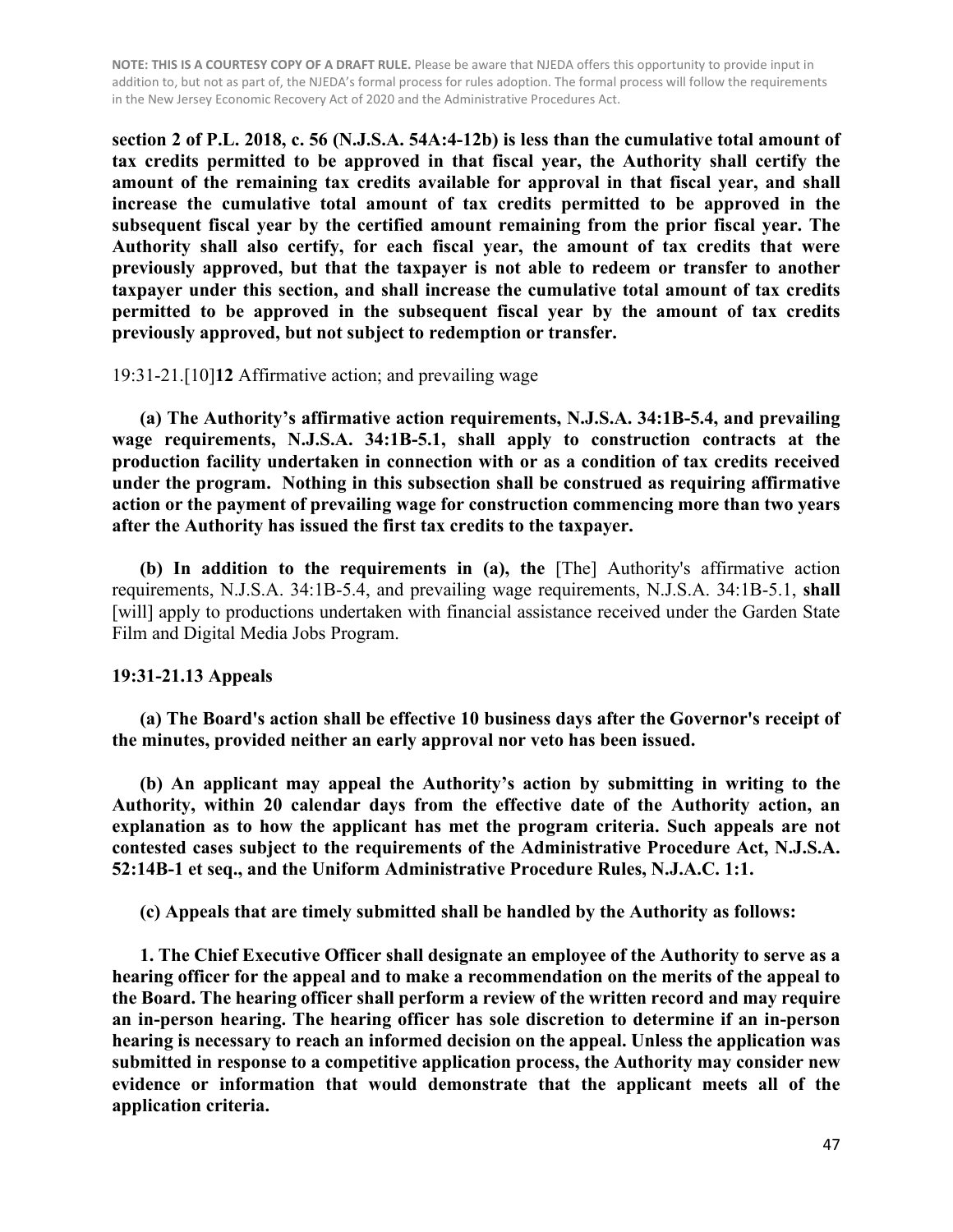**section 2 of P.L. 2018, c. 56 (N.J.S.A. 54A:4-12b) is less than the cumulative total amount of tax credits permitted to be approved in that fiscal year, the Authority shall certify the amount of the remaining tax credits available for approval in that fiscal year, and shall increase the cumulative total amount of tax credits permitted to be approved in the subsequent fiscal year by the certified amount remaining from the prior fiscal year. The Authority shall also certify, for each fiscal year, the amount of tax credits that were previously approved, but that the taxpayer is not able to redeem or transfer to another taxpayer under this section, and shall increase the cumulative total amount of tax credits permitted to be approved in the subsequent fiscal year by the amount of tax credits previously approved, but not subject to redemption or transfer.**

19:31-21.[10]**12** Affirmative action; and prevailing wage

**(a) The Authority's affirmative action requirements, N.J.S.A. 34:1B-5.4, and prevailing wage requirements, N.J.S.A. 34:1B-5.1, shall apply to construction contracts at the production facility undertaken in connection with or as a condition of tax credits received under the program. Nothing in this subsection shall be construed as requiring affirmative action or the payment of prevailing wage for construction commencing more than two years after the Authority has issued the first tax credits to the taxpayer.**

**(b) In addition to the requirements in (a), the** [The] Authority's affirmative action requirements, N.J.S.A. 34:1B-5.4, and prevailing wage requirements, N.J.S.A. 34:1B-5.1, **shall** [will] apply to productions undertaken with financial assistance received under the Garden State Film and Digital Media Jobs Program.

**19:31-21.13 Appeals**

**(a) The Board's action shall be effective 10 business days after the Governor's receipt of the minutes, provided neither an early approval nor veto has been issued.**

**(b) An applicant may appeal the Authority's action by submitting in writing to the Authority, within 20 calendar days from the effective date of the Authority action, an explanation as to how the applicant has met the program criteria. Such appeals are not contested cases subject to the requirements of the Administrative Procedure Act, N.J.S.A. 52:14B-1 et seq., and the Uniform Administrative Procedure Rules, N.J.A.C. 1:1.**

**(c) Appeals that are timely submitted shall be handled by the Authority as follows:**

**1. The Chief Executive Officer shall designate an employee of the Authority to serve as a hearing officer for the appeal and to make a recommendation on the merits of the appeal to the Board. The hearing officer shall perform a review of the written record and may require an in-person hearing. The hearing officer has sole discretion to determine if an in-person hearing is necessary to reach an informed decision on the appeal. Unless the application was submitted in response to a competitive application process, the Authority may consider new evidence or information that would demonstrate that the applicant meets all of the application criteria.**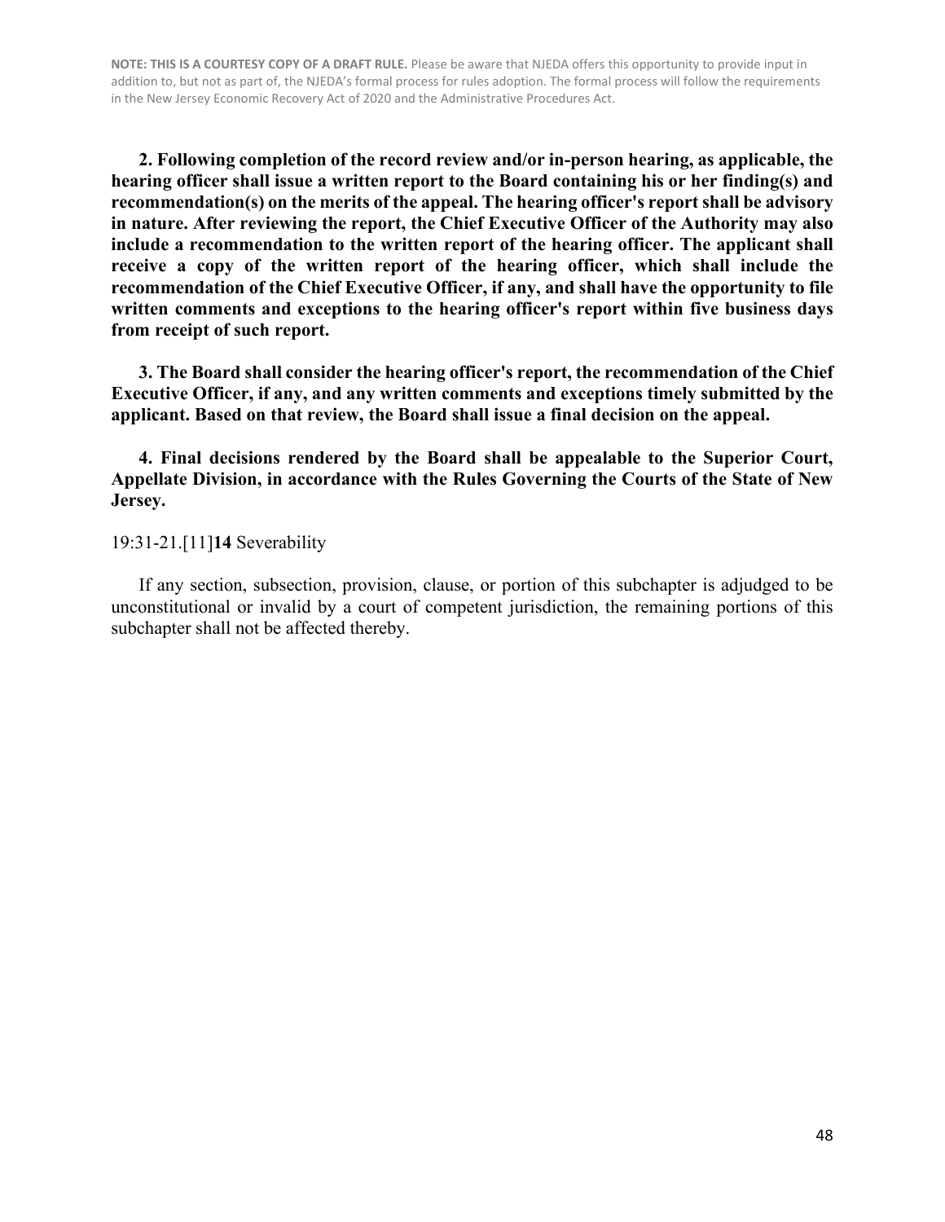**2. Following completion of the record review and/or in-person hearing, as applicable, the hearing officer shall issue a written report to the Board containing his or her finding(s) and recommendation(s) on the merits of the appeal. The hearing officer's report shall be advisory in nature. After reviewing the report, the Chief Executive Officer of the Authority may also include a recommendation to the written report of the hearing officer. The applicant shall receive a copy of the written report of the hearing officer, which shall include the recommendation of the Chief Executive Officer, if any, and shall have the opportunity to file written comments and exceptions to the hearing officer's report within five business days from receipt of such report.**

**3. The Board shall consider the hearing officer's report, the recommendation of the Chief Executive Officer, if any, and any written comments and exceptions timely submitted by the applicant. Based on that review, the Board shall issue a final decision on the appeal.**

**4. Final decisions rendered by the Board shall be appealable to the Superior Court, Appellate Division, in accordance with the Rules Governing the Courts of the State of New Jersey.**

19:31-21.[11]**14** Severability

If any section, subsection, provision, clause, or portion of this subchapter is adjudged to be unconstitutional or invalid by a court of competent jurisdiction, the remaining portions of this subchapter shall not be affected thereby.